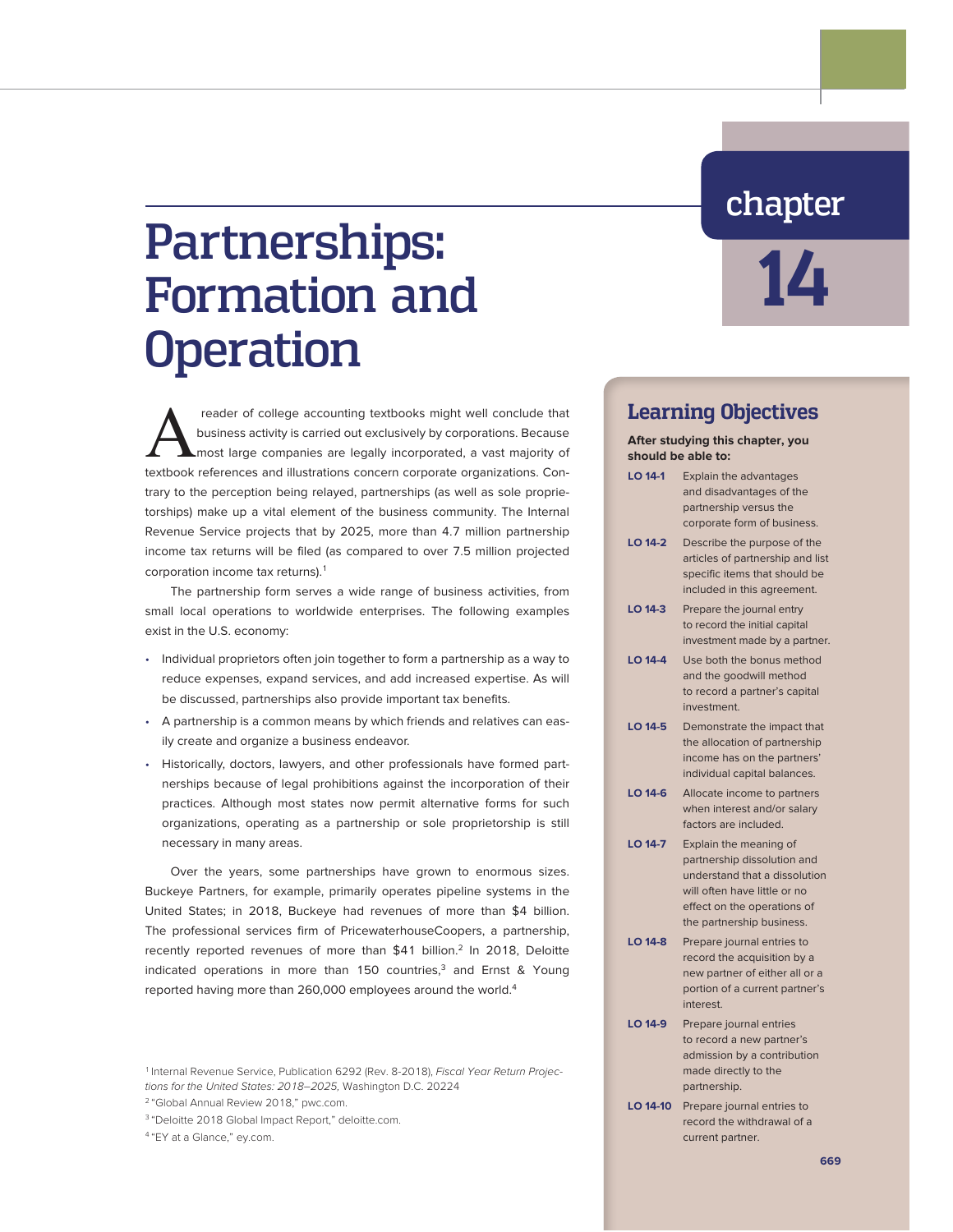# chapter 14

# Partnerships: Formation and Operation

A reader of college accounting textbooks might well conclude that business activity is carried out exclusively by corporations. Because most large companies are legally incorporated, a vast majority of textbook references and illustrations concern corporate organizations. Contrary to the perception being relayed, partnerships (as well as sole proprietorships) make up a vital element of the business community. The Internal Revenue Service projects that by 2025, more than 4.7 million partnership income tax returns will be filed (as compared to over 7.5 million projected corporation income tax returns).[1]

The partnership form serves a wide range of business activities, from small local operations to worldwide enterprises. The following examples exist in the U.S. economy:

- Individual proprietors often join together to form a partnership as a way to reduce expenses, expand services, and add increased expertise. As will be discussed, partnerships also provide important tax benefits.
- A partnership is a common means by which friends and relatives can easily create and organize a business endeavor.
- Historically, doctors, lawyers, and other professionals have formed partnerships because of legal prohibitions against the incorporation of their practices. Although most states now permit alternative forms for such organizations, operating as a partnership or sole proprietorship is still necessary in many areas.

Over the years, some partnerships have grown to enormous sizes. Buckeye Partners, for example, primarily operates pipeline systems in the United States; in 2018, Buckeye had revenues of more than $4 billion. The professional services firm of PricewaterhouseCoopers, a partnership, recently reported revenues of more than $41 billion.[2] In 2018, Deloitte indicated operations in more than 150 countries,[3] and Ernst & Young reported having more than 260,000 employees around the world.[4]

## Learning Objectives

**After studying this chapter, you should be able to:**

- **LO 14-1** Explain the advantages and disadvantages of the partnership versus the corporate form of business.
- **LO 14-2** Describe the purpose of the articles of partnership and list specific items that should be included in this agreement.
- **LO 14-3** Prepare the journal entry to record the initial capital investment made by a partner.
- **LO 14-4** Use both the bonus method and the goodwill method to record a partner's capital investment.
- **LO 14-5** Demonstrate the impact that the allocation of partnership income has on the partners' individual capital balances.
- **LO 14-6** Allocate income to partners when interest and/or salary factors are included.
- **LO 14-7** Explain the meaning of partnership dissolution and understand that a dissolution will often have little or no effect on the operations of the partnership business.
- **LO 14-8** Prepare journal entries to record the acquisition by a new partner of either all or a portion of a current partner's interest.
- **LO 14-9** Prepare journal entries to record a new partner's admission by a contribution made directly to the partnership.
- **LO 14-10** Prepare journal entries to record the withdrawal of a current partner.

---

[1] Internal Revenue Service, Publication 6292 (Rev. 8-2018), *Fiscal Year Return Projections for the United States: 2018–2025,* Washington D.C. 20224

[2] "Global Annual Review 2018," pwc.com.

[3] "Deloitte 2018 Global Impact Report," deloitte.com.

[4] "EY at a Glance," ey.com.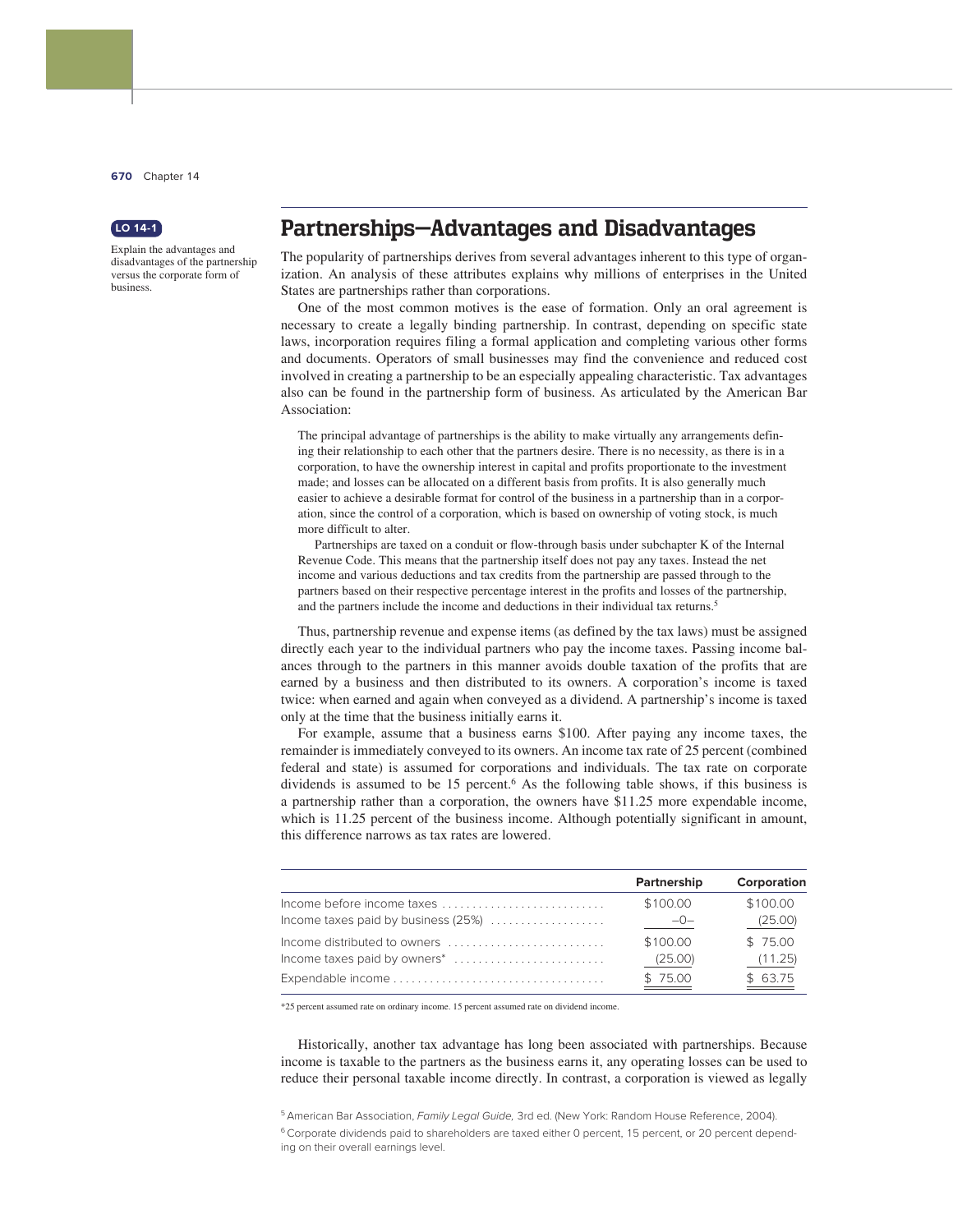LO 14-1

Explain the advantages and disadvantages of the partnership versus the corporate form of business.

## Partnerships—Advantages and Disadvantages

The popularity of partnerships derives from several advantages inherent to this type of organization. An analysis of these attributes explains why millions of enterprises in the United States are partnerships rather than corporations.

One of the most common motives is the ease of formation. Only an oral agreement is necessary to create a legally binding partnership. In contrast, depending on specific state laws, incorporation requires filing a formal application and completing various other forms and documents. Operators of small businesses may find the convenience and reduced cost involved in creating a partnership to be an especially appealing characteristic. Tax advantages also can be found in the partnership form of business. As articulated by the American Bar Association:

> The principal advantage of partnerships is the ability to make virtually any arrangements defining their relationship to each other that the partners desire. There is no necessity, as there is in a corporation, to have the ownership interest in capital and profits proportionate to the investment made; and losses can be allocated on a different basis from profits. It is also generally much easier to achieve a desirable format for control of the business in a partnership than in a corporation, since the control of a corporation, which is based on ownership of voting stock, is much more difficult to alter.
>
> Partnerships are taxed on a conduit or flow-through basis under subchapter K of the Internal Revenue Code. This means that the partnership itself does not pay any taxes. Instead the net income and various deductions and tax credits from the partnership are passed through to the partners based on their respective percentage interest in the profits and losses of the partnership, and the partners include the income and deductions in their individual tax returns.[5]

Thus, partnership revenue and expense items (as defined by the tax laws) must be assigned directly each year to the individual partners who pay the income taxes. Passing income balances through to the partners in this manner avoids double taxation of the profits that are earned by a business and then distributed to its owners. A corporation's income is taxed twice: when earned and again when conveyed as a dividend. A partnership's income is taxed only at the time that the business initially earns it.

For example, assume that a business earns $100. After paying any income taxes, the remainder is immediately conveyed to its owners. An income tax rate of 25 percent (combined federal and state) is assumed for corporations and individuals. The tax rate on corporate dividends is assumed to be 15 percent.[6] As the following table shows, if this business is a partnership rather than a corporation, the owners have $11.25 more expendable income, which is 11.25 percent of the business income. Although potentially significant in amount, this difference narrows as tax rates are lowered.

| | Partnership | Corporation |
|---|---|---|
| Income before income taxes | $100.00 | $100.00 |
| Income taxes paid by business (25%) | –0– | (25.00) |
| Income distributed to owners | $100.00 | $ 75.00 |
| Income taxes paid by owners* | (25.00) | (11.25) |
| Expendable income | $ 75.00 | $ 63.75 |

*25 percent assumed rate on ordinary income. 15 percent assumed rate on dividend income.

Historically, another tax advantage has long been associated with partnerships. Because income is taxable to the partners as the business earns it, any operating losses can be used to reduce their personal taxable income directly. In contrast, a corporation is viewed as legally

[5] American Bar Association, *Family Legal Guide,* 3rd ed. (New York: Random House Reference, 2004).

[6] Corporate dividends paid to shareholders are taxed either 0 percent, 15 percent, or 20 percent depending on their overall earnings level.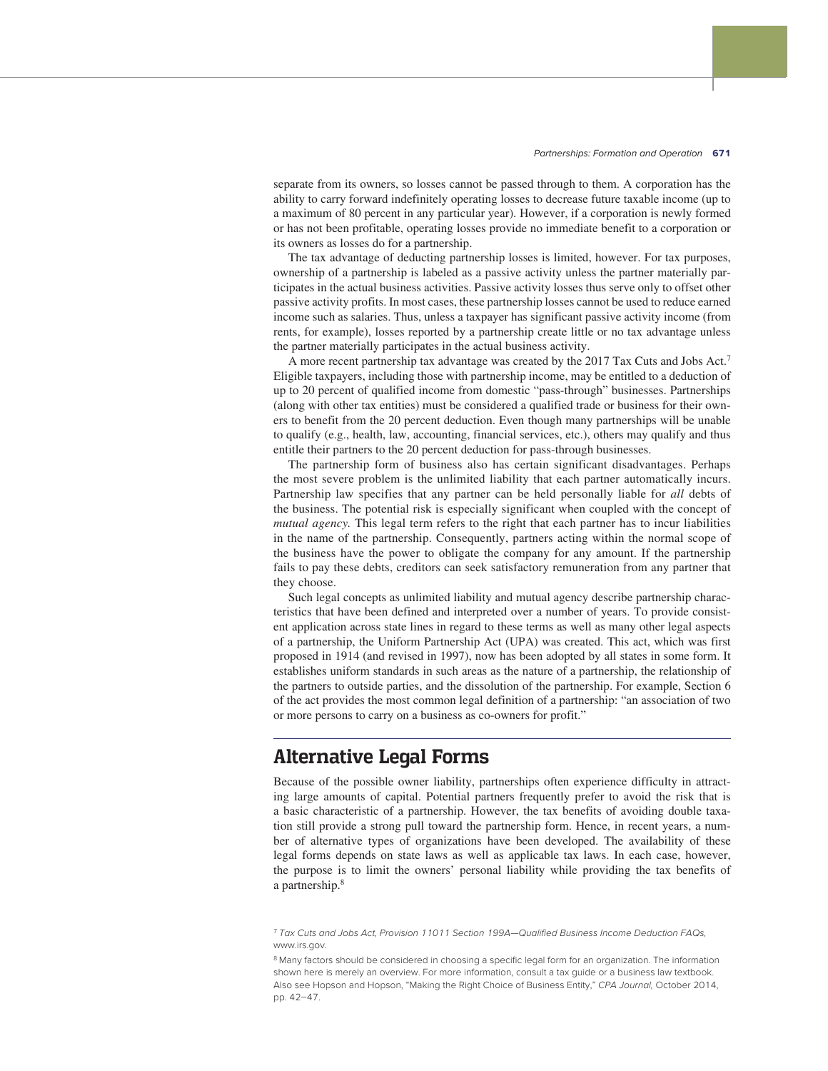separate from its owners, so losses cannot be passed through to them. A corporation has the ability to carry forward indefinitely operating losses to decrease future taxable income (up to a maximum of 80 percent in any particular year). However, if a corporation is newly formed or has not been profitable, operating losses provide no immediate benefit to a corporation or its owners as losses do for a partnership.

The tax advantage of deducting partnership losses is limited, however. For tax purposes, ownership of a partnership is labeled as a passive activity unless the partner materially participates in the actual business activities. Passive activity losses thus serve only to offset other passive activity profits. In most cases, these partnership losses cannot be used to reduce earned income such as salaries. Thus, unless a taxpayer has significant passive activity income (from rents, for example), losses reported by a partnership create little or no tax advantage unless the partner materially participates in the actual business activity.

A more recent partnership tax advantage was created by the 2017 Tax Cuts and Jobs Act.[7] Eligible taxpayers, including those with partnership income, may be entitled to a deduction of up to 20 percent of qualified income from domestic "pass-through" businesses. Partnerships (along with other tax entities) must be considered a qualified trade or business for their owners to benefit from the 20 percent deduction. Even though many partnerships will be unable to qualify (e.g., health, law, accounting, financial services, etc.), others may qualify and thus entitle their partners to the 20 percent deduction for pass-through businesses.

The partnership form of business also has certain significant disadvantages. Perhaps the most severe problem is the unlimited liability that each partner automatically incurs. Partnership law specifies that any partner can be held personally liable for *all* debts of the business. The potential risk is especially significant when coupled with the concept of *mutual agency.* This legal term refers to the right that each partner has to incur liabilities in the name of the partnership. Consequently, partners acting within the normal scope of the business have the power to obligate the company for any amount. If the partnership fails to pay these debts, creditors can seek satisfactory remuneration from any partner that they choose.

Such legal concepts as unlimited liability and mutual agency describe partnership characteristics that have been defined and interpreted over a number of years. To provide consistent application across state lines in regard to these terms as well as many other legal aspects of a partnership, the Uniform Partnership Act (UPA) was created. This act, which was first proposed in 1914 (and revised in 1997), now has been adopted by all states in some form. It establishes uniform standards in such areas as the nature of a partnership, the relationship of the partners to outside parties, and the dissolution of the partnership. For example, Section 6 of the act provides the most common legal definition of a partnership: "an association of two or more persons to carry on a business as co-owners for profit."

## Alternative Legal Forms

Because of the possible owner liability, partnerships often experience difficulty in attracting large amounts of capital. Potential partners frequently prefer to avoid the risk that is a basic characteristic of a partnership. However, the tax benefits of avoiding double taxation still provide a strong pull toward the partnership form. Hence, in recent years, a number of alternative types of organizations have been developed. The availability of these legal forms depends on state laws as well as applicable tax laws. In each case, however, the purpose is to limit the owners' personal liability while providing the tax benefits of a partnership.[8]

[7] *Tax Cuts and Jobs Act, Provision 11011 Section 199A—Qualified Business Income Deduction FAQs,* www.irs.gov.

[8] Many factors should be considered in choosing a specific legal form for an organization. The information shown here is merely an overview. For more information, consult a tax guide or a business law textbook. Also see Hopson and Hopson, "Making the Right Choice of Business Entity," *CPA Journal,* October 2014, pp. 42–47.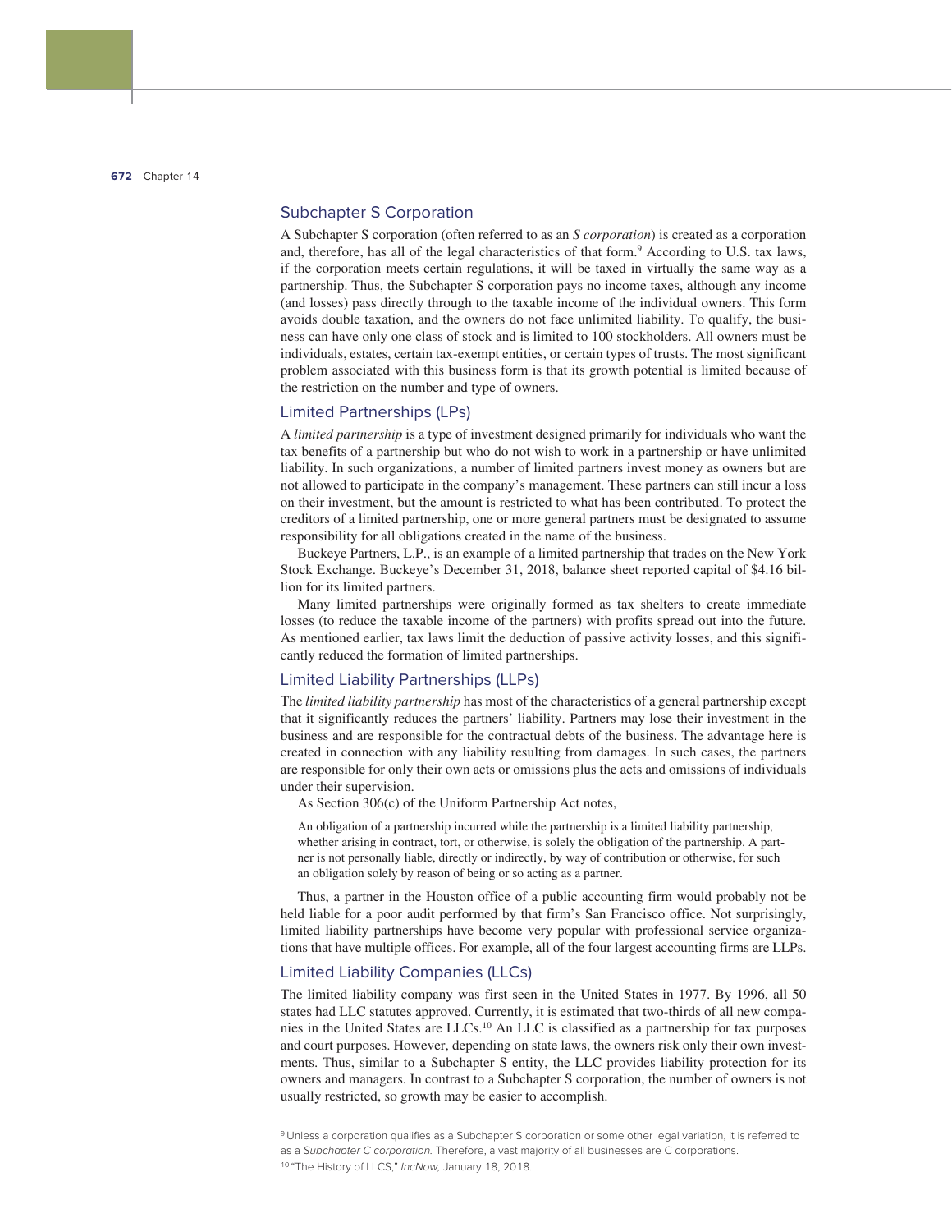## Subchapter S Corporation

A Subchapter S corporation (often referred to as an *S corporation*) is created as a corporation and, therefore, has all of the legal characteristics of that form.[9] According to U.S. tax laws, if the corporation meets certain regulations, it will be taxed in virtually the same way as a partnership. Thus, the Subchapter S corporation pays no income taxes, although any income (and losses) pass directly through to the taxable income of the individual owners. This form avoids double taxation, and the owners do not face unlimited liability. To qualify, the business can have only one class of stock and is limited to 100 stockholders. All owners must be individuals, estates, certain tax-exempt entities, or certain types of trusts. The most significant problem associated with this business form is that its growth potential is limited because of the restriction on the number and type of owners.

## Limited Partnerships (LPs)

A *limited partnership* is a type of investment designed primarily for individuals who want the tax benefits of a partnership but who do not wish to work in a partnership or have unlimited liability. In such organizations, a number of limited partners invest money as owners but are not allowed to participate in the company's management. These partners can still incur a loss on their investment, but the amount is restricted to what has been contributed. To protect the creditors of a limited partnership, one or more general partners must be designated to assume responsibility for all obligations created in the name of the business.

Buckeye Partners, L.P., is an example of a limited partnership that trades on the New York Stock Exchange. Buckeye's December 31, 2018, balance sheet reported capital of $4.16 billion for its limited partners.

Many limited partnerships were originally formed as tax shelters to create immediate losses (to reduce the taxable income of the partners) with profits spread out into the future. As mentioned earlier, tax laws limit the deduction of passive activity losses, and this significantly reduced the formation of limited partnerships.

## Limited Liability Partnerships (LLPs)

The *limited liability partnership* has most of the characteristics of a general partnership except that it significantly reduces the partners' liability. Partners may lose their investment in the business and are responsible for the contractual debts of the business. The advantage here is created in connection with any liability resulting from damages. In such cases, the partners are responsible for only their own acts or omissions plus the acts and omissions of individuals under their supervision.

As Section 306(c) of the Uniform Partnership Act notes,

> An obligation of a partnership incurred while the partnership is a limited liability partnership, whether arising in contract, tort, or otherwise, is solely the obligation of the partnership. A partner is not personally liable, directly or indirectly, by way of contribution or otherwise, for such an obligation solely by reason of being or so acting as a partner.

Thus, a partner in the Houston office of a public accounting firm would probably not be held liable for a poor audit performed by that firm's San Francisco office. Not surprisingly, limited liability partnerships have become very popular with professional service organizations that have multiple offices. For example, all of the four largest accounting firms are LLPs.

## Limited Liability Companies (LLCs)

The limited liability company was first seen in the United States in 1977. By 1996, all 50 states had LLC statutes approved. Currently, it is estimated that two-thirds of all new companies in the United States are LLCs.[10] An LLC is classified as a partnership for tax purposes and court purposes. However, depending on state laws, the owners risk only their own investments. Thus, similar to a Subchapter S entity, the LLC provides liability protection for its owners and managers. In contrast to a Subchapter S corporation, the number of owners is not usually restricted, so growth may be easier to accomplish.

[9] Unless a corporation qualifies as a Subchapter S corporation or some other legal variation, it is referred to as a *Subchapter C corporation.* Therefore, a vast majority of all businesses are C corporations.

[10] "The History of LLCS," *IncNow,* January 18, 2018.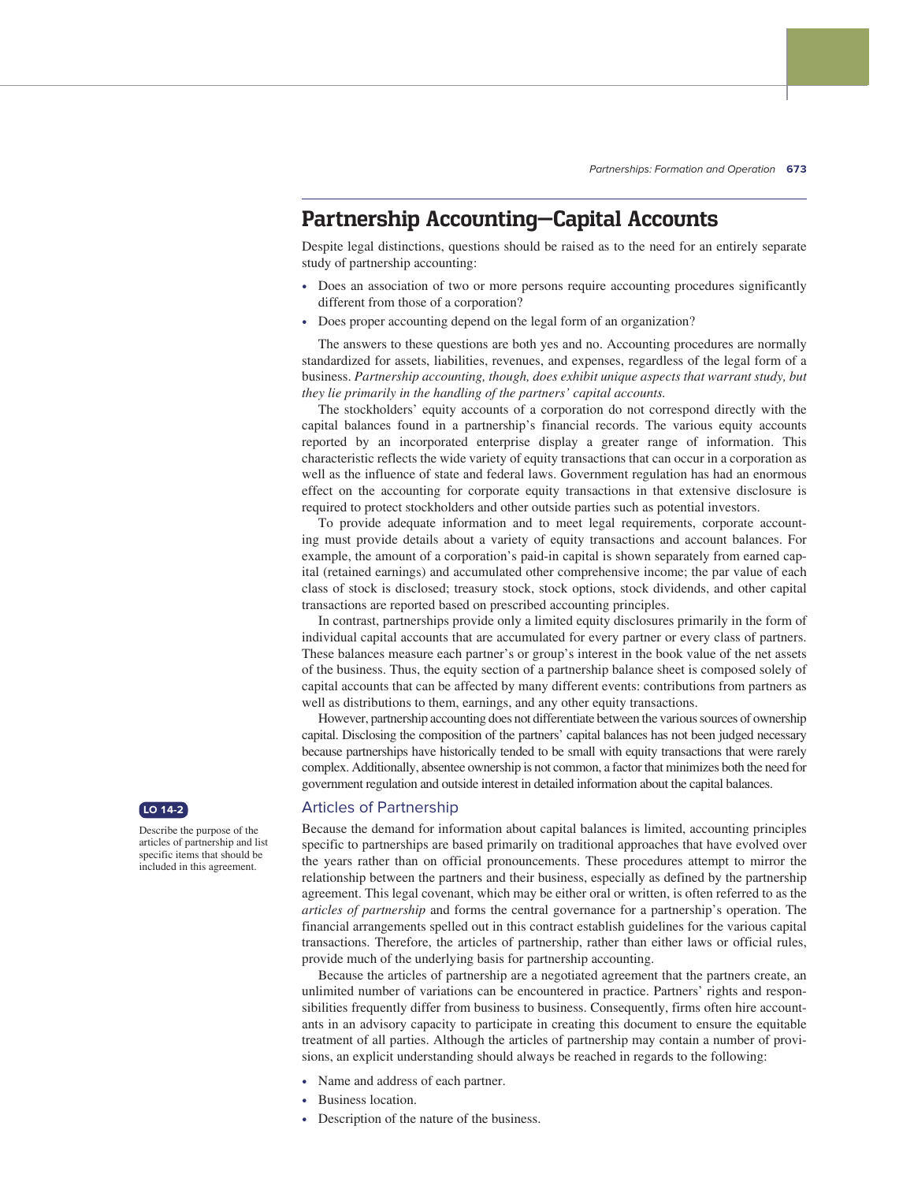## Partnership Accounting—Capital Accounts

Despite legal distinctions, questions should be raised as to the need for an entirely separate study of partnership accounting:

- Does an association of two or more persons require accounting procedures significantly different from those of a corporation?
- Does proper accounting depend on the legal form of an organization?

The answers to these questions are both yes and no. Accounting procedures are normally standardized for assets, liabilities, revenues, and expenses, regardless of the legal form of a business. *Partnership accounting, though, does exhibit unique aspects that warrant study, but they lie primarily in the handling of the partners' capital accounts.*

The stockholders' equity accounts of a corporation do not correspond directly with the capital balances found in a partnership's financial records. The various equity accounts reported by an incorporated enterprise display a greater range of information. This characteristic reflects the wide variety of equity transactions that can occur in a corporation as well as the influence of state and federal laws. Government regulation has had an enormous effect on the accounting for corporate equity transactions in that extensive disclosure is required to protect stockholders and other outside parties such as potential investors.

To provide adequate information and to meet legal requirements, corporate accounting must provide details about a variety of equity transactions and account balances. For example, the amount of a corporation's paid-in capital is shown separately from earned capital (retained earnings) and accumulated other comprehensive income; the par value of each class of stock is disclosed; treasury stock, stock options, stock dividends, and other capital transactions are reported based on prescribed accounting principles.

In contrast, partnerships provide only a limited equity disclosures primarily in the form of individual capital accounts that are accumulated for every partner or every class of partners. These balances measure each partner's or group's interest in the book value of the net assets of the business. Thus, the equity section of a partnership balance sheet is composed solely of capital accounts that can be affected by many different events: contributions from partners as well as distributions to them, earnings, and any other equity transactions.

However, partnership accounting does not differentiate between the various sources of ownership capital. Disclosing the composition of the partners' capital balances has not been judged necessary because partnerships have historically tended to be small with equity transactions that were rarely complex. Additionally, absentee ownership is not common, a factor that minimizes both the need for government regulation and outside interest in detailed information about the capital balances.

**LO 14-2**

Describe the purpose of the articles of partnership and list specific items that should be included in this agreement.

### Articles of Partnership

Because the demand for information about capital balances is limited, accounting principles specific to partnerships are based primarily on traditional approaches that have evolved over the years rather than on official pronouncements. These procedures attempt to mirror the relationship between the partners and their business, especially as defined by the partnership agreement. This legal covenant, which may be either oral or written, is often referred to as the *articles of partnership* and forms the central governance for a partnership's operation. The financial arrangements spelled out in this contract establish guidelines for the various capital transactions. Therefore, the articles of partnership, rather than either laws or official rules, provide much of the underlying basis for partnership accounting.

Because the articles of partnership are a negotiated agreement that the partners create, an unlimited number of variations can be encountered in practice. Partners' rights and responsibilities frequently differ from business to business. Consequently, firms often hire accountants in an advisory capacity to participate in creating this document to ensure the equitable treatment of all parties. Although the articles of partnership may contain a number of provisions, an explicit understanding should always be reached in regards to the following:

- Name and address of each partner.
- Business location.
- Description of the nature of the business.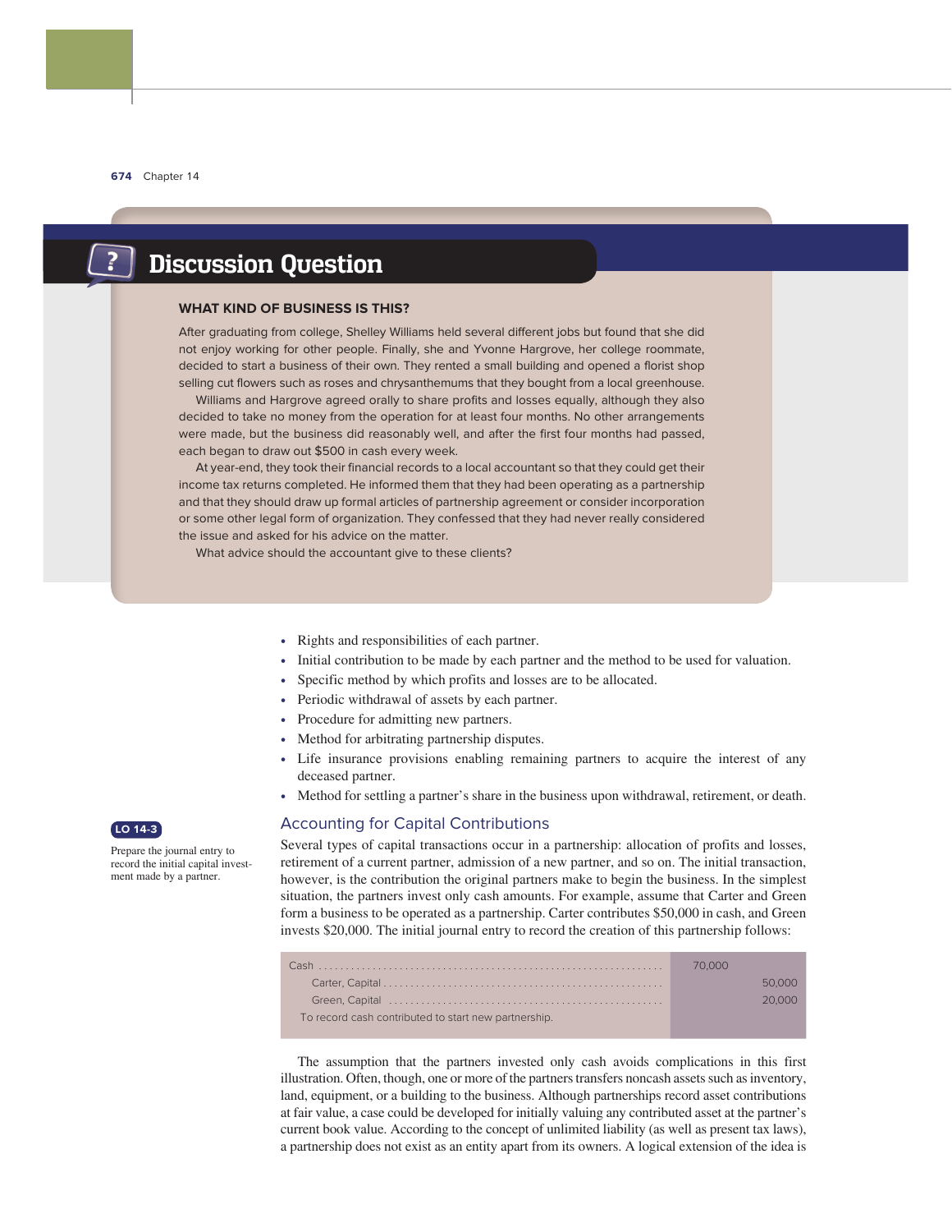## Discussion Question

### WHAT KIND OF BUSINESS IS THIS?

After graduating from college, Shelley Williams held several different jobs but found that she did not enjoy working for other people. Finally, she and Yvonne Hargrove, her college roommate, decided to start a business of their own. They rented a small building and opened a florist shop selling cut flowers such as roses and chrysanthemums that they bought from a local greenhouse.

Williams and Hargrove agreed orally to share profits and losses equally, although they also decided to take no money from the operation for at least four months. No other arrangements were made, but the business did reasonably well, and after the first four months had passed, each began to draw out $500 in cash every week.

At year-end, they took their financial records to a local accountant so that they could get their income tax returns completed. He informed them that they had been operating as a partnership and that they should draw up formal articles of partnership agreement or consider incorporation or some other legal form of organization. They confessed that they had never really considered the issue and asked for his advice on the matter.

What advice should the accountant give to these clients?

- Rights and responsibilities of each partner.
- Initial contribution to be made by each partner and the method to be used for valuation.
- Specific method by which profits and losses are to be allocated.
- Periodic withdrawal of assets by each partner.
- Procedure for admitting new partners.
- Method for arbitrating partnership disputes.
- Life insurance provisions enabling remaining partners to acquire the interest of any deceased partner.
- Method for settling a partner's share in the business upon withdrawal, retirement, or death.

**LO 14-3**

Prepare the journal entry to record the initial capital investment made by a partner.

## Accounting for Capital Contributions

Several types of capital transactions occur in a partnership: allocation of profits and losses, retirement of a current partner, admission of a new partner, and so on. The initial transaction, however, is the contribution the original partners make to begin the business. In the simplest situation, the partners invest only cash amounts. For example, assume that Carter and Green form a business to be operated as a partnership. Carter contributes $50,000 in cash, and Green invests $20,000. The initial journal entry to record the creation of this partnership follows:

| | | |
|---|---|---|
| Cash | 70,000 | |
| Carter, Capital | | 50,000 |
| Green, Capital | | 20,000 |
| To record cash contributed to start new partnership. | | |

The assumption that the partners invested only cash avoids complications in this first illustration. Often, though, one or more of the partners transfers noncash assets such as inventory, land, equipment, or a building to the business. Although partnerships record asset contributions at fair value, a case could be developed for initially valuing any contributed asset at the partner's current book value. According to the concept of unlimited liability (as well as present tax laws), a partnership does not exist as an entity apart from its owners. A logical extension of the idea is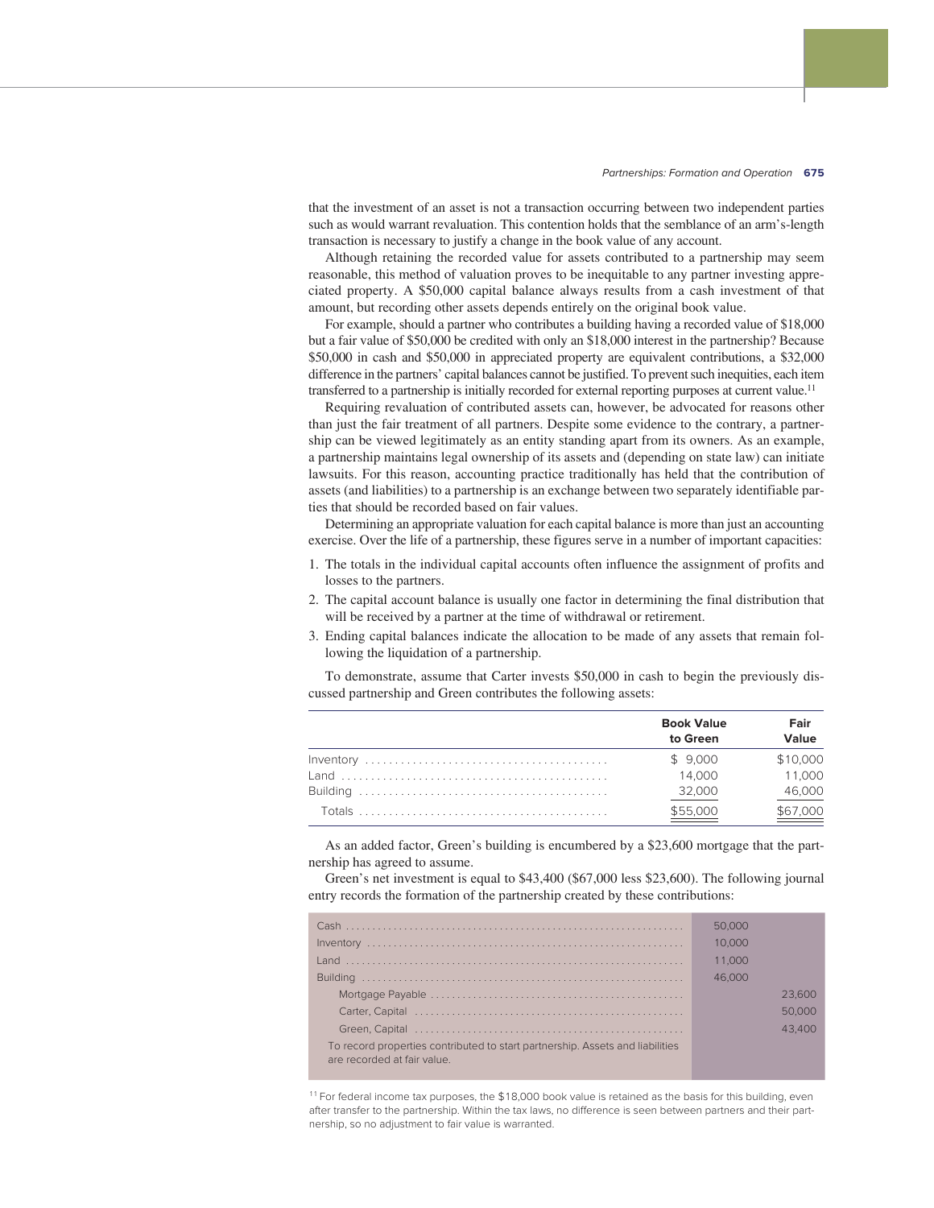that the investment of an asset is not a transaction occurring between two independent parties such as would warrant revaluation. This contention holds that the semblance of an arm's-length transaction is necessary to justify a change in the book value of any account.

Although retaining the recorded value for assets contributed to a partnership may seem reasonable, this method of valuation proves to be inequitable to any partner investing appreciated property. A $50,000 capital balance always results from a cash investment of that amount, but recording other assets depends entirely on the original book value.

For example, should a partner who contributes a building having a recorded value of $18,000 but a fair value of $50,000 be credited with only an $18,000 interest in the partnership? Because $50,000 in cash and $50,000 in appreciated property are equivalent contributions, a $32,000 difference in the partners' capital balances cannot be justified. To prevent such inequities, each item transferred to a partnership is initially recorded for external reporting purposes at current value.[11]

Requiring revaluation of contributed assets can, however, be advocated for reasons other than just the fair treatment of all partners. Despite some evidence to the contrary, a partnership can be viewed legitimately as an entity standing apart from its owners. As an example, a partnership maintains legal ownership of its assets and (depending on state law) can initiate lawsuits. For this reason, accounting practice traditionally has held that the contribution of assets (and liabilities) to a partnership is an exchange between two separately identifiable parties that should be recorded based on fair values.

Determining an appropriate valuation for each capital balance is more than just an accounting exercise. Over the life of a partnership, these figures serve in a number of important capacities:

1. The totals in the individual capital accounts often influence the assignment of profits and losses to the partners.
2. The capital account balance is usually one factor in determining the final distribution that will be received by a partner at the time of withdrawal or retirement.
3. Ending capital balances indicate the allocation to be made of any assets that remain following the liquidation of a partnership.

To demonstrate, assume that Carter invests $50,000 in cash to begin the previously discussed partnership and Green contributes the following assets:

| | Book Value to Green | Fair Value |
|---|---|---|
| Inventory | $ 9,000 | $10,000 |
| Land | 14,000 | 11,000 |
| Building | 32,000 | 46,000 |
| Totals | $55,000 | $67,000 |

As an added factor, Green's building is encumbered by a $23,600 mortgage that the partnership has agreed to assume.

Green's net investment is equal to $43,400 ($67,000 less $23,600). The following journal entry records the formation of the partnership created by these contributions:

| | | |
|---|---|---|
| Cash | 50,000 | |
| Inventory | 10,000 | |
| Land | 11,000 | |
| Building | 46,000 | |
| Mortgage Payable | | 23,600 |
| Carter, Capital | | 50,000 |
| Green, Capital | | 43,400 |
| To record properties contributed to start partnership. Assets and liabilities are recorded at fair value. | | |

[11] For federal income tax purposes, the $18,000 book value is retained as the basis for this building, even after transfer to the partnership. Within the tax laws, no difference is seen between partners and their partnership, so no adjustment to fair value is warranted.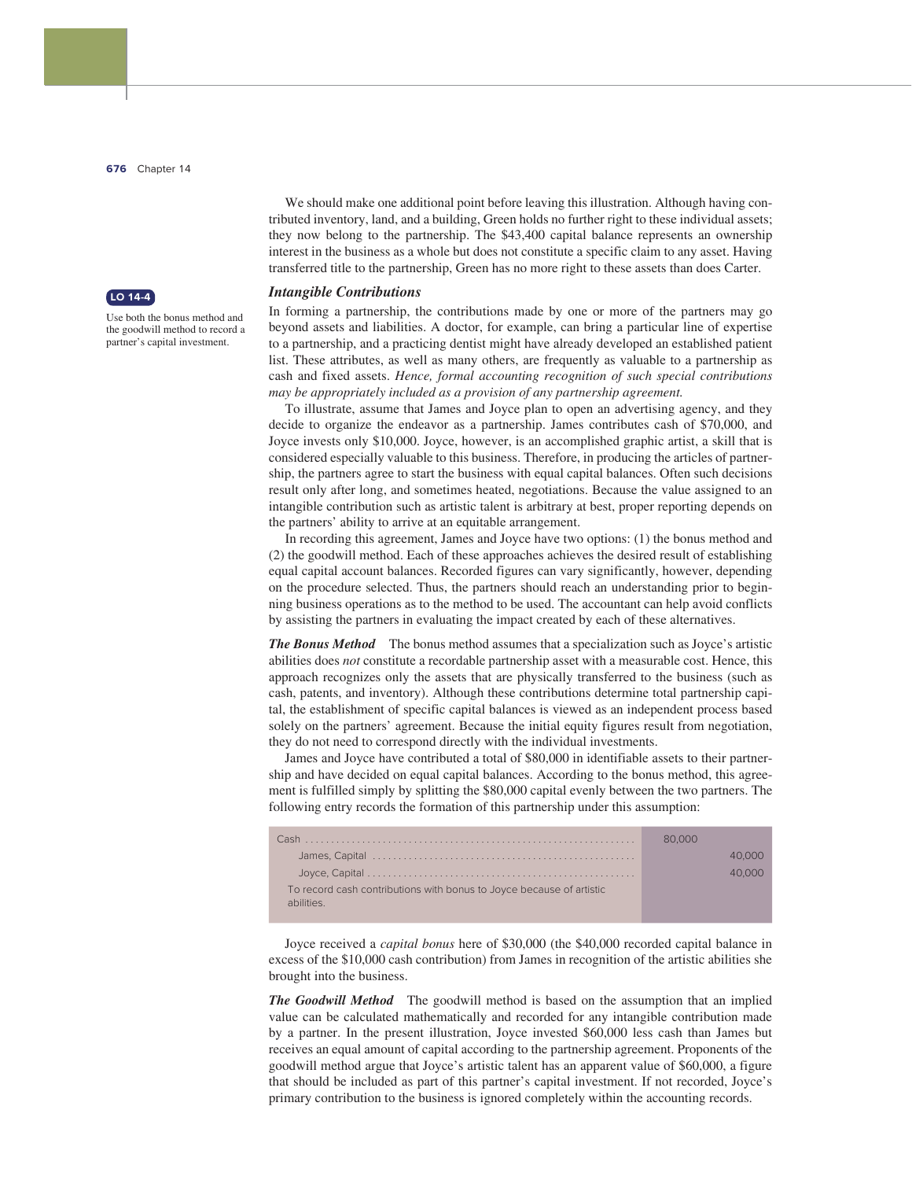We should make one additional point before leaving this illustration. Although having contributed inventory, land, and a building, Green holds no further right to these individual assets; they now belong to the partnership. The $43,400 capital balance represents an ownership interest in the business as a whole but does not constitute a specific claim to any asset. Having transferred title to the partnership, Green has no more right to these assets than does Carter.

**LO 14-4**

Use both the bonus method and the goodwill method to record a partner's capital investment.

### *Intangible Contributions*

In forming a partnership, the contributions made by one or more of the partners may go beyond assets and liabilities. A doctor, for example, can bring a particular line of expertise to a partnership, and a practicing dentist might have already developed an established patient list. These attributes, as well as many others, are frequently as valuable to a partnership as cash and fixed assets. *Hence, formal accounting recognition of such special contributions may be appropriately included as a provision of any partnership agreement.*

To illustrate, assume that James and Joyce plan to open an advertising agency, and they decide to organize the endeavor as a partnership. James contributes cash of $70,000, and Joyce invests only $10,000. Joyce, however, is an accomplished graphic artist, a skill that is considered especially valuable to this business. Therefore, in producing the articles of partnership, the partners agree to start the business with equal capital balances. Often such decisions result only after long, and sometimes heated, negotiations. Because the value assigned to an intangible contribution such as artistic talent is arbitrary at best, proper reporting depends on the partners' ability to arrive at an equitable arrangement.

In recording this agreement, James and Joyce have two options: (1) the bonus method and (2) the goodwill method. Each of these approaches achieves the desired result of establishing equal capital account balances. Recorded figures can vary significantly, however, depending on the procedure selected. Thus, the partners should reach an understanding prior to beginning business operations as to the method to be used. The accountant can help avoid conflicts by assisting the partners in evaluating the impact created by each of these alternatives.

***The Bonus Method*** The bonus method assumes that a specialization such as Joyce's artistic abilities does *not* constitute a recordable partnership asset with a measurable cost. Hence, this approach recognizes only the assets that are physically transferred to the business (such as cash, patents, and inventory). Although these contributions determine total partnership capital, the establishment of specific capital balances is viewed as an independent process based solely on the partners' agreement. Because the initial equity figures result from negotiation, they do not need to correspond directly with the individual investments.

James and Joyce have contributed a total of $80,000 in identifiable assets to their partnership and have decided on equal capital balances. According to the bonus method, this agreement is fulfilled simply by splitting the $80,000 capital evenly between the two partners. The following entry records the formation of this partnership under this assumption:

| | | |
|---|---|---|
| Cash | 80,000 | |
| James, Capital | | 40,000 |
| Joyce, Capital | | 40,000 |
| To record cash contributions with bonus to Joyce because of artistic abilities. | | |

Joyce received a *capital bonus* here of $30,000 (the $40,000 recorded capital balance in excess of the $10,000 cash contribution) from James in recognition of the artistic abilities she brought into the business.

***The Goodwill Method*** The goodwill method is based on the assumption that an implied value can be calculated mathematically and recorded for any intangible contribution made by a partner. In the present illustration, Joyce invested $60,000 less cash than James but receives an equal amount of capital according to the partnership agreement. Proponents of the goodwill method argue that Joyce's artistic talent has an apparent value of $60,000, a figure that should be included as part of this partner's capital investment. If not recorded, Joyce's primary contribution to the business is ignored completely within the accounting records.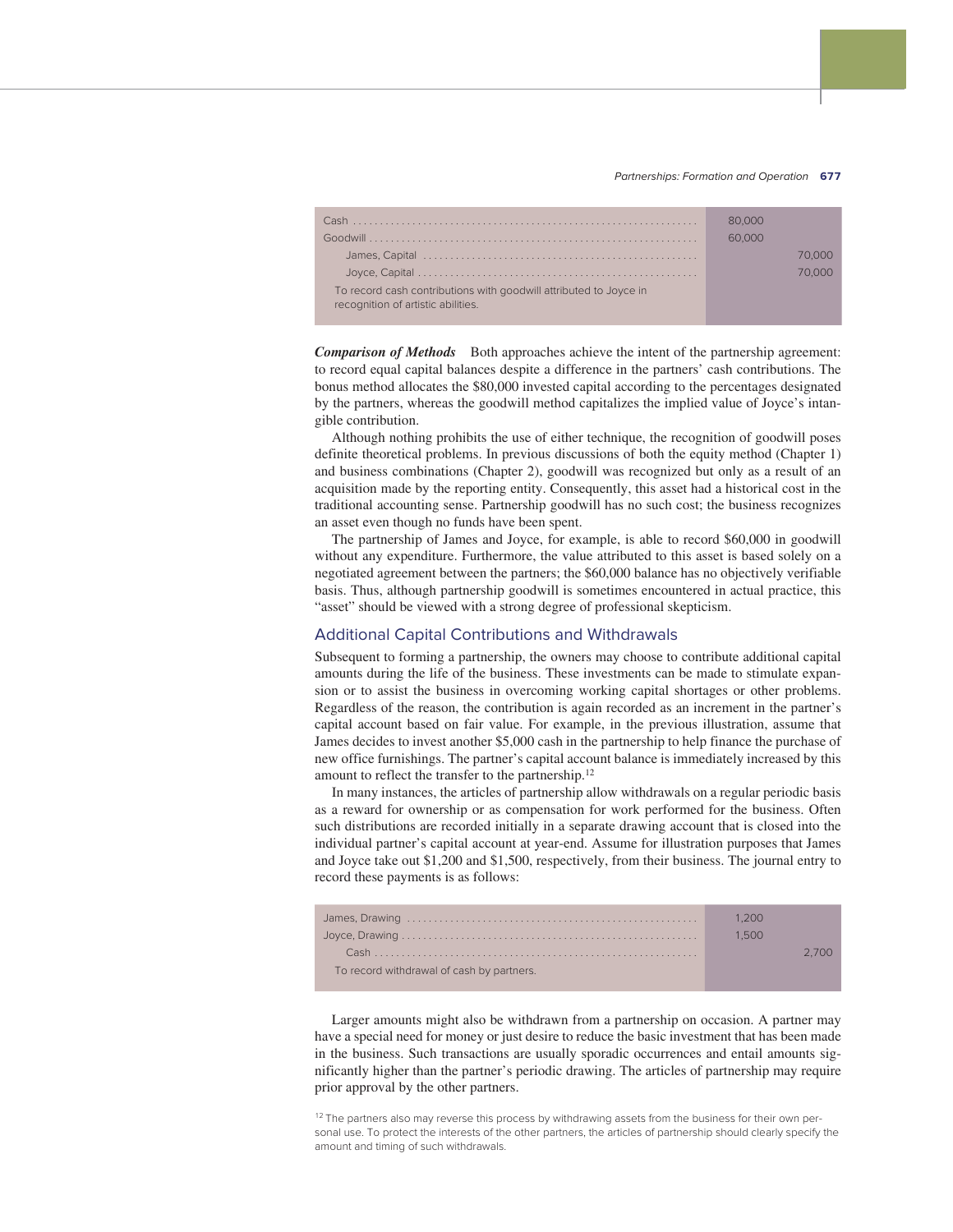| | | |
|---|---|---|
| Cash | 80,000 | |
| Goodwill | 60,000 | |
| James, Capital | | 70,000 |
| Joyce, Capital | | 70,000 |
| To record cash contributions with goodwill attributed to Joyce in recognition of artistic abilities. | | |

***Comparison of Methods*** Both approaches achieve the intent of the partnership agreement: to record equal capital balances despite a difference in the partners' cash contributions. The bonus method allocates the $80,000 invested capital according to the percentages designated by the partners, whereas the goodwill method capitalizes the implied value of Joyce's intangible contribution.

Although nothing prohibits the use of either technique, the recognition of goodwill poses definite theoretical problems. In previous discussions of both the equity method (Chapter 1) and business combinations (Chapter 2), goodwill was recognized but only as a result of an acquisition made by the reporting entity. Consequently, this asset had a historical cost in the traditional accounting sense. Partnership goodwill has no such cost; the business recognizes an asset even though no funds have been spent.

The partnership of James and Joyce, for example, is able to record $60,000 in goodwill without any expenditure. Furthermore, the value attributed to this asset is based solely on a negotiated agreement between the partners; the $60,000 balance has no objectively verifiable basis. Thus, although partnership goodwill is sometimes encountered in actual practice, this "asset" should be viewed with a strong degree of professional skepticism.

## Additional Capital Contributions and Withdrawals

Subsequent to forming a partnership, the owners may choose to contribute additional capital amounts during the life of the business. These investments can be made to stimulate expansion or to assist the business in overcoming working capital shortages or other problems. Regardless of the reason, the contribution is again recorded as an increment in the partner's capital account based on fair value. For example, in the previous illustration, assume that James decides to invest another $5,000 cash in the partnership to help finance the purchase of new office furnishings. The partner's capital account balance is immediately increased by this amount to reflect the transfer to the partnership.[12]

In many instances, the articles of partnership allow withdrawals on a regular periodic basis as a reward for ownership or as compensation for work performed for the business. Often such distributions are recorded initially in a separate drawing account that is closed into the individual partner's capital account at year-end. Assume for illustration purposes that James and Joyce take out $1,200 and $1,500, respectively, from their business. The journal entry to record these payments is as follows:

| | | |
|---|---|---|
| James, Drawing | 1,200 | |
| Joyce, Drawing | 1,500 | |
| Cash | | 2,700 |
| To record withdrawal of cash by partners. | | |

Larger amounts might also be withdrawn from a partnership on occasion. A partner may have a special need for money or just desire to reduce the basic investment that has been made in the business. Such transactions are usually sporadic occurrences and entail amounts significantly higher than the partner's periodic drawing. The articles of partnership may require prior approval by the other partners.

[12] The partners also may reverse this process by withdrawing assets from the business for their own personal use. To protect the interests of the other partners, the articles of partnership should clearly specify the amount and timing of such withdrawals.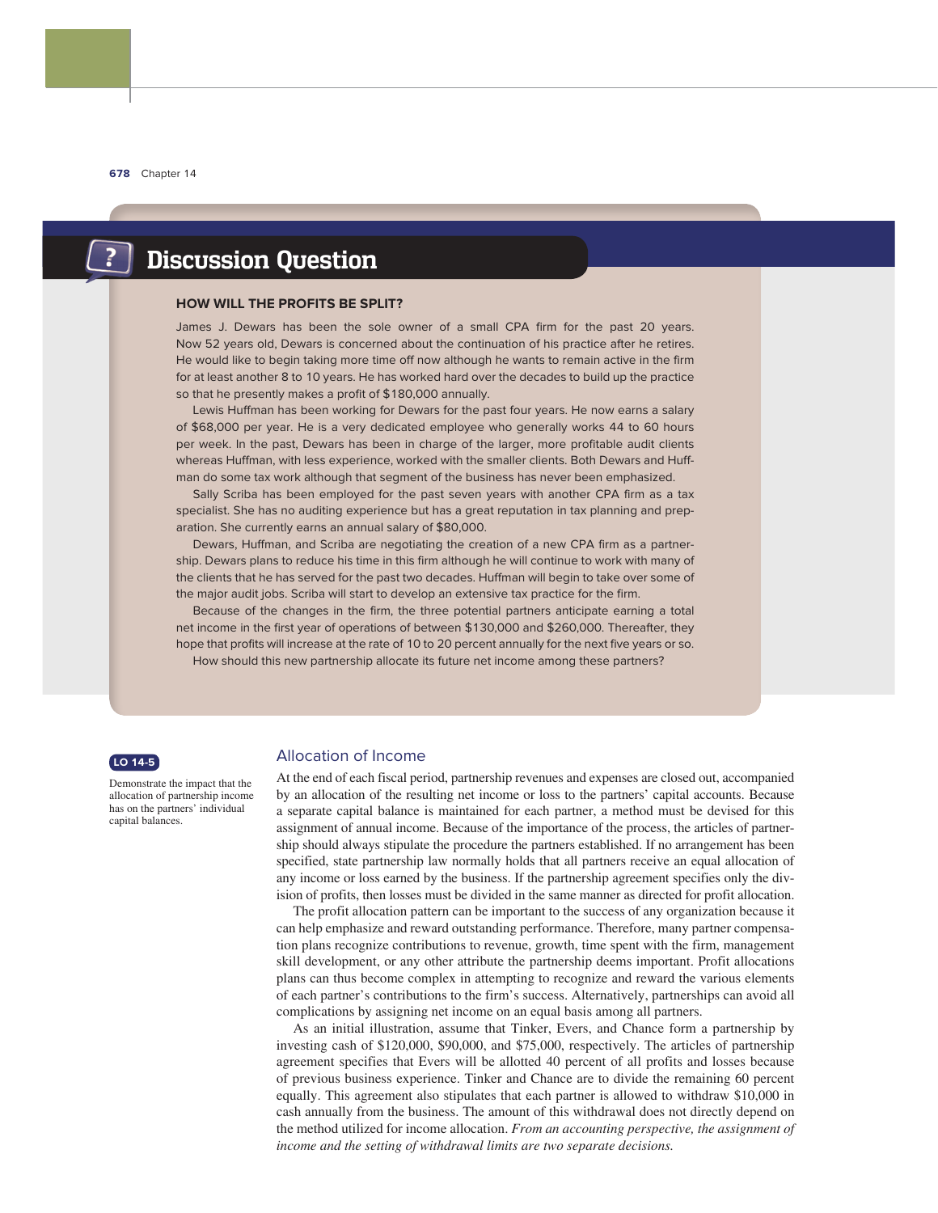## Discussion Question

**HOW WILL THE PROFITS BE SPLIT?**

James J. Dewars has been the sole owner of a small CPA firm for the past 20 years. Now 52 years old, Dewars is concerned about the continuation of his practice after he retires. He would like to begin taking more time off now although he wants to remain active in the firm for at least another 8 to 10 years. He has worked hard over the decades to build up the practice so that he presently makes a profit of $180,000 annually.

Lewis Huffman has been working for Dewars for the past four years. He now earns a salary of $68,000 per year. He is a very dedicated employee who generally works 44 to 60 hours per week. In the past, Dewars has been in charge of the larger, more profitable audit clients whereas Huffman, with less experience, worked with the smaller clients. Both Dewars and Huffman do some tax work although that segment of the business has never been emphasized.

Sally Scriba has been employed for the past seven years with another CPA firm as a tax specialist. She has no auditing experience but has a great reputation in tax planning and preparation. She currently earns an annual salary of $80,000.

Dewars, Huffman, and Scriba are negotiating the creation of a new CPA firm as a partnership. Dewars plans to reduce his time in this firm although he will continue to work with many of the clients that he has served for the past two decades. Huffman will begin to take over some of the major audit jobs. Scriba will start to develop an extensive tax practice for the firm.

Because of the changes in the firm, the three potential partners anticipate earning a total net income in the first year of operations of between $130,000 and $260,000. Thereafter, they hope that profits will increase at the rate of 10 to 20 percent annually for the next five years or so.

How should this new partnership allocate its future net income among these partners?

**LO 14-5**

Demonstrate the impact that the allocation of partnership income has on the partners' individual capital balances.

### Allocation of Income

At the end of each fiscal period, partnership revenues and expenses are closed out, accompanied by an allocation of the resulting net income or loss to the partners' capital accounts. Because a separate capital balance is maintained for each partner, a method must be devised for this assignment of annual income. Because of the importance of the process, the articles of partnership should always stipulate the procedure the partners established. If no arrangement has been specified, state partnership law normally holds that all partners receive an equal allocation of any income or loss earned by the business. If the partnership agreement specifies only the division of profits, then losses must be divided in the same manner as directed for profit allocation.

The profit allocation pattern can be important to the success of any organization because it can help emphasize and reward outstanding performance. Therefore, many partner compensation plans recognize contributions to revenue, growth, time spent with the firm, management skill development, or any other attribute the partnership deems important. Profit allocations plans can thus become complex in attempting to recognize and reward the various elements of each partner's contributions to the firm's success. Alternatively, partnerships can avoid all complications by assigning net income on an equal basis among all partners.

As an initial illustration, assume that Tinker, Evers, and Chance form a partnership by investing cash of $120,000, $90,000, and $75,000, respectively. The articles of partnership agreement specifies that Evers will be allotted 40 percent of all profits and losses because of previous business experience. Tinker and Chance are to divide the remaining 60 percent equally. This agreement also stipulates that each partner is allowed to withdraw $10,000 in cash annually from the business. The amount of this withdrawal does not directly depend on the method utilized for income allocation. *From an accounting perspective, the assignment of income and the setting of withdrawal limits are two separate decisions.*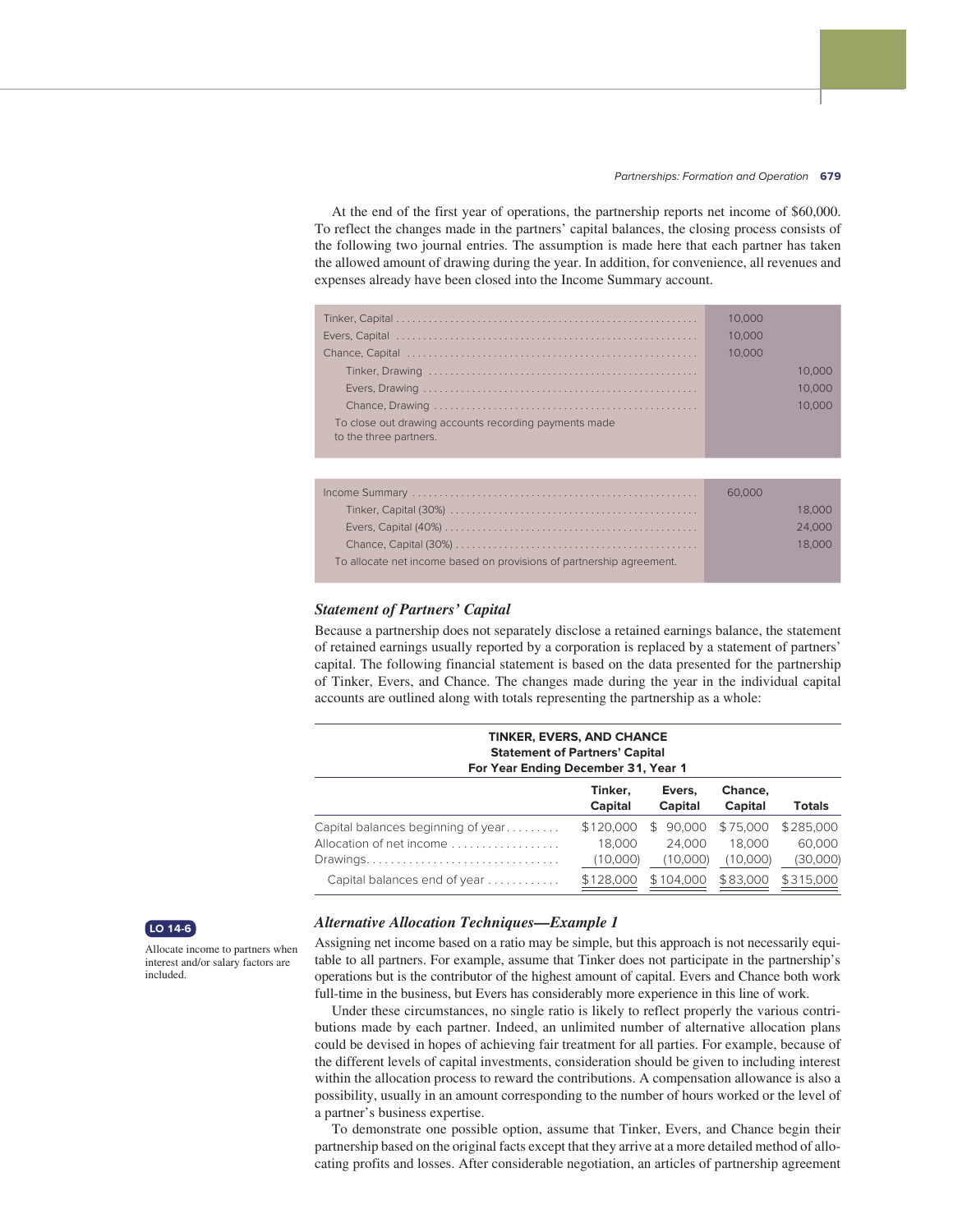At the end of the first year of operations, the partnership reports net income of $60,000. To reflect the changes made in the partners' capital balances, the closing process consists of the following two journal entries. The assumption is made here that each partner has taken the allowed amount of drawing during the year. In addition, for convenience, all revenues and expenses already have been closed into the Income Summary account.

| | | |
|---|---|---|
| Tinker, Capital | 10,000 | |
| Evers, Capital | 10,000 | |
| Chance, Capital | 10,000 | |
| Tinker, Drawing | | 10,000 |
| Evers, Drawing | | 10,000 |
| Chance, Drawing | | 10,000 |
| To close out drawing accounts recording payments made to the three partners. | | |

| | | |
|---|---|---|
| Income Summary | 60,000 | |
| Tinker, Capital (30%) | | 18,000 |
| Evers, Capital (40%) | | 24,000 |
| Chance, Capital (30%) | | 18,000 |
| To allocate net income based on provisions of partnership agreement. | | |

### *Statement of Partners' Capital*

Because a partnership does not separately disclose a retained earnings balance, the statement of retained earnings usually reported by a corporation is replaced by a statement of partners' capital. The following financial statement is based on the data presented for the partnership of Tinker, Evers, and Chance. The changes made during the year in the individual capital accounts are outlined along with totals representing the partnership as a whole:

**TINKER, EVERS, AND CHANCE**
**Statement of Partners' Capital**
**For Year Ending December 31, Year 1**

| | Tinker, Capital | Evers, Capital | Chance, Capital | Totals |
|---|---|---|---|---|
| Capital balances beginning of year | $120,000 | $ 90,000 | $75,000 | $285,000 |
| Allocation of net income | 18,000 | 24,000 | 18,000 | 60,000 |
| Drawings | (10,000) | (10,000) | (10,000) | (30,000) |
| Capital balances end of year | $128,000 | $104,000 | $83,000 | $315,000 |

**LO 14-6**

Allocate income to partners when interest and/or salary factors are included.

### *Alternative Allocation Techniques—Example 1*

Assigning net income based on a ratio may be simple, but this approach is not necessarily equitable to all partners. For example, assume that Tinker does not participate in the partnership's operations but is the contributor of the highest amount of capital. Evers and Chance both work full-time in the business, but Evers has considerably more experience in this line of work.

Under these circumstances, no single ratio is likely to reflect properly the various contributions made by each partner. Indeed, an unlimited number of alternative allocation plans could be devised in hopes of achieving fair treatment for all parties. For example, because of the different levels of capital investments, consideration should be given to including interest within the allocation process to reward the contributions. A compensation allowance is also a possibility, usually in an amount corresponding to the number of hours worked or the level of a partner's business expertise.

To demonstrate one possible option, assume that Tinker, Evers, and Chance begin their partnership based on the original facts except that they arrive at a more detailed method of allocating profits and losses. After considerable negotiation, an articles of partnership agreement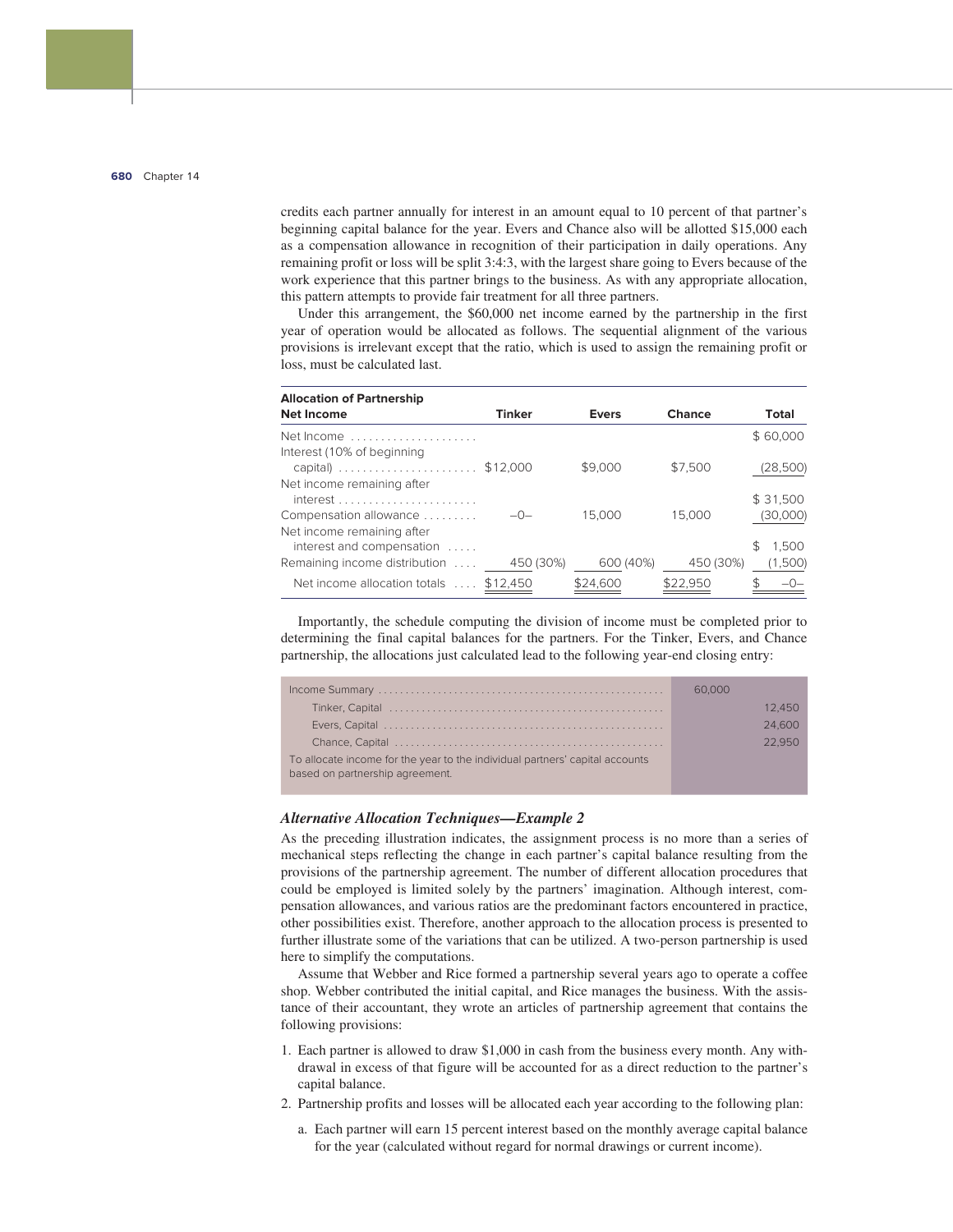credits each partner annually for interest in an amount equal to 10 percent of that partner's beginning capital balance for the year. Evers and Chance also will be allotted $15,000 each as a compensation allowance in recognition of their participation in daily operations. Any remaining profit or loss will be split 3:4:3, with the largest share going to Evers because of the work experience that this partner brings to the business. As with any appropriate allocation, this pattern attempts to provide fair treatment for all three partners.

Under this arrangement, the $60,000 net income earned by the partnership in the first year of operation would be allocated as follows. The sequential alignment of the various provisions is irrelevant except that the ratio, which is used to assign the remaining profit or loss, must be calculated last.

| Allocation of Partnership Net Income | Tinker | Evers | Chance | Total |
|---|---|---|---|---|
| Net Income | | | | $ 60,000 |
| Interest (10% of beginning capital) | $12,000 | $9,000 | $7,500 | (28,500) |
| Net income remaining after interest | | | | $ 31,500 |
| Compensation allowance | –0– | 15,000 | 15,000 | (30,000) |
| Net income remaining after interest and compensation | | | | $ 1,500 |
| Remaining income distribution | 450 (30%) | 600 (40%) | 450 (30%) | (1,500) |
| Net income allocation totals | $12,450 | $24,600 | $22,950 | $ –0– |

Importantly, the schedule computing the division of income must be completed prior to determining the final capital balances for the partners. For the Tinker, Evers, and Chance partnership, the allocations just calculated lead to the following year-end closing entry:

| | Debit | Credit |
|---|---|---|
| Income Summary | 60,000 | |
| Tinker, Capital | | 12,450 |
| Evers, Capital | | 24,600 |
| Chance, Capital | | 22,950 |
| To allocate income for the year to the individual partners' capital accounts based on partnership agreement. | | |

### *Alternative Allocation Techniques—Example 2*

As the preceding illustration indicates, the assignment process is no more than a series of mechanical steps reflecting the change in each partner's capital balance resulting from the provisions of the partnership agreement. The number of different allocation procedures that could be employed is limited solely by the partners' imagination. Although interest, compensation allowances, and various ratios are the predominant factors encountered in practice, other possibilities exist. Therefore, another approach to the allocation process is presented to further illustrate some of the variations that can be utilized. A two-person partnership is used here to simplify the computations.

Assume that Webber and Rice formed a partnership several years ago to operate a coffee shop. Webber contributed the initial capital, and Rice manages the business. With the assistance of their accountant, they wrote an articles of partnership agreement that contains the following provisions:

1. Each partner is allowed to draw $1,000 in cash from the business every month. Any withdrawal in excess of that figure will be accounted for as a direct reduction to the partner's capital balance.
2. Partnership profits and losses will be allocated each year according to the following plan:
   a. Each partner will earn 15 percent interest based on the monthly average capital balance for the year (calculated without regard for normal drawings or current income).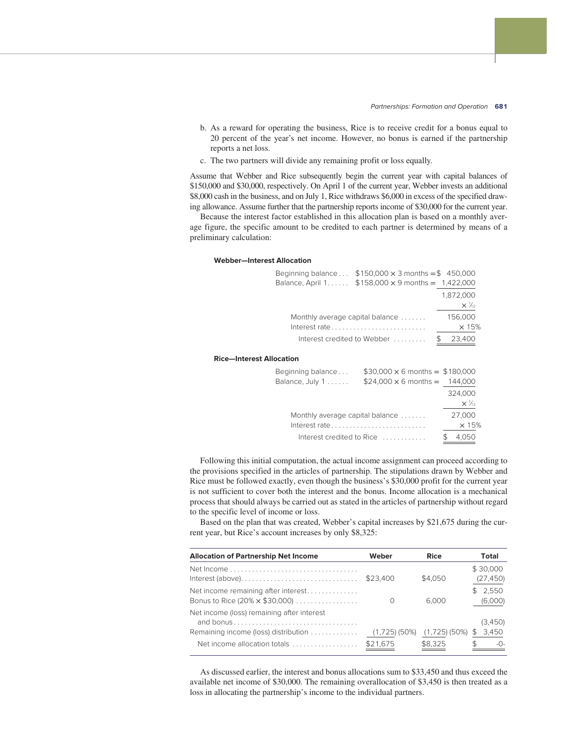b. As a reward for operating the business, Rice is to receive credit for a bonus equal to 20 percent of the year's net income. However, no bonus is earned if the partnership reports a net loss.

c. The two partners will divide any remaining profit or loss equally.

Assume that Webber and Rice subsequently begin the current year with capital balances of $150,000 and $30,000, respectively. On April 1 of the current year, Webber invests an additional $8,000 cash in the business, and on July 1, Rice withdraws $6,000 in excess of the specified drawing allowance. Assume further that the partnership reports income of $30,000 for the current year.

Because the interest factor established in this allocation plan is based on a monthly average figure, the specific amount to be credited to each partner is determined by means of a preliminary calculation:

**Webber—Interest Allocation**

| | | |
|---|---|---|
| Beginning balance . . . | $150,000 × 3 months = | $ 450,000 |
| Balance, April 1 . . . . . . | $158,000 × 9 months = | 1,422,000 |
| | | 1,872,000 |
| | | × 1/12 |
| Monthly average capital balance . . . . . . . | | 156,000 |
| Interest rate . . . . . . . . . . . . . . . . . . . . . . . . . | | × 15% |
| Interest credited to Webber . . . . . . . . . | | $ 23,400 |

**Rice—Interest Allocation**

| | | |
|---|---|---|
| Beginning balance . . . | $30,000 × 6 months = | $180,000 |
| Balance, July 1 . . . . . . | $24,000 × 6 months = | 144,000 |
| | | 324,000 |
| | | × 1/12 |
| Monthly average capital balance . . . . . . . | | 27,000 |
| Interest rate . . . . . . . . . . . . . . . . . . . . . . . . . | | × 15% |
| Interest credited to Rice . . . . . . . . . . . . | | $ 4,050 |

Following this initial computation, the actual income assignment can proceed according to the provisions specified in the articles of partnership. The stipulations drawn by Webber and Rice must be followed exactly, even though the business's $30,000 profit for the current year is not sufficient to cover both the interest and the bonus. Income allocation is a mechanical process that should always be carried out as stated in the articles of partnership without regard to the specific level of income or loss.

Based on the plan that was created, Webber's capital increases by $21,675 during the current year, but Rice's account increases by only $8,325:

| Allocation of Partnership Net Income | Weber | Rice | Total |
|---|---|---|---|
| Net Income . . . . . . . . . . . . . . . . . . . . . . . . . . . . . . . . . . | | | $ 30,000 |
| Interest (above). . . . . . . . . . . . . . . . . . . . . . . . . . . . . . . | $23,400 | $4,050 | (27,450) |
| Net income remaining after interest. . . . . . . . . . . . . | | | $ 2,550 |
| Bonus to Rice (20% × $30,000) . . . . . . . . . . . . . . . . | 0 | 6,000 | (6,000) |
| Net income (loss) remaining after interest and bonus . . . . . . . . . . . . . . . . . . . . . . . . . . . . . . . . . | | | (3,450) |
| Remaining income (loss) distribution . . . . . . . . . . . . | (1,725) (50%) | (1,725) (50%) | $ 3,450 |
| Net income allocation totals . . . . . . . . . . . . . . . . . . | $21,675 | $8,325 | $ -0- |

As discussed earlier, the interest and bonus allocations sum to $33,450 and thus exceed the available net income of $30,000. The remaining overallocation of $3,450 is then treated as a loss in allocating the partnership's income to the individual partners.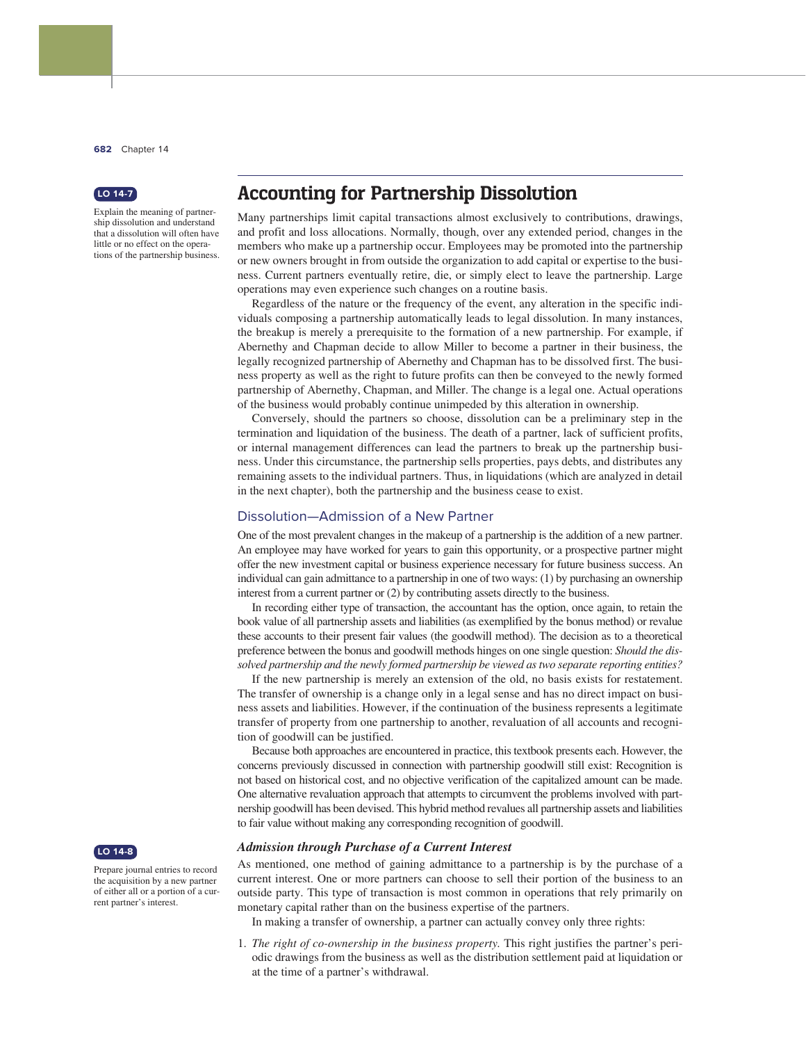**LO 14-7**

Explain the meaning of partnership dissolution and understand that a dissolution will often have little or no effect on the operations of the partnership business.

## Accounting for Partnership Dissolution

Many partnerships limit capital transactions almost exclusively to contributions, drawings, and profit and loss allocations. Normally, though, over any extended period, changes in the members who make up a partnership occur. Employees may be promoted into the partnership or new owners brought in from outside the organization to add capital or expertise to the business. Current partners eventually retire, die, or simply elect to leave the partnership. Large operations may even experience such changes on a routine basis.

Regardless of the nature or the frequency of the event, any alteration in the specific individuals composing a partnership automatically leads to legal dissolution. In many instances, the breakup is merely a prerequisite to the formation of a new partnership. For example, if Abernethy and Chapman decide to allow Miller to become a partner in their business, the legally recognized partnership of Abernethy and Chapman has to be dissolved first. The business property as well as the right to future profits can then be conveyed to the newly formed partnership of Abernethy, Chapman, and Miller. The change is a legal one. Actual operations of the business would probably continue unimpeded by this alteration in ownership.

Conversely, should the partners so choose, dissolution can be a preliminary step in the termination and liquidation of the business. The death of a partner, lack of sufficient profits, or internal management differences can lead the partners to break up the partnership business. Under this circumstance, the partnership sells properties, pays debts, and distributes any remaining assets to the individual partners. Thus, in liquidations (which are analyzed in detail in the next chapter), both the partnership and the business cease to exist.

### Dissolution—Admission of a New Partner

One of the most prevalent changes in the makeup of a partnership is the addition of a new partner. An employee may have worked for years to gain this opportunity, or a prospective partner might offer the new investment capital or business experience necessary for future business success. An individual can gain admittance to a partnership in one of two ways: (1) by purchasing an ownership interest from a current partner or (2) by contributing assets directly to the business.

In recording either type of transaction, the accountant has the option, once again, to retain the book value of all partnership assets and liabilities (as exemplified by the bonus method) or revalue these accounts to their present fair values (the goodwill method). The decision as to a theoretical preference between the bonus and goodwill methods hinges on one single question: *Should the dissolved partnership and the newly formed partnership be viewed as two separate reporting entities?*

If the new partnership is merely an extension of the old, no basis exists for restatement. The transfer of ownership is a change only in a legal sense and has no direct impact on business assets and liabilities. However, if the continuation of the business represents a legitimate transfer of property from one partnership to another, revaluation of all accounts and recognition of goodwill can be justified.

Because both approaches are encountered in practice, this textbook presents each. However, the concerns previously discussed in connection with partnership goodwill still exist: Recognition is not based on historical cost, and no objective verification of the capitalized amount can be made. One alternative revaluation approach that attempts to circumvent the problems involved with partnership goodwill has been devised. This hybrid method revalues all partnership assets and liabilities to fair value without making any corresponding recognition of goodwill.

**LO 14-8**

Prepare journal entries to record the acquisition by a new partner of either all or a portion of a current partner's interest.

#### *Admission through Purchase of a Current Interest*

As mentioned, one method of gaining admittance to a partnership is by the purchase of a current interest. One or more partners can choose to sell their portion of the business to an outside party. This type of transaction is most common in operations that rely primarily on monetary capital rather than on the business expertise of the partners.

In making a transfer of ownership, a partner can actually convey only three rights:

1. *The right of co-ownership in the business property.* This right justifies the partner's periodic drawings from the business as well as the distribution settlement paid at liquidation or at the time of a partner's withdrawal.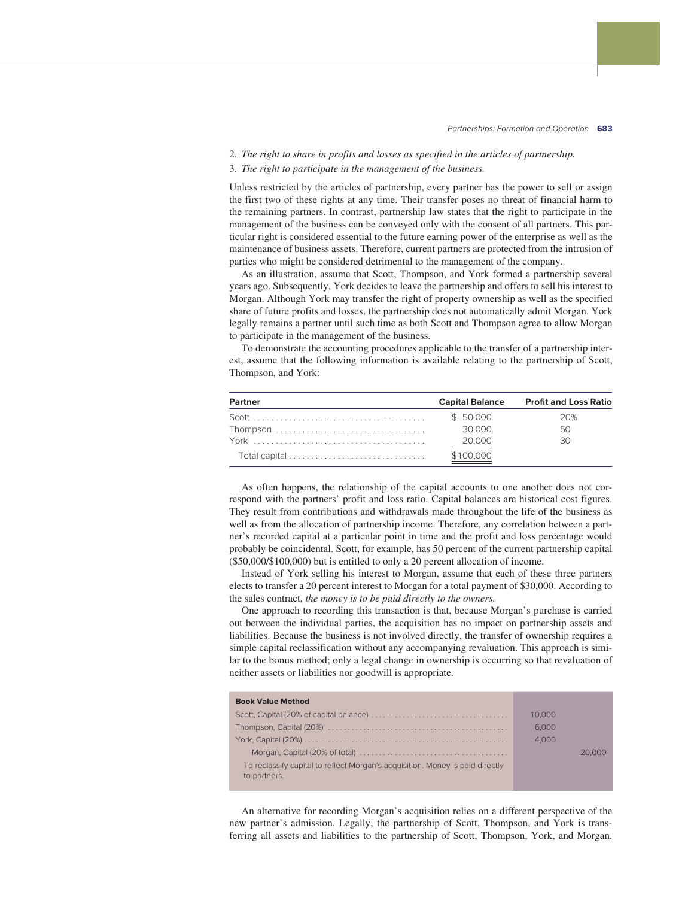2. *The right to share in profits and losses as specified in the articles of partnership.*
3. *The right to participate in the management of the business.*

Unless restricted by the articles of partnership, every partner has the power to sell or assign the first two of these rights at any time. Their transfer poses no threat of financial harm to the remaining partners. In contrast, partnership law states that the right to participate in the management of the business can be conveyed only with the consent of all partners. This particular right is considered essential to the future earning power of the enterprise as well as the maintenance of business assets. Therefore, current partners are protected from the intrusion of parties who might be considered detrimental to the management of the company.

As an illustration, assume that Scott, Thompson, and York formed a partnership several years ago. Subsequently, York decides to leave the partnership and offers to sell his interest to Morgan. Although York may transfer the right of property ownership as well as the specified share of future profits and losses, the partnership does not automatically admit Morgan. York legally remains a partner until such time as both Scott and Thompson agree to allow Morgan to participate in the management of the business.

To demonstrate the accounting procedures applicable to the transfer of a partnership interest, assume that the following information is available relating to the partnership of Scott, Thompson, and York:

| Partner | Capital Balance | Profit and Loss Ratio |
|---|---|---|
| Scott | $ 50,000 | 20% |
| Thompson | 30,000 | 50 |
| York | 20,000 | 30 |
| Total capital | $100,000 | |

As often happens, the relationship of the capital accounts to one another does not correspond with the partners' profit and loss ratio. Capital balances are historical cost figures. They result from contributions and withdrawals made throughout the life of the business as well as from the allocation of partnership income. Therefore, any correlation between a partner's recorded capital at a particular point in time and the profit and loss percentage would probably be coincidental. Scott, for example, has 50 percent of the current partnership capital ($50,000/$100,000) but is entitled to only a 20 percent allocation of income.

Instead of York selling his interest to Morgan, assume that each of these three partners elects to transfer a 20 percent interest to Morgan for a total payment of $30,000. According to the sales contract, *the money is to be paid directly to the owners.*

One approach to recording this transaction is that, because Morgan's purchase is carried out between the individual parties, the acquisition has no impact on partnership assets and liabilities. Because the business is not involved directly, the transfer of ownership requires a simple capital reclassification without any accompanying revaluation. This approach is similar to the bonus method; only a legal change in ownership is occurring so that revaluation of neither assets or liabilities nor goodwill is appropriate.

| **Book Value Method** | | |
|---|---|---|
| Scott, Capital (20% of capital balance) | 10,000 | |
| Thompson, Capital (20%) | 6,000 | |
| York, Capital (20%) | 4,000 | |
| Morgan, Capital (20% of total) | | 20,000 |
| To reclassify capital to reflect Morgan's acquisition. Money is paid directly to partners. | | |

An alternative for recording Morgan's acquisition relies on a different perspective of the new partner's admission. Legally, the partnership of Scott, Thompson, and York is transferring all assets and liabilities to the partnership of Scott, Thompson, York, and Morgan.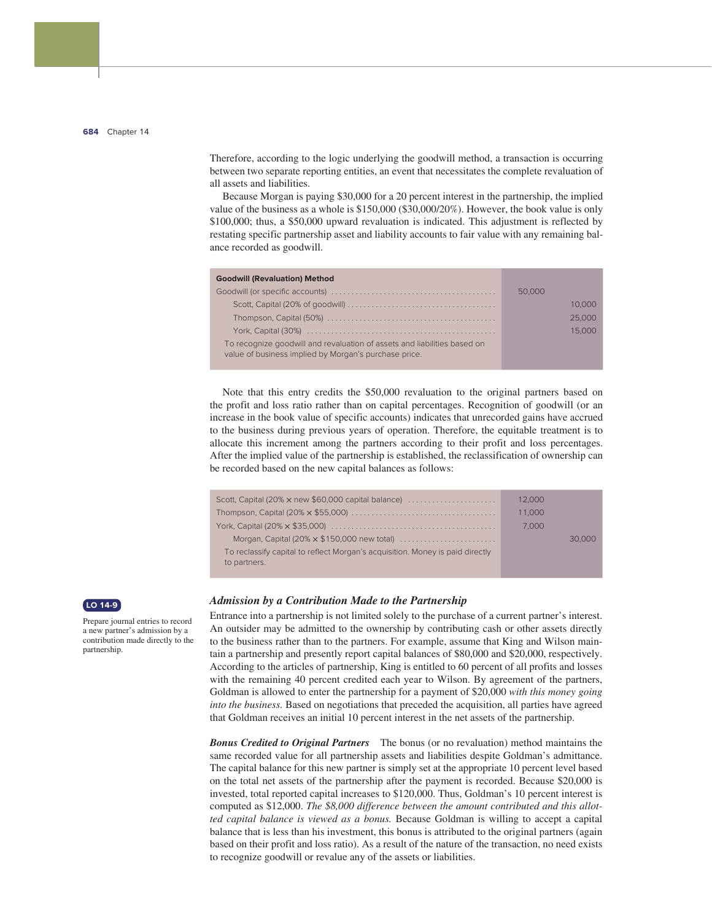Therefore, according to the logic underlying the goodwill method, a transaction is occurring between two separate reporting entities, an event that necessitates the complete revaluation of all assets and liabilities.

Because Morgan is paying $30,000 for a 20 percent interest in the partnership, the implied value of the business as a whole is $150,000 ($30,000/20%). However, the book value is only $100,000; thus, a $50,000 upward revaluation is indicated. This adjustment is reflected by restating specific partnership asset and liability accounts to fair value with any remaining balance recorded as goodwill.

| **Goodwill (Revaluation) Method** | | |
|---|---|---|
| Goodwill (or specific accounts) | 50,000 | |
| Scott, Capital (20% of goodwill) | | 10,000 |
| Thompson, Capital (50%) | | 25,000 |
| York, Capital (30%) | | 15,000 |
| To recognize goodwill and revaluation of assets and liabilities based on value of business implied by Morgan's purchase price. | | |

Note that this entry credits the $50,000 revaluation to the original partners based on the profit and loss ratio rather than on capital percentages. Recognition of goodwill (or an increase in the book value of specific accounts) indicates that unrecorded gains have accrued to the business during previous years of operation. Therefore, the equitable treatment is to allocate this increment among the partners according to their profit and loss percentages. After the implied value of the partnership is established, the reclassification of ownership can be recorded based on the new capital balances as follows:

| | | |
|---|---|---|
| Scott, Capital (20% × new $60,000 capital balance) | 12,000 | |
| Thompson, Capital (20% × $55,000) | 11,000 | |
| York, Capital (20% × $35,000) | 7,000 | |
| Morgan, Capital (20% × $150,000 new total) | | 30,000 |
| To reclassify capital to reflect Morgan's acquisition. Money is paid directly to partners. | | |

**LO 14-9**

Prepare journal entries to record a new partner's admission by a contribution made directly to the partnership.

### *Admission by a Contribution Made to the Partnership*

Entrance into a partnership is not limited solely to the purchase of a current partner's interest. An outsider may be admitted to the ownership by contributing cash or other assets directly to the business rather than to the partners. For example, assume that King and Wilson maintain a partnership and presently report capital balances of $80,000 and $20,000, respectively. According to the articles of partnership, King is entitled to 60 percent of all profits and losses with the remaining 40 percent credited each year to Wilson. By agreement of the partners, Goldman is allowed to enter the partnership for a payment of $20,000 *with this money going into the business.* Based on negotiations that preceded the acquisition, all parties have agreed that Goldman receives an initial 10 percent interest in the net assets of the partnership.

***Bonus Credited to Original Partners*** The bonus (or no revaluation) method maintains the same recorded value for all partnership assets and liabilities despite Goldman's admittance. The capital balance for this new partner is simply set at the appropriate 10 percent level based on the total net assets of the partnership after the payment is recorded. Because $20,000 is invested, total reported capital increases to $120,000. Thus, Goldman's 10 percent interest is computed as $12,000. *The $8,000 difference between the amount contributed and this allotted capital balance is viewed as a bonus.* Because Goldman is willing to accept a capital balance that is less than his investment, this bonus is attributed to the original partners (again based on their profit and loss ratio). As a result of the nature of the transaction, no need exists to recognize goodwill or revalue any of the assets or liabilities.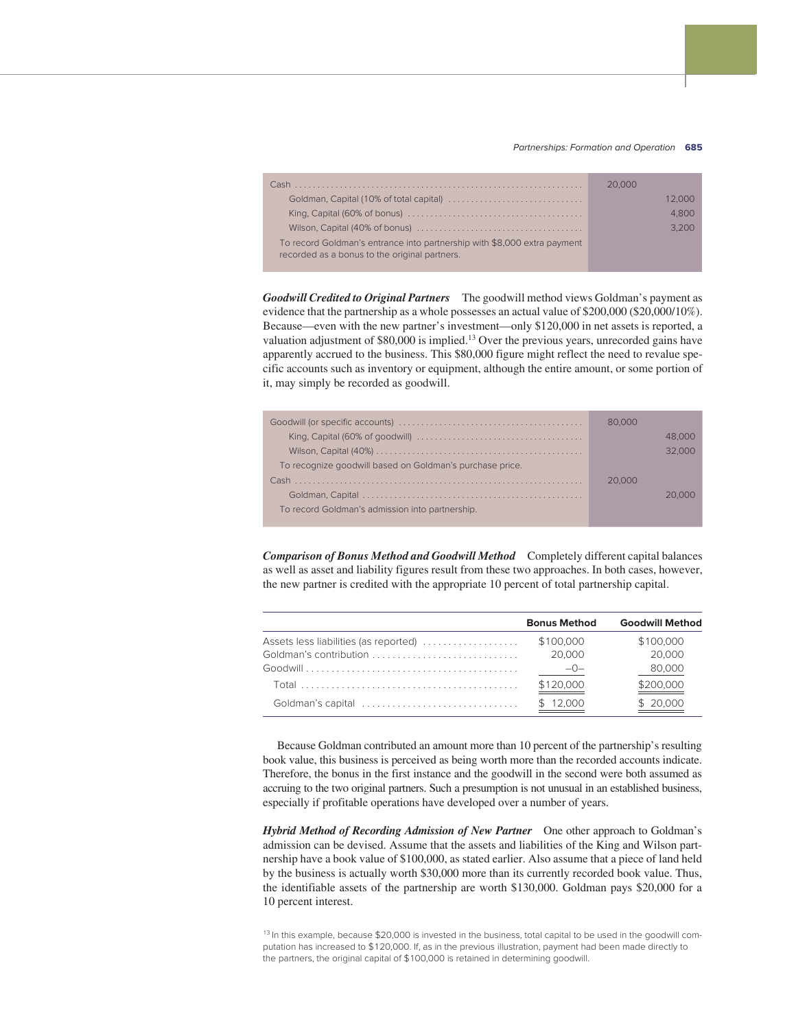| | | |
|---|---|---|
| Cash | 20,000 | |
| Goldman, Capital (10% of total capital) | | 12,000 |
| King, Capital (60% of bonus) | | 4,800 |
| Wilson, Capital (40% of bonus) | | 3,200 |
| To record Goldman's entrance into partnership with $8,000 extra payment recorded as a bonus to the original partners. | | |

***Goodwill Credited to Original Partners*** The goodwill method views Goldman's payment as evidence that the partnership as a whole possesses an actual value of $200,000 ($20,000/10%). Because—even with the new partner's investment—only $120,000 in net assets is reported, a valuation adjustment of $80,000 is implied.[13] Over the previous years, unrecorded gains have apparently accrued to the business. This $80,000 figure might reflect the need to revalue specific accounts such as inventory or equipment, although the entire amount, or some portion of it, may simply be recorded as goodwill.

| | | |
|---|---|---|
| Goodwill (or specific accounts) | 80,000 | |
| King, Capital (60% of goodwill) | | 48,000 |
| Wilson, Capital (40%) | | 32,000 |
| To recognize goodwill based on Goldman's purchase price. | | |
| Cash | 20,000 | |
| Goldman, Capital | | 20,000 |
| To record Goldman's admission into partnership. | | |

***Comparison of Bonus Method and Goodwill Method*** Completely different capital balances as well as asset and liability figures result from these two approaches. In both cases, however, the new partner is credited with the appropriate 10 percent of total partnership capital.

| | Bonus Method | Goodwill Method |
|---|---|---|
| Assets less liabilities (as reported) | $100,000 | $100,000 |
| Goldman's contribution | 20,000 | 20,000 |
| Goodwill | –0– | 80,000 |
| Total | $120,000 | $200,000 |
| Goldman's capital | $ 12,000 | $ 20,000 |

Because Goldman contributed an amount more than 10 percent of the partnership's resulting book value, this business is perceived as being worth more than the recorded accounts indicate. Therefore, the bonus in the first instance and the goodwill in the second were both assumed as accruing to the two original partners. Such a presumption is not unusual in an established business, especially if profitable operations have developed over a number of years.

***Hybrid Method of Recording Admission of New Partner*** One other approach to Goldman's admission can be devised. Assume that the assets and liabilities of the King and Wilson partnership have a book value of $100,000, as stated earlier. Also assume that a piece of land held by the business is actually worth $30,000 more than its currently recorded book value. Thus, the identifiable assets of the partnership are worth $130,000. Goldman pays $20,000 for a 10 percent interest.

[13] In this example, because $20,000 is invested in the business, total capital to be used in the goodwill computation has increased to $120,000. If, as in the previous illustration, payment had been made directly to the partners, the original capital of $100,000 is retained in determining goodwill.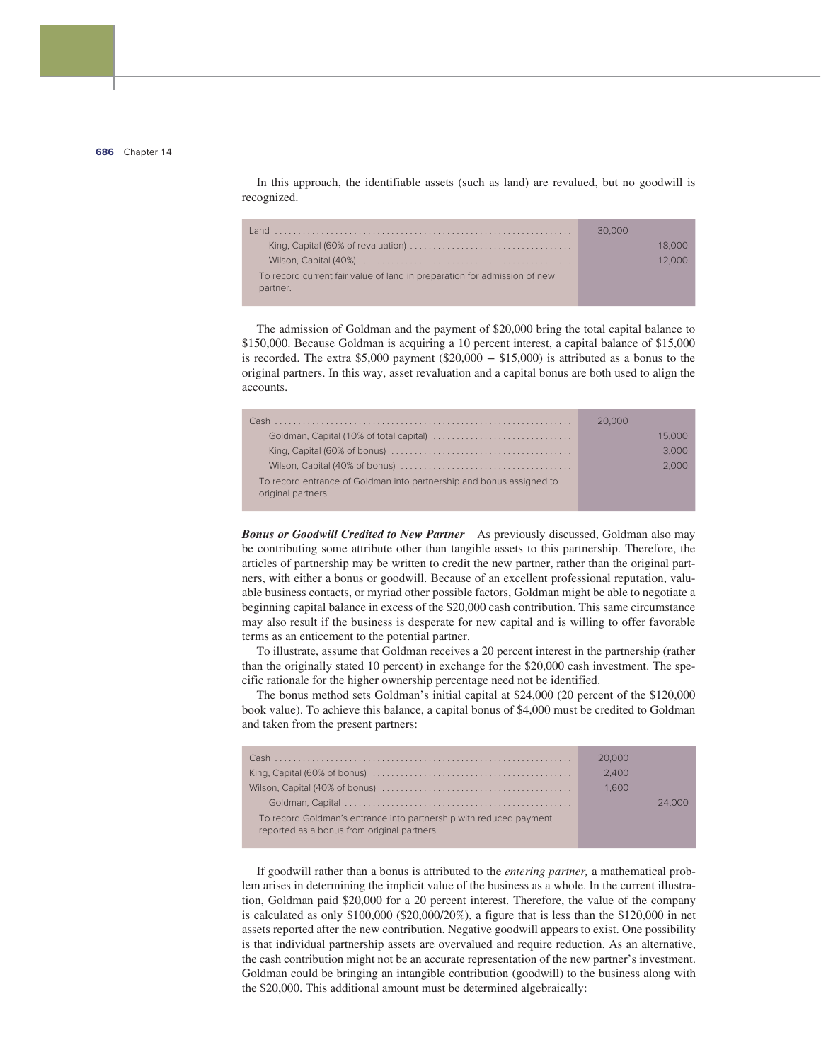In this approach, the identifiable assets (such as land) are revalued, but no goodwill is recognized.

| | | |
|---|---|---|
| Land | 30,000 | |
| King, Capital (60% of revaluation) | | 18,000 |
| Wilson, Capital (40%) | | 12,000 |
| To record current fair value of land in preparation for admission of new partner. | | |

The admission of Goldman and the payment of $20,000 bring the total capital balance to $150,000. Because Goldman is acquiring a 10 percent interest, a capital balance of $15,000 is recorded. The extra $5,000 payment ($20,000 − $15,000) is attributed as a bonus to the original partners. In this way, asset revaluation and a capital bonus are both used to align the accounts.

| | | |
|---|---|---|
| Cash | 20,000 | |
| Goldman, Capital (10% of total capital) | | 15,000 |
| King, Capital (60% of bonus) | | 3,000 |
| Wilson, Capital (40% of bonus) | | 2,000 |
| To record entrance of Goldman into partnership and bonus assigned to original partners. | | |

***Bonus or Goodwill Credited to New Partner*** As previously discussed, Goldman also may be contributing some attribute other than tangible assets to this partnership. Therefore, the articles of partnership may be written to credit the new partner, rather than the original partners, with either a bonus or goodwill. Because of an excellent professional reputation, valuable business contacts, or myriad other possible factors, Goldman might be able to negotiate a beginning capital balance in excess of the $20,000 cash contribution. This same circumstance may also result if the business is desperate for new capital and is willing to offer favorable terms as an enticement to the potential partner.

To illustrate, assume that Goldman receives a 20 percent interest in the partnership (rather than the originally stated 10 percent) in exchange for the $20,000 cash investment. The specific rationale for the higher ownership percentage need not be identified.

The bonus method sets Goldman's initial capital at $24,000 (20 percent of the $120,000 book value). To achieve this balance, a capital bonus of $4,000 must be credited to Goldman and taken from the present partners:

| | | |
|---|---|---|
| Cash | 20,000 | |
| King, Capital (60% of bonus) | 2,400 | |
| Wilson, Capital (40% of bonus) | 1,600 | |
| Goldman, Capital | | 24,000 |
| To record Goldman's entrance into partnership with reduced payment reported as a bonus from original partners. | | |

If goodwill rather than a bonus is attributed to the *entering partner,* a mathematical problem arises in determining the implicit value of the business as a whole. In the current illustration, Goldman paid $20,000 for a 20 percent interest. Therefore, the value of the company is calculated as only $100,000 ($20,000/20%), a figure that is less than the $120,000 in net assets reported after the new contribution. Negative goodwill appears to exist. One possibility is that individual partnership assets are overvalued and require reduction. As an alternative, the cash contribution might not be an accurate representation of the new partner's investment. Goldman could be bringing an intangible contribution (goodwill) to the business along with the $20,000. This additional amount must be determined algebraically: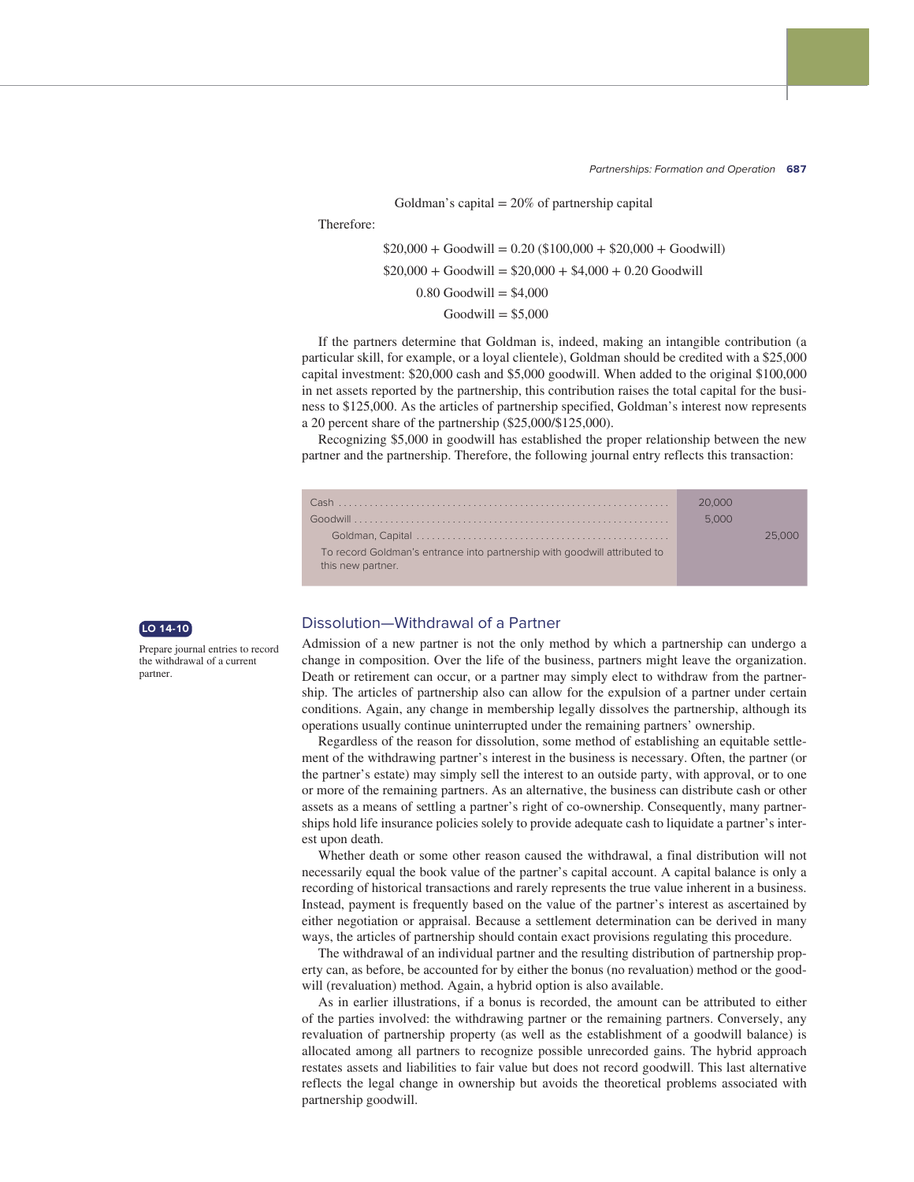$$\text{Goldman's capital} = 20\% \text{ of partnership capital}$$

Therefore:

$$\$20{,}000 + \text{Goodwill} = 0.20\ (\$100{,}000 + \$20{,}000 + \text{Goodwill})$$

$$\$20{,}000 + \text{Goodwill} = \$20{,}000 + \$4{,}000 + 0.20\ \text{Goodwill}$$

$$0.80\ \text{Goodwill} = \$4{,}000$$

$$\text{Goodwill} = \$5{,}000$$

If the partners determine that Goldman is, indeed, making an intangible contribution (a particular skill, for example, or a loyal clientele), Goldman should be credited with a $25,000 capital investment: $20,000 cash and $5,000 goodwill. When added to the original $100,000 in net assets reported by the partnership, this contribution raises the total capital for the business to $125,000. As the articles of partnership specified, Goldman's interest now represents a 20 percent share of the partnership ($25,000/$125,000).

Recognizing $5,000 in goodwill has established the proper relationship between the new partner and the partnership. Therefore, the following journal entry reflects this transaction:

| | Debit | Credit |
|---|---|---|
| Cash | 20,000 | |
| Goodwill | 5,000 | |
| Goldman, Capital | | 25,000 |
| To record Goldman's entrance into partnership with goodwill attributed to this new partner. | | |

**LO 14-10**

Prepare journal entries to record the withdrawal of a current partner.

## Dissolution—Withdrawal of a Partner

Admission of a new partner is not the only method by which a partnership can undergo a change in composition. Over the life of the business, partners might leave the organization. Death or retirement can occur, or a partner may simply elect to withdraw from the partnership. The articles of partnership also can allow for the expulsion of a partner under certain conditions. Again, any change in membership legally dissolves the partnership, although its operations usually continue uninterrupted under the remaining partners' ownership.

Regardless of the reason for dissolution, some method of establishing an equitable settlement of the withdrawing partner's interest in the business is necessary. Often, the partner (or the partner's estate) may simply sell the interest to an outside party, with approval, or to one or more of the remaining partners. As an alternative, the business can distribute cash or other assets as a means of settling a partner's right of co-ownership. Consequently, many partnerships hold life insurance policies solely to provide adequate cash to liquidate a partner's interest upon death.

Whether death or some other reason caused the withdrawal, a final distribution will not necessarily equal the book value of the partner's capital account. A capital balance is only a recording of historical transactions and rarely represents the true value inherent in a business. Instead, payment is frequently based on the value of the partner's interest as ascertained by either negotiation or appraisal. Because a settlement determination can be derived in many ways, the articles of partnership should contain exact provisions regulating this procedure.

The withdrawal of an individual partner and the resulting distribution of partnership property can, as before, be accounted for by either the bonus (no revaluation) method or the goodwill (revaluation) method. Again, a hybrid option is also available.

As in earlier illustrations, if a bonus is recorded, the amount can be attributed to either of the parties involved: the withdrawing partner or the remaining partners. Conversely, any revaluation of partnership property (as well as the establishment of a goodwill balance) is allocated among all partners to recognize possible unrecorded gains. The hybrid approach restates assets and liabilities to fair value but does not record goodwill. This last alternative reflects the legal change in ownership but avoids the theoretical problems associated with partnership goodwill.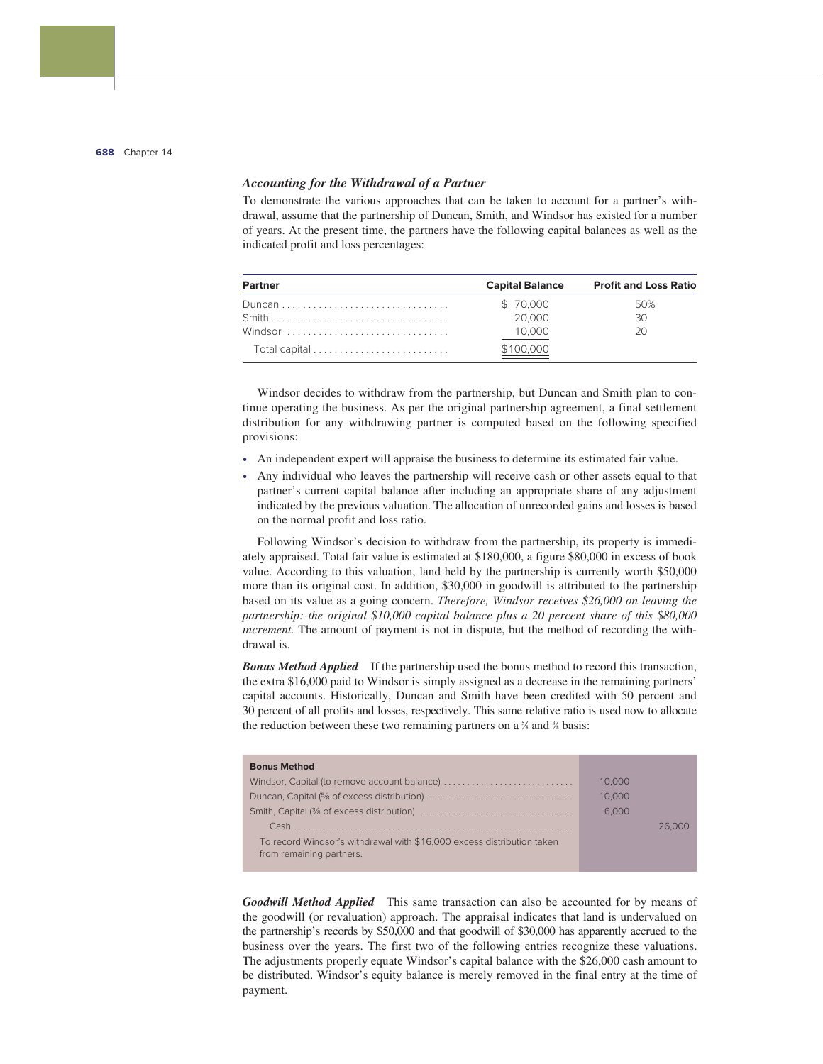### *Accounting for the Withdrawal of a Partner*

To demonstrate the various approaches that can be taken to account for a partner's withdrawal, assume that the partnership of Duncan, Smith, and Windsor has existed for a number of years. At the present time, the partners have the following capital balances as well as the indicated profit and loss percentages:

| Partner | Capital Balance | Profit and Loss Ratio |
|---|---|---|
| Duncan | $ 70,000 | 50% |
| Smith | 20,000 | 30 |
| Windsor | 10,000 | 20 |
| Total capital | $100,000 | |

Windsor decides to withdraw from the partnership, but Duncan and Smith plan to continue operating the business. As per the original partnership agreement, a final settlement distribution for any withdrawing partner is computed based on the following specified provisions:

- An independent expert will appraise the business to determine its estimated fair value.
- Any individual who leaves the partnership will receive cash or other assets equal to that partner's current capital balance after including an appropriate share of any adjustment indicated by the previous valuation. The allocation of unrecorded gains and losses is based on the normal profit and loss ratio.

Following Windsor's decision to withdraw from the partnership, its property is immediately appraised. Total fair value is estimated at $180,000, a figure $80,000 in excess of book value. According to this valuation, land held by the partnership is currently worth $50,000 more than its original cost. In addition, $30,000 in goodwill is attributed to the partnership based on its value as a going concern. *Therefore, Windsor receives $26,000 on leaving the partnership: the original $10,000 capital balance plus a 20 percent share of this $80,000 increment.* The amount of payment is not in dispute, but the method of recording the withdrawal is.

***Bonus Method Applied*** If the partnership used the bonus method to record this transaction, the extra $16,000 paid to Windsor is simply assigned as a decrease in the remaining partners' capital accounts. Historically, Duncan and Smith have been credited with 50 percent and 30 percent of all profits and losses, respectively. This same relative ratio is used now to allocate the reduction between these two remaining partners on a ⅝ and ⅜ basis:

| Bonus Method | | |
|---|---|---|
| Windsor, Capital (to remove account balance) | 10,000 | |
| Duncan, Capital (⅝ of excess distribution) | 10,000 | |
| Smith, Capital (⅜ of excess distribution) | 6,000 | |
| Cash | | 26,000 |
| To record Windsor's withdrawal with $16,000 excess distribution taken from remaining partners. | | |

***Goodwill Method Applied*** This same transaction can also be accounted for by means of the goodwill (or revaluation) approach. The appraisal indicates that land is undervalued on the partnership's records by $50,000 and that goodwill of $30,000 has apparently accrued to the business over the years. The first two of the following entries recognize these valuations. The adjustments properly equate Windsor's capital balance with the $26,000 cash amount to be distributed. Windsor's equity balance is merely removed in the final entry at the time of payment.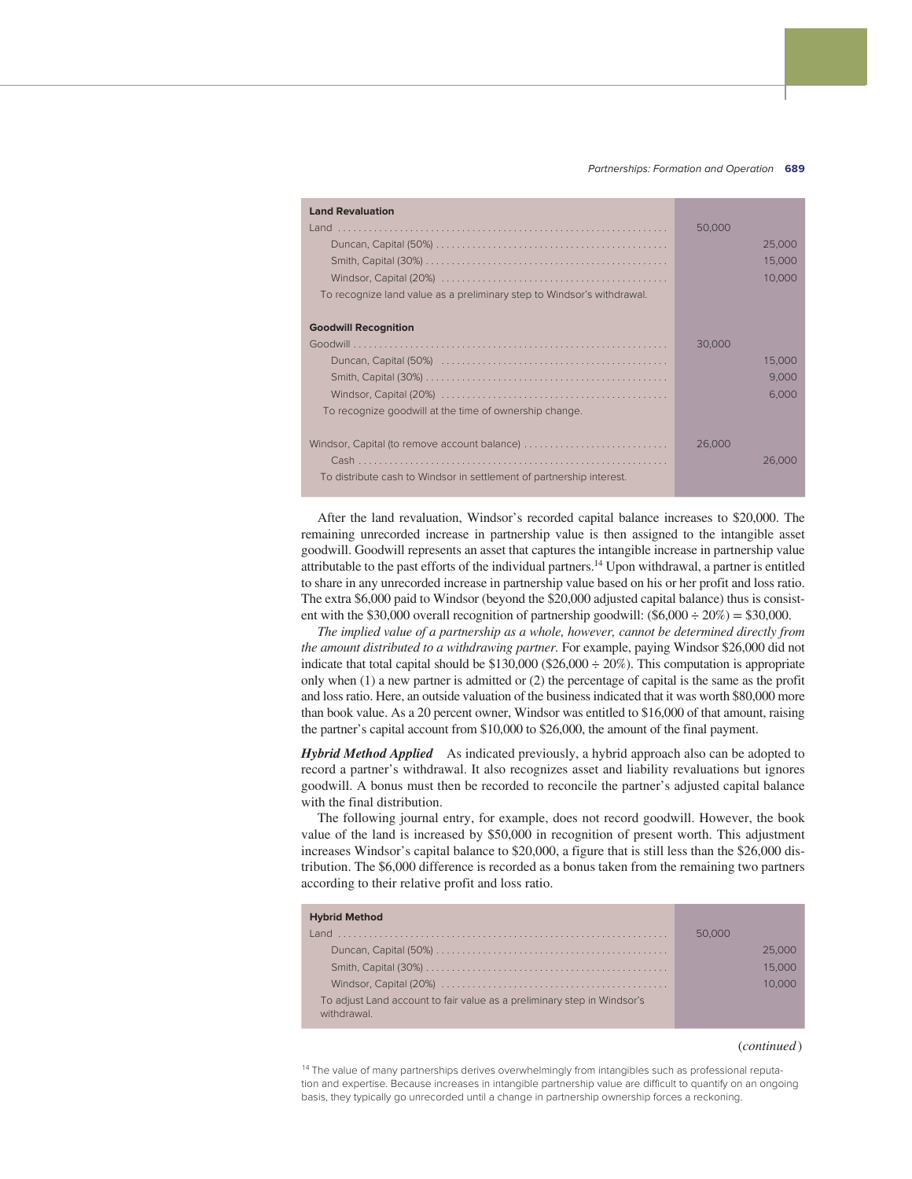| Land Revaluation | | |
|---|---|---|
| Land | 50,000 | |
| Duncan, Capital (50%) | | 25,000 |
| Smith, Capital (30%) | | 15,000 |
| Windsor, Capital (20%) | | 10,000 |
| To recognize land value as a preliminary step to Windsor's withdrawal. | | |
| **Goodwill Recognition** | | |
| Goodwill | 30,000 | |
| Duncan, Capital (50%) | | 15,000 |
| Smith, Capital (30%) | | 9,000 |
| Windsor, Capital (20%) | | 6,000 |
| To recognize goodwill at the time of ownership change. | | |
| Windsor, Capital (to remove account balance) | 26,000 | |
| Cash | | 26,000 |
| To distribute cash to Windsor in settlement of partnership interest. | | |

After the land revaluation, Windsor's recorded capital balance increases to $20,000. The remaining unrecorded increase in partnership value is then assigned to the intangible asset goodwill. Goodwill represents an asset that captures the intangible increase in partnership value attributable to the past efforts of the individual partners.[14] Upon withdrawal, a partner is entitled to share in any unrecorded increase in partnership value based on his or her profit and loss ratio. The extra $6,000 paid to Windsor (beyond the $20,000 adjusted capital balance) thus is consistent with the $30,000 overall recognition of partnership goodwill: ($6,000 ÷ 20%) = $30,000.

*The implied value of a partnership as a whole, however, cannot be determined directly from the amount distributed to a withdrawing partner.* For example, paying Windsor $26,000 did not indicate that total capital should be $130,000 ($26,000 ÷ 20%). This computation is appropriate only when (1) a new partner is admitted or (2) the percentage of capital is the same as the profit and loss ratio. Here, an outside valuation of the business indicated that it was worth $80,000 more than book value. As a 20 percent owner, Windsor was entitled to $16,000 of that amount, raising the partner's capital account from $10,000 to $26,000, the amount of the final payment.

***Hybrid Method Applied*** As indicated previously, a hybrid approach also can be adopted to record a partner's withdrawal. It also recognizes asset and liability revaluations but ignores goodwill. A bonus must then be recorded to reconcile the partner's adjusted capital balance with the final distribution.

The following journal entry, for example, does not record goodwill. However, the book value of the land is increased by $50,000 in recognition of present worth. This adjustment increases Windsor's capital balance to $20,000, a figure that is still less than the $26,000 distribution. The $6,000 difference is recorded as a bonus taken from the remaining two partners according to their relative profit and loss ratio.

| Hybrid Method | | |
|---|---|---|
| Land | 50,000 | |
| Duncan, Capital (50%) | | 25,000 |
| Smith, Capital (30%) | | 15,000 |
| Windsor, Capital (20%) | | 10,000 |
| To adjust Land account to fair value as a preliminary step in Windsor's withdrawal. | | |

(*continued*)

[14] The value of many partnerships derives overwhelmingly from intangibles such as professional reputation and expertise. Because increases in intangible partnership value are difficult to quantify on an ongoing basis, they typically go unrecorded until a change in partnership ownership forces a reckoning.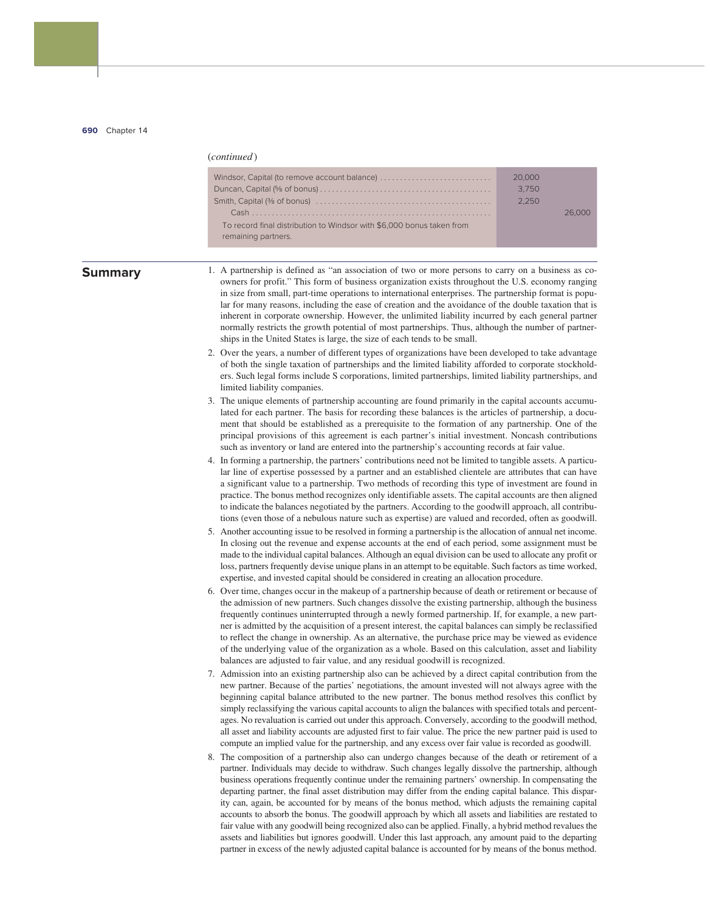(*continued*)

| | Debit | Credit |
|---|---|---|
| Windsor, Capital (to remove account balance) | 20,000 | |
| Duncan, Capital (⅝ of bonus) | 3,750 | |
| Smith, Capital (⅜ of bonus) | 2,250 | |
| Cash | | 26,000 |
| To record final distribution to Windsor with $6,000 bonus taken from remaining partners. | | |

## Summary

1. A partnership is defined as "an association of two or more persons to carry on a business as co-owners for profit." This form of business organization exists throughout the U.S. economy ranging in size from small, part-time operations to international enterprises. The partnership format is popular for many reasons, including the ease of creation and the avoidance of the double taxation that is inherent in corporate ownership. However, the unlimited liability incurred by each general partner normally restricts the growth potential of most partnerships. Thus, although the number of partnerships in the United States is large, the size of each tends to be small.
2. Over the years, a number of different types of organizations have been developed to take advantage of both the single taxation of partnerships and the limited liability afforded to corporate stockholders. Such legal forms include S corporations, limited partnerships, limited liability partnerships, and limited liability companies.
3. The unique elements of partnership accounting are found primarily in the capital accounts accumulated for each partner. The basis for recording these balances is the articles of partnership, a document that should be established as a prerequisite to the formation of any partnership. One of the principal provisions of this agreement is each partner's initial investment. Noncash contributions such as inventory or land are entered into the partnership's accounting records at fair value.
4. In forming a partnership, the partners' contributions need not be limited to tangible assets. A particular line of expertise possessed by a partner and an established clientele are attributes that can have a significant value to a partnership. Two methods of recording this type of investment are found in practice. The bonus method recognizes only identifiable assets. The capital accounts are then aligned to indicate the balances negotiated by the partners. According to the goodwill approach, all contributions (even those of a nebulous nature such as expertise) are valued and recorded, often as goodwill.
5. Another accounting issue to be resolved in forming a partnership is the allocation of annual net income. In closing out the revenue and expense accounts at the end of each period, some assignment must be made to the individual capital balances. Although an equal division can be used to allocate any profit or loss, partners frequently devise unique plans in an attempt to be equitable. Such factors as time worked, expertise, and invested capital should be considered in creating an allocation procedure.
6. Over time, changes occur in the makeup of a partnership because of death or retirement or because of the admission of new partners. Such changes dissolve the existing partnership, although the business frequently continues uninterrupted through a newly formed partnership. If, for example, a new partner is admitted by the acquisition of a present interest, the capital balances can simply be reclassified to reflect the change in ownership. As an alternative, the purchase price may be viewed as evidence of the underlying value of the organization as a whole. Based on this calculation, asset and liability balances are adjusted to fair value, and any residual goodwill is recognized.
7. Admission into an existing partnership also can be achieved by a direct capital contribution from the new partner. Because of the parties' negotiations, the amount invested will not always agree with the beginning capital balance attributed to the new partner. The bonus method resolves this conflict by simply reclassifying the various capital accounts to align the balances with specified totals and percentages. No revaluation is carried out under this approach. Conversely, according to the goodwill method, all asset and liability accounts are adjusted first to fair value. The price the new partner paid is used to compute an implied value for the partnership, and any excess over fair value is recorded as goodwill.
8. The composition of a partnership also can undergo changes because of the death or retirement of a partner. Individuals may decide to withdraw. Such changes legally dissolve the partnership, although business operations frequently continue under the remaining partners' ownership. In compensating the departing partner, the final asset distribution may differ from the ending capital balance. This disparity can, again, be accounted for by means of the bonus method, which adjusts the remaining capital accounts to absorb the bonus. The goodwill approach by which all assets and liabilities are restated to fair value with any goodwill being recognized also can be applied. Finally, a hybrid method revalues the assets and liabilities but ignores goodwill. Under this last approach, any amount paid to the departing partner in excess of the newly adjusted capital balance is accounted for by means of the bonus method.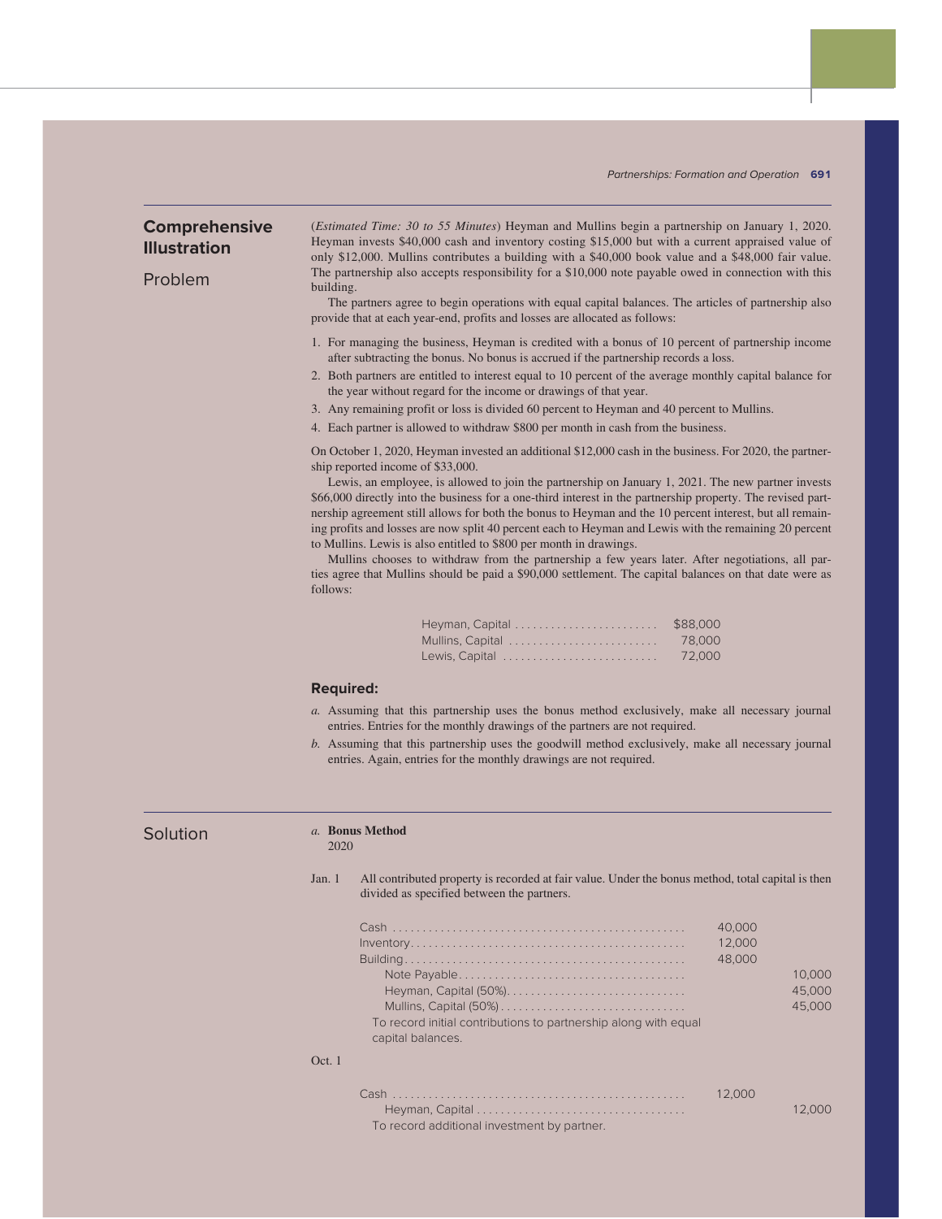## Comprehensive Illustration

### Problem

(*Estimated Time: 30 to 55 Minutes*) Heyman and Mullins begin a partnership on January 1, 2020. Heyman invests $40,000 cash and inventory costing $15,000 but with a current appraised value of only $12,000. Mullins contributes a building with a $40,000 book value and a $48,000 fair value. The partnership also accepts responsibility for a $10,000 note payable owed in connection with this building.

The partners agree to begin operations with equal capital balances. The articles of partnership also provide that at each year-end, profits and losses are allocated as follows:

1. For managing the business, Heyman is credited with a bonus of 10 percent of partnership income after subtracting the bonus. No bonus is accrued if the partnership records a loss.
2. Both partners are entitled to interest equal to 10 percent of the average monthly capital balance for the year without regard for the income or drawings of that year.
3. Any remaining profit or loss is divided 60 percent to Heyman and 40 percent to Mullins.
4. Each partner is allowed to withdraw $800 per month in cash from the business.

On October 1, 2020, Heyman invested an additional $12,000 cash in the business. For 2020, the partnership reported income of $33,000.

Lewis, an employee, is allowed to join the partnership on January 1, 2021. The new partner invests $66,000 directly into the business for a one-third interest in the partnership property. The revised partnership agreement still allows for both the bonus to Heyman and the 10 percent interest, but all remaining profits and losses are now split 40 percent each to Heyman and Lewis with the remaining 20 percent to Mullins. Lewis is also entitled to $800 per month in drawings.

Mullins chooses to withdraw from the partnership a few years later. After negotiations, all parties agree that Mullins should be paid a $90,000 settlement. The capital balances on that date were as follows:

| | |
|---|---|
| Heyman, Capital | $88,000 |
| Mullins, Capital | 78,000 |
| Lewis, Capital | 72,000 |

**Required:**

*a.* Assuming that this partnership uses the bonus method exclusively, make all necessary journal entries. Entries for the monthly drawings of the partners are not required.

*b.* Assuming that this partnership uses the goodwill method exclusively, make all necessary journal entries. Again, entries for the monthly drawings are not required.

### Solution

*a.* **Bonus Method**

2020

Jan. 1 All contributed property is recorded at fair value. Under the bonus method, total capital is then divided as specified between the partners.

| | Debit | Credit |
|---|---|---|
| Cash | 40,000 | |
| Inventory | 12,000 | |
| Building | 48,000 | |
| Note Payable | | 10,000 |
| Heyman, Capital (50%) | | 45,000 |
| Mullins, Capital (50%) | | 45,000 |
| To record initial contributions to partnership along with equal capital balances. | | |

Oct. 1

| | Debit | Credit |
|---|---|---|
| Cash | 12,000 | |
| Heyman, Capital | | 12,000 |
| To record additional investment by partner. | | |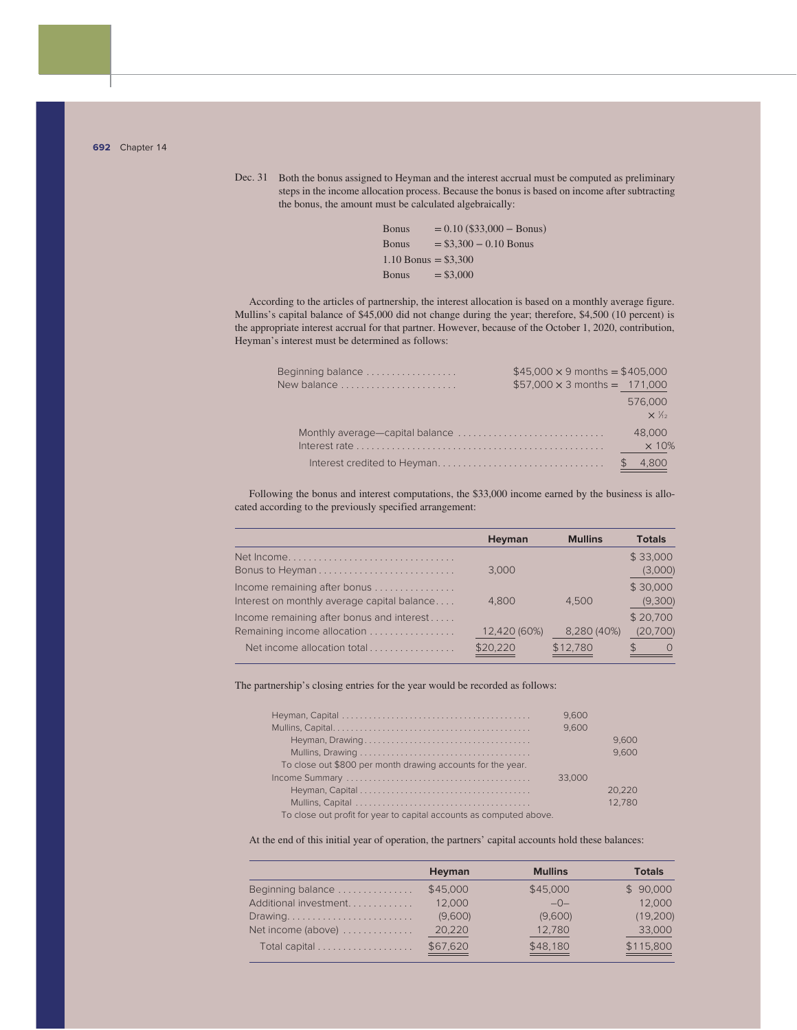Dec. 31 Both the bonus assigned to Heyman and the interest accrual must be computed as preliminary steps in the income allocation process. Because the bonus is based on income after subtracting the bonus, the amount must be calculated algebraically:

$$\text{Bonus} = 0.10\ (\$33{,}000 - \text{Bonus})$$
$$\text{Bonus} = \$3{,}300 - 0.10\ \text{Bonus}$$
$$1.10\ \text{Bonus} = \$3{,}300$$
$$\text{Bonus} = \$3{,}000$$

According to the articles of partnership, the interest allocation is based on a monthly average figure. Mullins's capital balance of $45,000 did not change during the year; therefore, $4,500 (10 percent) is the appropriate interest accrual for that partner. However, because of the October 1, 2020, contribution, Heyman's interest must be determined as follows:

| | |
|---|---|
| Beginning balance | $45,000 × 9 months = $405,000 |
| New balance | $57,000 × 3 months = 171,000 |
| | 576,000 |
| | × 1/12 |
| Monthly average—capital balance | 48,000 |
| Interest rate | × 10% |
| Interest credited to Heyman | $ 4,800 |

Following the bonus and interest computations, the $33,000 income earned by the business is allocated according to the previously specified arrangement:

| | Heyman | Mullins | Totals |
|---|---|---|---|
| Net Income | | | $ 33,000 |
| Bonus to Heyman | 3,000 | | (3,000) |
| Income remaining after bonus | | | $ 30,000 |
| Interest on monthly average capital balance | 4,800 | 4,500 | (9,300) |
| Income remaining after bonus and interest | | | $ 20,700 |
| Remaining income allocation | 12,420 (60%) | 8,280 (40%) | (20,700) |
| Net income allocation total | $20,220 | $12,780 | $ 0 |

The partnership's closing entries for the year would be recorded as follows:

| | Debit | Credit |
|---|---|---|
| Heyman, Capital | 9,600 | |
| Mullins, Capital | 9,600 | |
| Heyman, Drawing | | 9,600 |
| Mullins, Drawing | | 9,600 |
| To close out $800 per month drawing accounts for the year. | | |
| Income Summary | 33,000 | |
| Heyman, Capital | | 20,220 |
| Mullins, Capital | | 12,780 |
| To close out profit for year to capital accounts as computed above. | | |

At the end of this initial year of operation, the partners' capital accounts hold these balances:

| | Heyman | Mullins | Totals |
|---|---|---|---|
| Beginning balance | $45,000 | $45,000 | $ 90,000 |
| Additional investment | 12,000 | –0– | 12,000 |
| Drawing | (9,600) | (9,600) | (19,200) |
| Net income (above) | 20,220 | 12,780 | 33,000 |
| Total capital | $67,620 | $48,180 | $115,800 |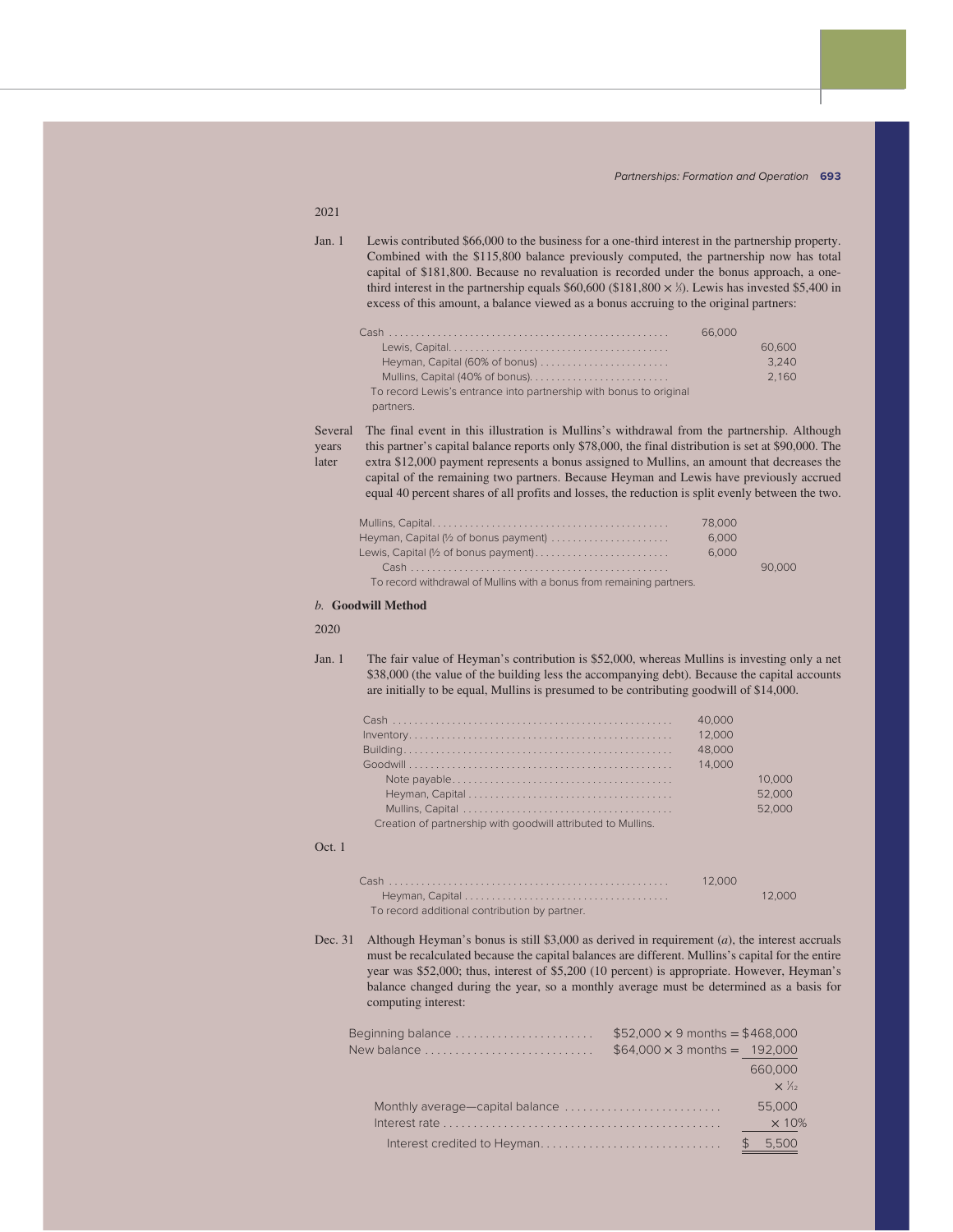2021

Jan. 1 Lewis contributed $66,000 to the business for a one-third interest in the partnership property. Combined with the $115,800 balance previously computed, the partnership now has total capital of $181,800. Because no revaluation is recorded under the bonus approach, a one-third interest in the partnership equals $60,600 ($181,800 × ⅓). Lewis has invested $5,400 in excess of this amount, a balance viewed as a bonus accruing to the original partners:

| | | |
|---|---|---|
| Cash | 66,000 | |
| Lewis, Capital | | 60,600 |
| Heyman, Capital (60% of bonus) | | 3,240 |
| Mullins, Capital (40% of bonus) | | 2,160 |
| To record Lewis's entrance into partnership with bonus to original partners. | | |

Several years later The final event in this illustration is Mullins's withdrawal from the partnership. Although this partner's capital balance reports only $78,000, the final distribution is set at $90,000. The extra $12,000 payment represents a bonus assigned to Mullins, an amount that decreases the capital of the remaining two partners. Because Heyman and Lewis have previously accrued equal 40 percent shares of all profits and losses, the reduction is split evenly between the two.

| | | |
|---|---|---|
| Mullins, Capital | 78,000 | |
| Heyman, Capital (½ of bonus payment) | 6,000 | |
| Lewis, Capital (½ of bonus payment) | 6,000 | |
| Cash | | 90,000 |
| To record withdrawal of Mullins with a bonus from remaining partners. | | |

*b.* **Goodwill Method**

2020

Jan. 1 The fair value of Heyman's contribution is $52,000, whereas Mullins is investing only a net $38,000 (the value of the building less the accompanying debt). Because the capital accounts are initially to be equal, Mullins is presumed to be contributing goodwill of $14,000.

| | | |
|---|---|---|
| Cash | 40,000 | |
| Inventory | 12,000 | |
| Building | 48,000 | |
| Goodwill | 14,000 | |
| Note payable | | 10,000 |
| Heyman, Capital | | 52,000 |
| Mullins, Capital | | 52,000 |
| Creation of partnership with goodwill attributed to Mullins. | | |

Oct. 1

| | | |
|---|---|---|
| Cash | 12,000 | |
| Heyman, Capital | | 12,000 |
| To record additional contribution by partner. | | |

Dec. 31 Although Heyman's bonus is still $3,000 as derived in requirement (*a*), the interest accruals must be recalculated because the capital balances are different. Mullins's capital for the entire year was $52,000; thus, interest of $5,200 (10 percent) is appropriate. However, Heyman's balance changed during the year, so a monthly average must be determined as a basis for computing interest:

| | |
|---|---|
| Beginning balance | $52,000 × 9 months = $468,000 |
| New balance | $64,000 × 3 months = 192,000 |
| | 660,000 |
| | × ¹⁄₁₂ |
| Monthly average—capital balance | 55,000 |
| Interest rate | × 10% |
| Interest credited to Heyman | $ 5,500 |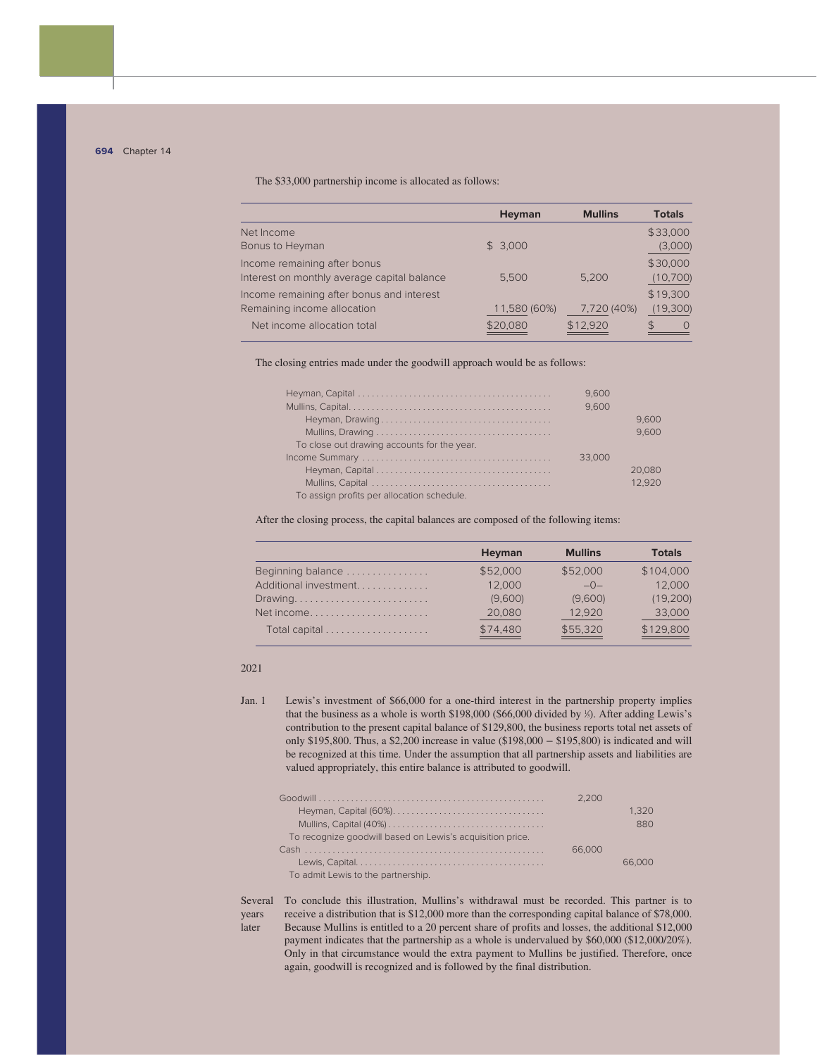The $33,000 partnership income is allocated as follows:

| | Heyman | Mullins | Totals |
|---|---|---|---|
| Net Income | | | $33,000 |
| Bonus to Heyman | $ 3,000 | | (3,000) |
| Income remaining after bonus | | | $30,000 |
| Interest on monthly average capital balance | 5,500 | 5,200 | (10,700) |
| Income remaining after bonus and interest | | | $19,300 |
| Remaining income allocation | 11,580 (60%) | 7,720 (40%) | (19,300) |
| Net income allocation total | $20,080 | $12,920 | $ 0 |

The closing entries made under the goodwill approach would be as follows:

| | Debit | Credit |
|---|---|---|
| Heyman, Capital | 9,600 | |
| Mullins, Capital | 9,600 | |
| Heyman, Drawing | | 9,600 |
| Mullins, Drawing | | 9,600 |
| To close out drawing accounts for the year. | | |
| Income Summary | 33,000 | |
| Heyman, Capital | | 20,080 |
| Mullins, Capital | | 12,920 |
| To assign profits per allocation schedule. | | |

After the closing process, the capital balances are composed of the following items:

| | Heyman | Mullins | Totals |
|---|---|---|---|
| Beginning balance | $52,000 | $52,000 | $104,000 |
| Additional investment | 12,000 | –0– | 12,000 |
| Drawing | (9,600) | (9,600) | (19,200) |
| Net income | 20,080 | 12,920 | 33,000 |
| Total capital | $74,480 | $55,320 | $129,800 |

2021

Jan. 1 Lewis's investment of $66,000 for a one-third interest in the partnership property implies that the business as a whole is worth $198,000 ($66,000 divided by ⅓). After adding Lewis's contribution to the present capital balance of $129,800, the business reports total net assets of only $195,800. Thus, a $2,200 increase in value ($198,000 − $195,800) is indicated and will be recognized at this time. Under the assumption that all partnership assets and liabilities are valued appropriately, this entire balance is attributed to goodwill.

| | Debit | Credit |
|---|---|---|
| Goodwill | 2,200 | |
| Heyman, Capital (60%) | | 1,320 |
| Mullins, Capital (40%) | | 880 |
| To recognize goodwill based on Lewis's acquisition price. | | |
| Cash | 66,000 | |
| Lewis, Capital | | 66,000 |
| To admit Lewis to the partnership. | | |

Several years later To conclude this illustration, Mullins's withdrawal must be recorded. This partner is to receive a distribution that is $12,000 more than the corresponding capital balance of $78,000. Because Mullins is entitled to a 20 percent share of profits and losses, the additional $12,000 payment indicates that the partnership as a whole is undervalued by $60,000 ($12,000/20%). Only in that circumstance would the extra payment to Mullins be justified. Therefore, once again, goodwill is recognized and is followed by the final distribution.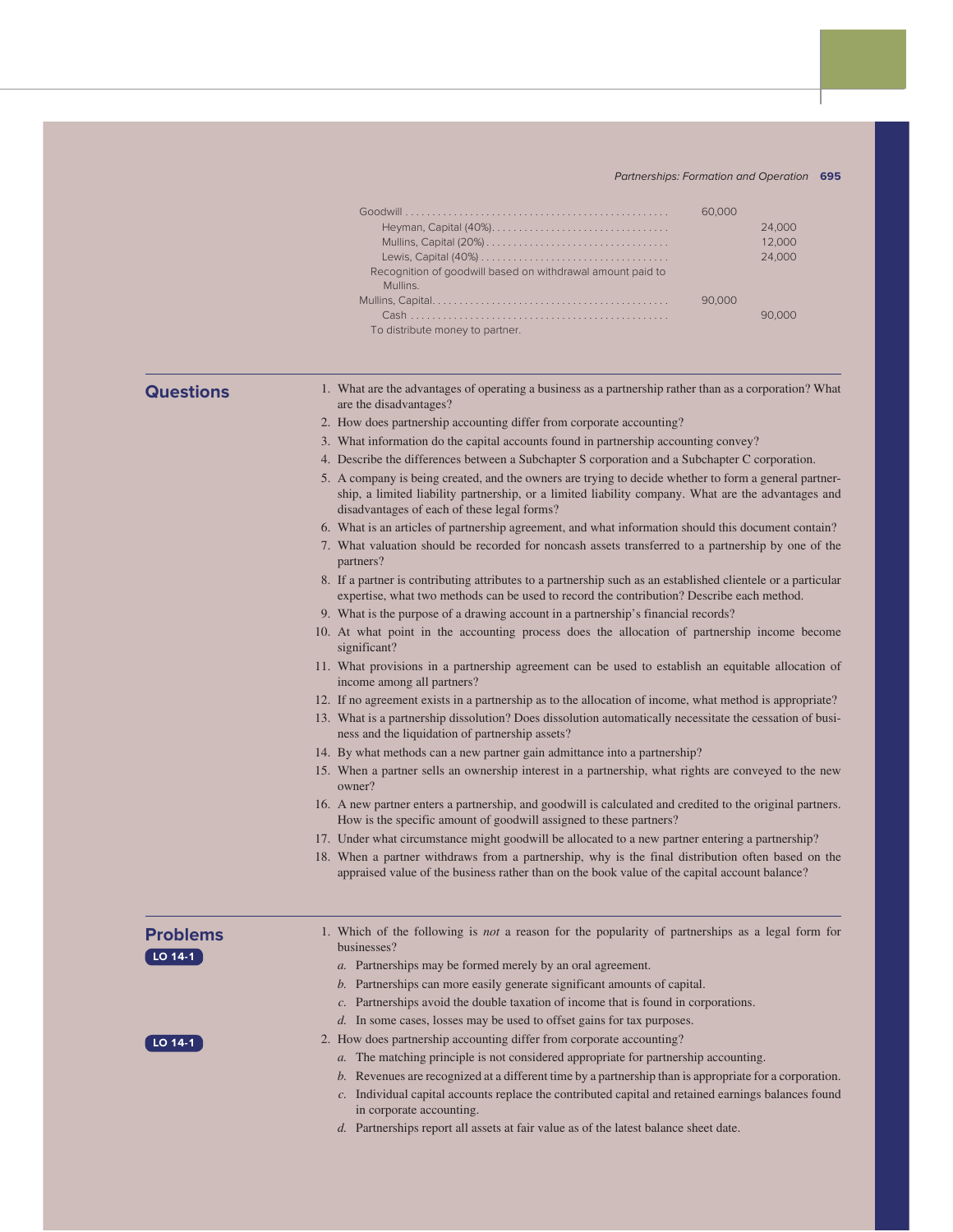| | | |
|---|---|---|
| Goodwill | 60,000 | |
| Heyman, Capital (40%) | | 24,000 |
| Mullins, Capital (20%) | | 12,000 |
| Lewis, Capital (40%) | | 24,000 |
| Recognition of goodwill based on withdrawal amount paid to Mullins. | | |
| Mullins, Capital | 90,000 | |
| Cash | | 90,000 |
| To distribute money to partner. | | |

## Questions

1. What are the advantages of operating a business as a partnership rather than as a corporation? What are the disadvantages?
2. How does partnership accounting differ from corporate accounting?
3. What information do the capital accounts found in partnership accounting convey?
4. Describe the differences between a Subchapter S corporation and a Subchapter C corporation.
5. A company is being created, and the owners are trying to decide whether to form a general partnership, a limited liability partnership, or a limited liability company. What are the advantages and disadvantages of each of these legal forms?
6. What is an articles of partnership agreement, and what information should this document contain?
7. What valuation should be recorded for noncash assets transferred to a partnership by one of the partners?
8. If a partner is contributing attributes to a partnership such as an established clientele or a particular expertise, what two methods can be used to record the contribution? Describe each method.
9. What is the purpose of a drawing account in a partnership's financial records?
10. At what point in the accounting process does the allocation of partnership income become significant?
11. What provisions in a partnership agreement can be used to establish an equitable allocation of income among all partners?
12. If no agreement exists in a partnership as to the allocation of income, what method is appropriate?
13. What is a partnership dissolution? Does dissolution automatically necessitate the cessation of business and the liquidation of partnership assets?
14. By what methods can a new partner gain admittance into a partnership?
15. When a partner sells an ownership interest in a partnership, what rights are conveyed to the new owner?
16. A new partner enters a partnership, and goodwill is calculated and credited to the original partners. How is the specific amount of goodwill assigned to these partners?
17. Under what circumstance might goodwill be allocated to a new partner entering a partnership?
18. When a partner withdraws from a partnership, why is the final distribution often based on the appraised value of the business rather than on the book value of the capital account balance?

## Problems

**LO 14-1**

1. Which of the following is *not* a reason for the popularity of partnerships as a legal form for businesses?
   *a.* Partnerships may be formed merely by an oral agreement.
   *b.* Partnerships can more easily generate significant amounts of capital.
   *c.* Partnerships avoid the double taxation of income that is found in corporations.
   *d.* In some cases, losses may be used to offset gains for tax purposes.

**LO 14-1**

2. How does partnership accounting differ from corporate accounting?
   *a.* The matching principle is not considered appropriate for partnership accounting.
   *b.* Revenues are recognized at a different time by a partnership than is appropriate for a corporation.
   *c.* Individual capital accounts replace the contributed capital and retained earnings balances found in corporate accounting.
   *d.* Partnerships report all assets at fair value as of the latest balance sheet date.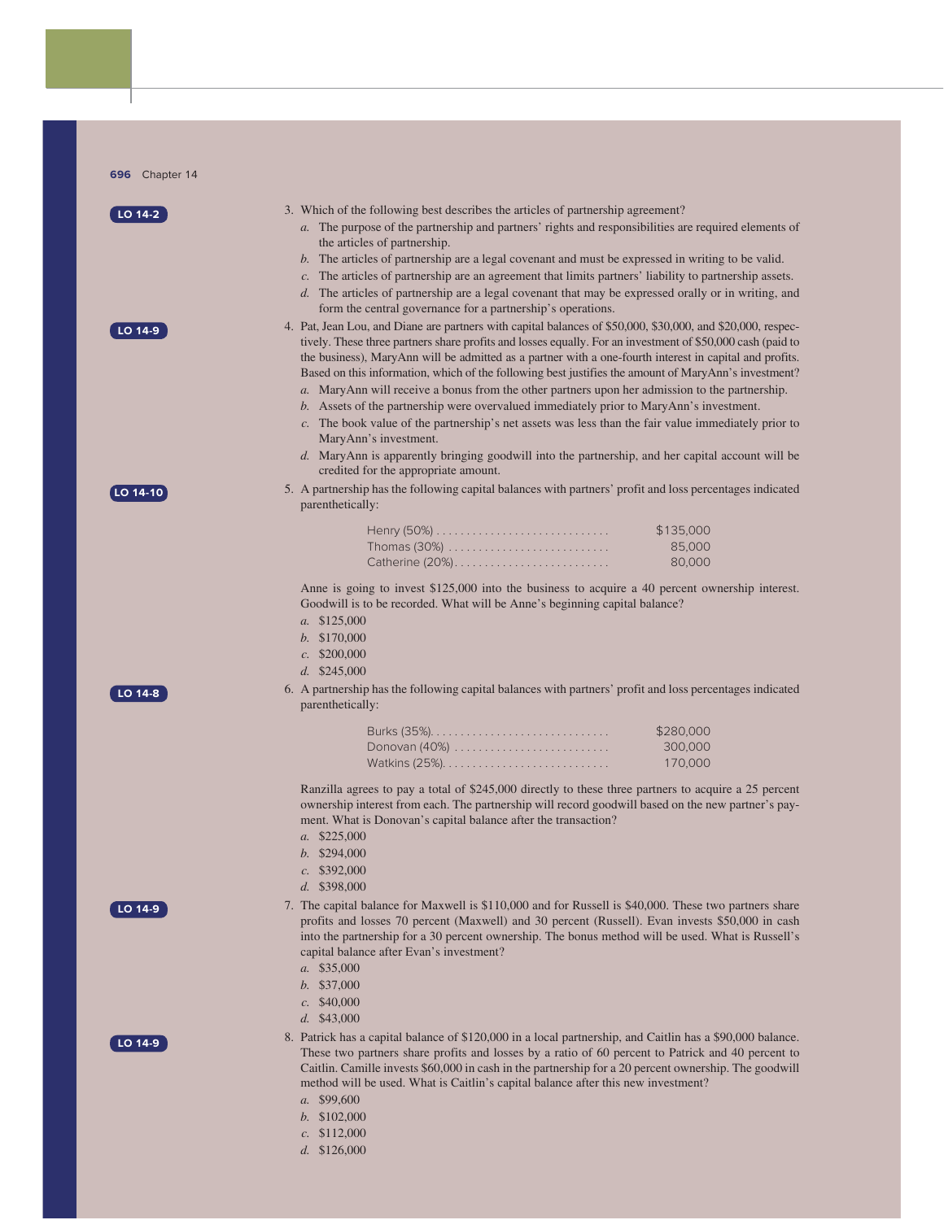LO 14-2

3. Which of the following best describes the articles of partnership agreement?
   *a.* The purpose of the partnership and partners' rights and responsibilities are required elements of the articles of partnership.
   *b.* The articles of partnership are a legal covenant and must be expressed in writing to be valid.
   *c.* The articles of partnership are an agreement that limits partners' liability to partnership assets.
   *d.* The articles of partnership are a legal covenant that may be expressed orally or in writing, and form the central governance for a partnership's operations.

LO 14-9

4. Pat, Jean Lou, and Diane are partners with capital balances of $50,000, $30,000, and $20,000, respectively. These three partners share profits and losses equally. For an investment of $50,000 cash (paid to the business), MaryAnn will be admitted as a partner with a one-fourth interest in capital and profits. Based on this information, which of the following best justifies the amount of MaryAnn's investment?
   *a.* MaryAnn will receive a bonus from the other partners upon her admission to the partnership.
   *b.* Assets of the partnership were overvalued immediately prior to MaryAnn's investment.
   *c.* The book value of the partnership's net assets was less than the fair value immediately prior to MaryAnn's investment.
   *d.* MaryAnn is apparently bringing goodwill into the partnership, and her capital account will be credited for the appropriate amount.

LO 14-10

5. A partnership has the following capital balances with partners' profit and loss percentages indicated parenthetically:

| | |
|---|---|
| Henry (50%) | $135,000 |
| Thomas (30%) | 85,000 |
| Catherine (20%) | 80,000 |

   Anne is going to invest $125,000 into the business to acquire a 40 percent ownership interest. Goodwill is to be recorded. What will be Anne's beginning capital balance?
   *a.* $125,000
   *b.* $170,000
   *c.* $200,000
   *d.* $245,000

LO 14-8

6. A partnership has the following capital balances with partners' profit and loss percentages indicated parenthetically:

| | |
|---|---|
| Burks (35%) | $280,000 |
| Donovan (40%) | 300,000 |
| Watkins (25%) | 170,000 |

   Ranzilla agrees to pay a total of $245,000 directly to these three partners to acquire a 25 percent ownership interest from each. The partnership will record goodwill based on the new partner's payment. What is Donovan's capital balance after the transaction?
   *a.* $225,000
   *b.* $294,000
   *c.* $392,000
   *d.* $398,000

LO 14-9

7. The capital balance for Maxwell is $110,000 and for Russell is $40,000. These two partners share profits and losses 70 percent (Maxwell) and 30 percent (Russell). Evan invests $50,000 in cash into the partnership for a 30 percent ownership. The bonus method will be used. What is Russell's capital balance after Evan's investment?
   *a.* $35,000
   *b.* $37,000
   *c.* $40,000
   *d.* $43,000

LO 14-9

8. Patrick has a capital balance of $120,000 in a local partnership, and Caitlin has a $90,000 balance. These two partners share profits and losses by a ratio of 60 percent to Patrick and 40 percent to Caitlin. Camille invests $60,000 in cash in the partnership for a 20 percent ownership. The goodwill method will be used. What is Caitlin's capital balance after this new investment?
   *a.* $99,600
   *b.* $102,000
   *c.* $112,000
   *d.* $126,000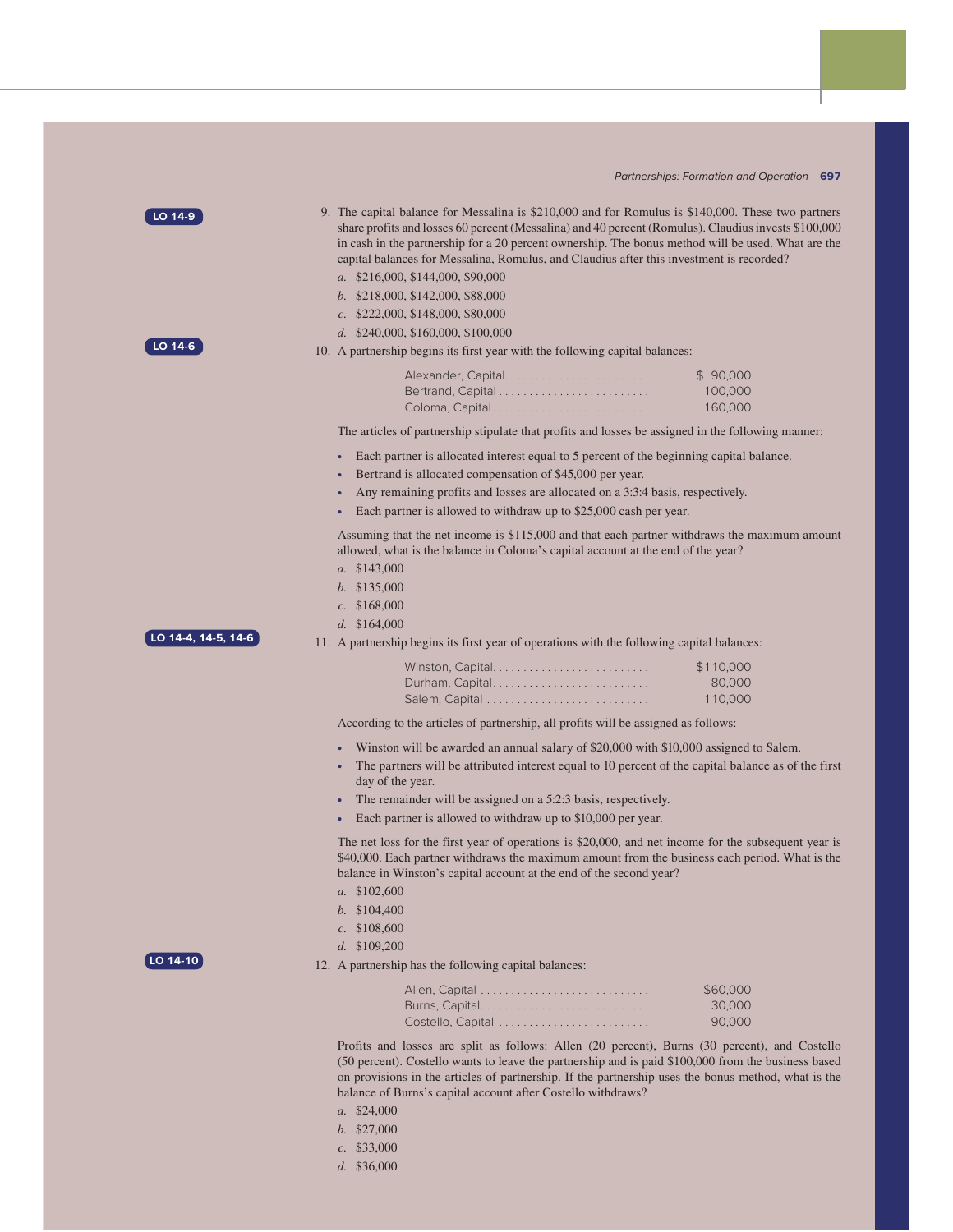**LO 14-9**

9. The capital balance for Messalina is $210,000 and for Romulus is $140,000. These two partners share profits and losses 60 percent (Messalina) and 40 percent (Romulus). Claudius invests $100,000 in cash in the partnership for a 20 percent ownership. The bonus method will be used. What are the capital balances for Messalina, Romulus, and Claudius after this investment is recorded?
   *a.* $216,000, $144,000, $90,000
   *b.* $218,000, $142,000, $88,000
   *c.* $222,000, $148,000, $80,000
   *d.* $240,000, $160,000, $100,000

**LO 14-6**

10. A partnership begins its first year with the following capital balances:

| | |
|---|---|
| Alexander, Capital | $ 90,000 |
| Bertrand, Capital | 100,000 |
| Coloma, Capital | 160,000 |

The articles of partnership stipulate that profits and losses be assigned in the following manner:

- Each partner is allocated interest equal to 5 percent of the beginning capital balance.
- Bertrand is allocated compensation of $45,000 per year.
- Any remaining profits and losses are allocated on a 3:3:4 basis, respectively.
- Each partner is allowed to withdraw up to $25,000 cash per year.

Assuming that the net income is $115,000 and that each partner withdraws the maximum amount allowed, what is the balance in Coloma's capital account at the end of the year?
   *a.* $143,000
   *b.* $135,000
   *c.* $168,000
   *d.* $164,000

**LO 14-4, 14-5, 14-6**

11. A partnership begins its first year of operations with the following capital balances:

| | |
|---|---|
| Winston, Capital | $110,000 |
| Durham, Capital | 80,000 |
| Salem, Capital | 110,000 |

According to the articles of partnership, all profits will be assigned as follows:

- Winston will be awarded an annual salary of $20,000 with $10,000 assigned to Salem.
- The partners will be attributed interest equal to 10 percent of the capital balance as of the first day of the year.
- The remainder will be assigned on a 5:2:3 basis, respectively.
- Each partner is allowed to withdraw up to $10,000 per year.

The net loss for the first year of operations is $20,000, and net income for the subsequent year is $40,000. Each partner withdraws the maximum amount from the business each period. What is the balance in Winston's capital account at the end of the second year?
   *a.* $102,600
   *b.* $104,400
   *c.* $108,600
   *d.* $109,200

**LO 14-10**

12. A partnership has the following capital balances:

| | |
|---|---|
| Allen, Capital | $60,000 |
| Burns, Capital | 30,000 |
| Costello, Capital | 90,000 |

Profits and losses are split as follows: Allen (20 percent), Burns (30 percent), and Costello (50 percent). Costello wants to leave the partnership and is paid $100,000 from the business based on provisions in the articles of partnership. If the partnership uses the bonus method, what is the balance of Burns's capital account after Costello withdraws?
   *a.* $24,000
   *b.* $27,000
   *c.* $33,000
   *d.* $36,000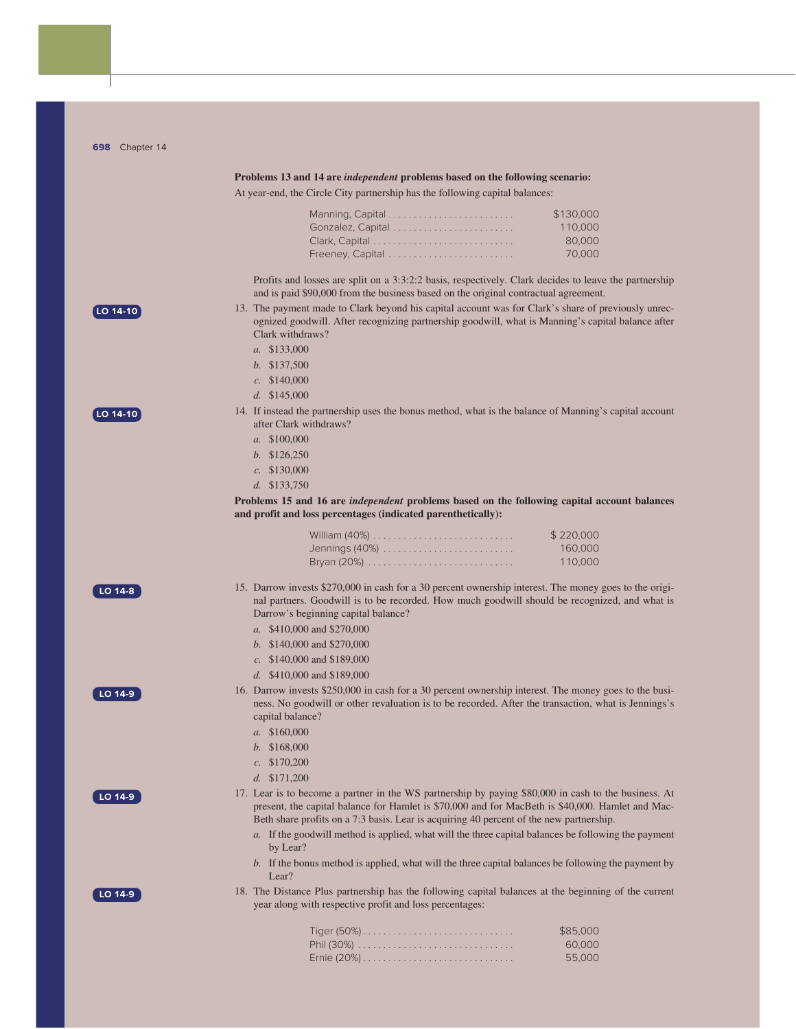**Problems 13 and 14 are *independent* problems based on the following scenario:**

At year-end, the Circle City partnership has the following capital balances:

| | |
|---|---|
| Manning, Capital | $130,000 |
| Gonzalez, Capital | 110,000 |
| Clark, Capital | 80,000 |
| Freeney, Capital | 70,000 |

Profits and losses are split on a 3:3:2:2 basis, respectively. Clark decides to leave the partnership and is paid $90,000 from the business based on the original contractual agreement.

LO 14-10

13. The payment made to Clark beyond his capital account was for Clark's share of previously unrecognized goodwill. After recognizing partnership goodwill, what is Manning's capital balance after Clark withdraws?
    *a.* $133,000
    *b.* $137,500
    *c.* $140,000
    *d.* $145,000

LO 14-10

14. If instead the partnership uses the bonus method, what is the balance of Manning's capital account after Clark withdraws?
    *a.* $100,000
    *b.* $126,250
    *c.* $130,000
    *d.* $133,750

**Problems 15 and 16 are *independent* problems based on the following capital account balances and profit and loss percentages (indicated parenthetically):**

| | |
|---|---|
| William (40%) | $ 220,000 |
| Jennings (40%) | 160,000 |
| Bryan (20%) | 110,000 |

LO 14-8

15. Darrow invests $270,000 in cash for a 30 percent ownership interest. The money goes to the original partners. Goodwill is to be recorded. How much goodwill should be recognized, and what is Darrow's beginning capital balance?
    *a.* $410,000 and $270,000
    *b.* $140,000 and $270,000
    *c.* $140,000 and $189,000
    *d.* $410,000 and $189,000

LO 14-9

16. Darrow invests $250,000 in cash for a 30 percent ownership interest. The money goes to the business. No goodwill or other revaluation is to be recorded. After the transaction, what is Jennings's capital balance?
    *a.* $160,000
    *b.* $168,000
    *c.* $170,200
    *d.* $171,200

LO 14-9

17. Lear is to become a partner in the WS partnership by paying $80,000 in cash to the business. At present, the capital balance for Hamlet is $70,000 and for MacBeth is $40,000. Hamlet and MacBeth share profits on a 7:3 basis. Lear is acquiring 40 percent of the new partnership.
    *a.* If the goodwill method is applied, what will the three capital balances be following the payment by Lear?
    *b.* If the bonus method is applied, what will the three capital balances be following the payment by Lear?

LO 14-9

18. The Distance Plus partnership has the following capital balances at the beginning of the current year along with respective profit and loss percentages:

| | |
|---|---|
| Tiger (50%) | $85,000 |
| Phil (30%) | 60,000 |
| Ernie (20%) | 55,000 |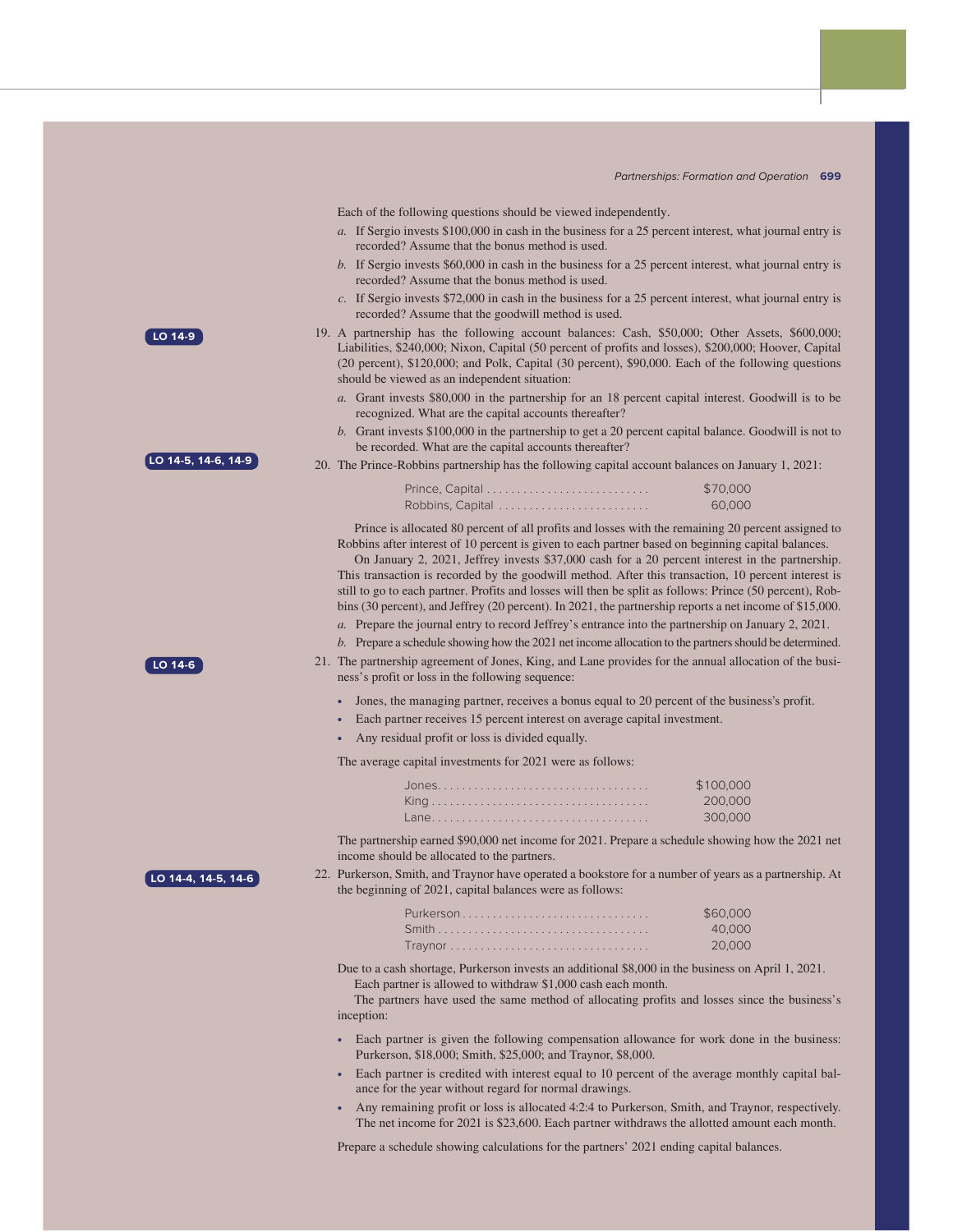Each of the following questions should be viewed independently.

*a.* If Sergio invests $100,000 in cash in the business for a 25 percent interest, what journal entry is recorded? Assume that the bonus method is used.

*b.* If Sergio invests $60,000 in cash in the business for a 25 percent interest, what journal entry is recorded? Assume that the bonus method is used.

*c.* If Sergio invests $72,000 in cash in the business for a 25 percent interest, what journal entry is recorded? Assume that the goodwill method is used.

**LO 14-9**

19. A partnership has the following account balances: Cash, $50,000; Other Assets, $600,000; Liabilities, $240,000; Nixon, Capital (50 percent of profits and losses), $200,000; Hoover, Capital (20 percent), $120,000; and Polk, Capital (30 percent), $90,000. Each of the following questions should be viewed as an independent situation:

    *a.* Grant invests $80,000 in the partnership for an 18 percent capital interest. Goodwill is to be recognized. What are the capital accounts thereafter?

    *b.* Grant invests $100,000 in the partnership to get a 20 percent capital balance. Goodwill is not to be recorded. What are the capital accounts thereafter?

**LO 14-5, 14-6, 14-9**

20. The Prince-Robbins partnership has the following capital account balances on January 1, 2021:

| | |
|---|---|
| Prince, Capital | $70,000 |
| Robbins, Capital | 60,000 |

Prince is allocated 80 percent of all profits and losses with the remaining 20 percent assigned to Robbins after interest of 10 percent is given to each partner based on beginning capital balances.

On January 2, 2021, Jeffrey invests $37,000 cash for a 20 percent interest in the partnership. This transaction is recorded by the goodwill method. After this transaction, 10 percent interest is still to go to each partner. Profits and losses will then be split as follows: Prince (50 percent), Robbins (30 percent), and Jeffrey (20 percent). In 2021, the partnership reports a net income of $15,000.

*a.* Prepare the journal entry to record Jeffrey's entrance into the partnership on January 2, 2021.

*b.* Prepare a schedule showing how the 2021 net income allocation to the partners should be determined.

**LO 14-6**

21. The partnership agreement of Jones, King, and Lane provides for the annual allocation of the business's profit or loss in the following sequence:

- Jones, the managing partner, receives a bonus equal to 20 percent of the business's profit.
- Each partner receives 15 percent interest on average capital investment.
- Any residual profit or loss is divided equally.

The average capital investments for 2021 were as follows:

| | |
|---|---|
| Jones | $100,000 |
| King | 200,000 |
| Lane | 300,000 |

The partnership earned $90,000 net income for 2021. Prepare a schedule showing how the 2021 net income should be allocated to the partners.

**LO 14-4, 14-5, 14-6**

22. Purkerson, Smith, and Traynor have operated a bookstore for a number of years as a partnership. At the beginning of 2021, capital balances were as follows:

| | |
|---|---|
| Purkerson | $60,000 |
| Smith | 40,000 |
| Traynor | 20,000 |

Due to a cash shortage, Purkerson invests an additional $8,000 in the business on April 1, 2021.

Each partner is allowed to withdraw $1,000 cash each month.

The partners have used the same method of allocating profits and losses since the business's inception:

- Each partner is given the following compensation allowance for work done in the business: Purkerson, $18,000; Smith, $25,000; and Traynor, $8,000.
- Each partner is credited with interest equal to 10 percent of the average monthly capital balance for the year without regard for normal drawings.
- Any remaining profit or loss is allocated 4:2:4 to Purkerson, Smith, and Traynor, respectively. The net income for 2021 is $23,600. Each partner withdraws the allotted amount each month.

Prepare a schedule showing calculations for the partners' 2021 ending capital balances.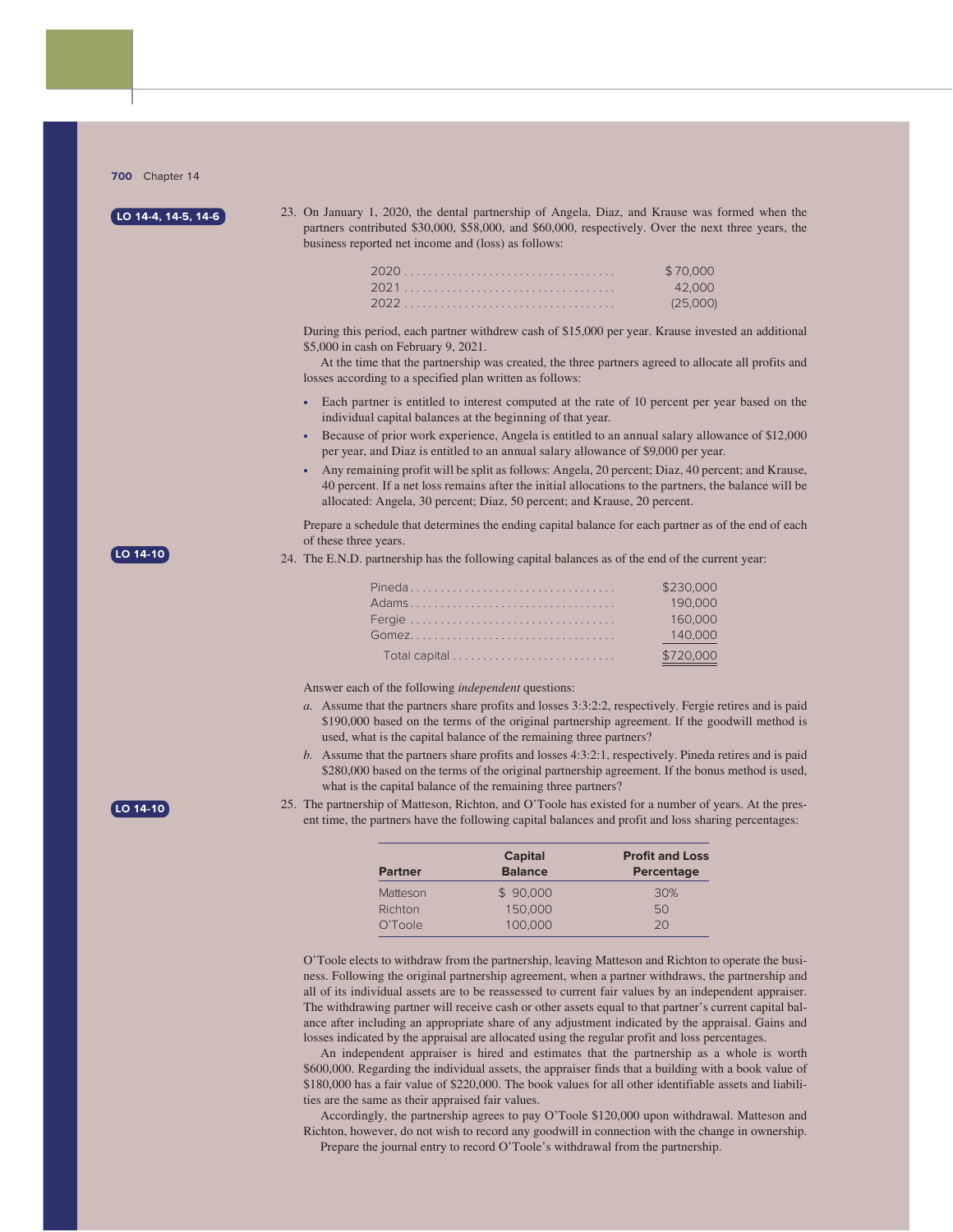LO 14-4, 14-5, 14-6

23. On January 1, 2020, the dental partnership of Angela, Diaz, and Krause was formed when the partners contributed $30,000, $58,000, and $60,000, respectively. Over the next three years, the business reported net income and (loss) as follows:

| | |
|---|---|
| 2020 | $70,000 |
| 2021 | 42,000 |
| 2022 | (25,000) |

During this period, each partner withdrew cash of $15,000 per year. Krause invested an additional $5,000 in cash on February 9, 2021.

At the time that the partnership was created, the three partners agreed to allocate all profits and losses according to a specified plan written as follows:

- Each partner is entitled to interest computed at the rate of 10 percent per year based on the individual capital balances at the beginning of that year.
- Because of prior work experience, Angela is entitled to an annual salary allowance of $12,000 per year, and Diaz is entitled to an annual salary allowance of $9,000 per year.
- Any remaining profit will be split as follows: Angela, 20 percent; Diaz, 40 percent; and Krause, 40 percent. If a net loss remains after the initial allocations to the partners, the balance will be allocated: Angela, 30 percent; Diaz, 50 percent; and Krause, 20 percent.

Prepare a schedule that determines the ending capital balance for each partner as of the end of each of these three years.

LO 14-10

24. The E.N.D. partnership has the following capital balances as of the end of the current year:

| | |
|---|---|
| Pineda | $230,000 |
| Adams | 190,000 |
| Fergie | 160,000 |
| Gomez | 140,000 |
| Total capital | $720,000 |

Answer each of the following *independent* questions:

*a.* Assume that the partners share profits and losses 3:3:2:2, respectively. Fergie retires and is paid $190,000 based on the terms of the original partnership agreement. If the goodwill method is used, what is the capital balance of the remaining three partners?

*b.* Assume that the partners share profits and losses 4:3:2:1, respectively. Pineda retires and is paid $280,000 based on the terms of the original partnership agreement. If the bonus method is used, what is the capital balance of the remaining three partners?

LO 14-10

25. The partnership of Matteson, Richton, and O'Toole has existed for a number of years. At the present time, the partners have the following capital balances and profit and loss sharing percentages:

| Partner | Capital Balance | Profit and Loss Percentage |
|---|---|---|
| Matteson | $ 90,000 | 30% |
| Richton | 150,000 | 50 |
| O'Toole | 100,000 | 20 |

O'Toole elects to withdraw from the partnership, leaving Matteson and Richton to operate the business. Following the original partnership agreement, when a partner withdraws, the partnership and all of its individual assets are to be reassessed to current fair values by an independent appraiser. The withdrawing partner will receive cash or other assets equal to that partner's current capital balance after including an appropriate share of any adjustment indicated by the appraisal. Gains and losses indicated by the appraisal are allocated using the regular profit and loss percentages.

An independent appraiser is hired and estimates that the partnership as a whole is worth $600,000. Regarding the individual assets, the appraiser finds that a building with a book value of $180,000 has a fair value of $220,000. The book values for all other identifiable assets and liabilities are the same as their appraised fair values.

Accordingly, the partnership agrees to pay O'Toole $120,000 upon withdrawal. Matteson and Richton, however, do not wish to record any goodwill in connection with the change in ownership.

Prepare the journal entry to record O'Toole's withdrawal from the partnership.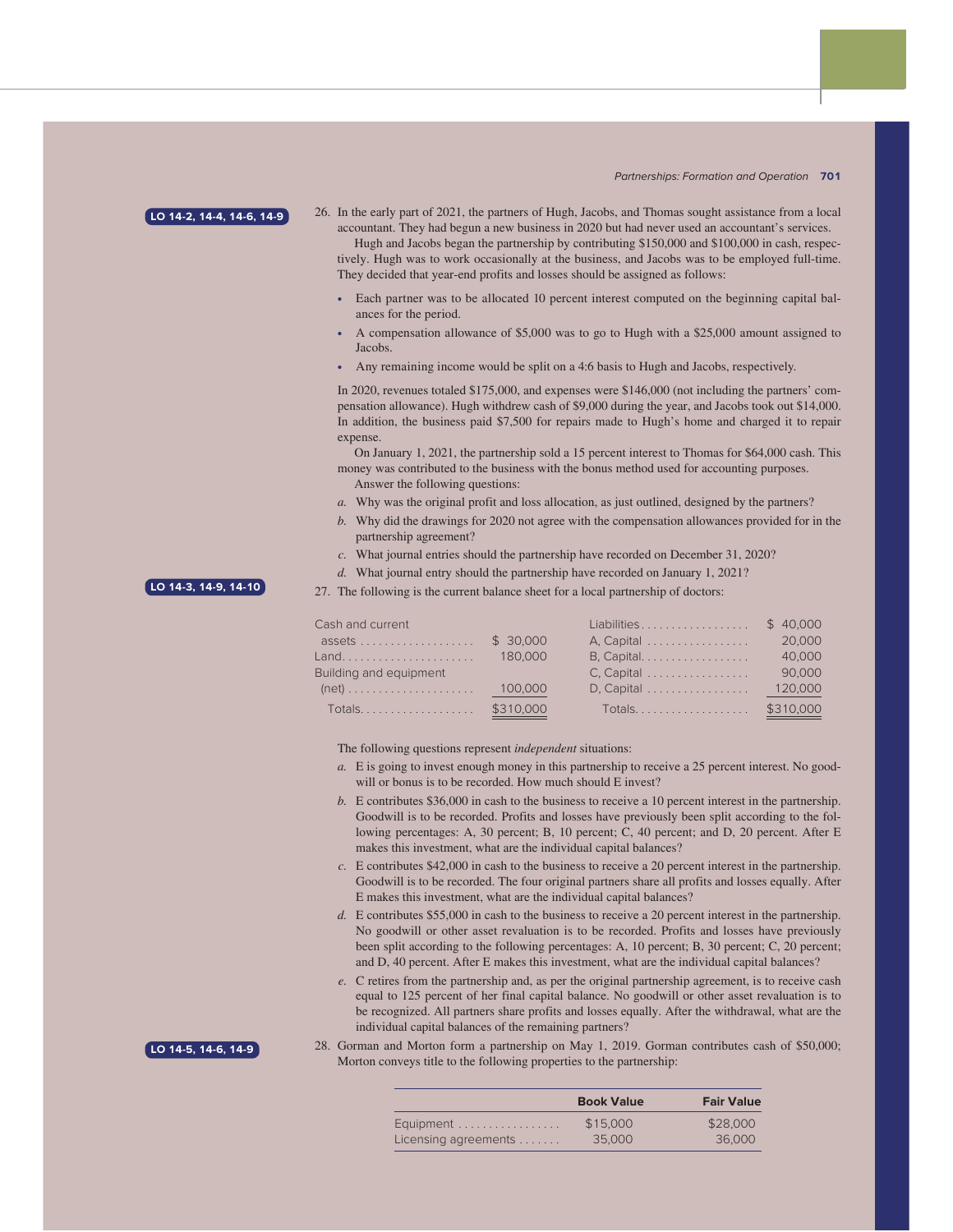LO 14-2, 14-4, 14-6, 14-9

26. In the early part of 2021, the partners of Hugh, Jacobs, and Thomas sought assistance from a local accountant. They had begun a new business in 2020 but had never used an accountant's services.

    Hugh and Jacobs began the partnership by contributing $150,000 and $100,000 in cash, respectively. Hugh was to work occasionally at the business, and Jacobs was to be employed full-time. They decided that year-end profits and losses should be assigned as follows:

    - Each partner was to be allocated 10 percent interest computed on the beginning capital balances for the period.
    - A compensation allowance of $5,000 was to go to Hugh with a $25,000 amount assigned to Jacobs.
    - Any remaining income would be split on a 4:6 basis to Hugh and Jacobs, respectively.

    In 2020, revenues totaled $175,000, and expenses were $146,000 (not including the partners' compensation allowance). Hugh withdrew cash of $9,000 during the year, and Jacobs took out $14,000. In addition, the business paid $7,500 for repairs made to Hugh's home and charged it to repair expense.

    On January 1, 2021, the partnership sold a 15 percent interest to Thomas for $64,000 cash. This money was contributed to the business with the bonus method used for accounting purposes.

    Answer the following questions:

    *a.* Why was the original profit and loss allocation, as just outlined, designed by the partners?

    *b.* Why did the drawings for 2020 not agree with the compensation allowances provided for in the partnership agreement?

    *c.* What journal entries should the partnership have recorded on December 31, 2020?

    *d.* What journal entry should the partnership have recorded on January 1, 2021?

LO 14-3, 14-9, 14-10

27. The following is the current balance sheet for a local partnership of doctors:

| | | | |
|---|---|---|---|
| Cash and current assets | $ 30,000 | Liabilities | $ 40,000 |
| Land | 180,000 | A, Capital | 20,000 |
| Building and equipment (net) | 100,000 | B, Capital | 40,000 |
| | | C, Capital | 90,000 |
| | | D, Capital | 120,000 |
| Totals | $310,000 | Totals | $310,000 |

    The following questions represent *independent* situations:

    *a.* E is going to invest enough money in this partnership to receive a 25 percent interest. No goodwill or bonus is to be recorded. How much should E invest?

    *b.* E contributes $36,000 in cash to the business to receive a 10 percent interest in the partnership. Goodwill is to be recorded. Profits and losses have previously been split according to the following percentages: A, 30 percent; B, 10 percent; C, 40 percent; and D, 20 percent. After E makes this investment, what are the individual capital balances?

    *c.* E contributes $42,000 in cash to the business to receive a 20 percent interest in the partnership. Goodwill is to be recorded. The four original partners share all profits and losses equally. After E makes this investment, what are the individual capital balances?

    *d.* E contributes $55,000 in cash to the business to receive a 20 percent interest in the partnership. No goodwill or other asset revaluation is to be recorded. Profits and losses have previously been split according to the following percentages: A, 10 percent; B, 30 percent; C, 20 percent; and D, 40 percent. After E makes this investment, what are the individual capital balances?

    *e.* C retires from the partnership and, as per the original partnership agreement, is to receive cash equal to 125 percent of her final capital balance. No goodwill or other asset revaluation is to be recognized. All partners share profits and losses equally. After the withdrawal, what are the individual capital balances of the remaining partners?

LO 14-5, 14-6, 14-9

28. Gorman and Morton form a partnership on May 1, 2019. Gorman contributes cash of $50,000; Morton conveys title to the following properties to the partnership:

| | Book Value | Fair Value |
|---|---|---|
| Equipment | $15,000 | $28,000 |
| Licensing agreements | 35,000 | 36,000 |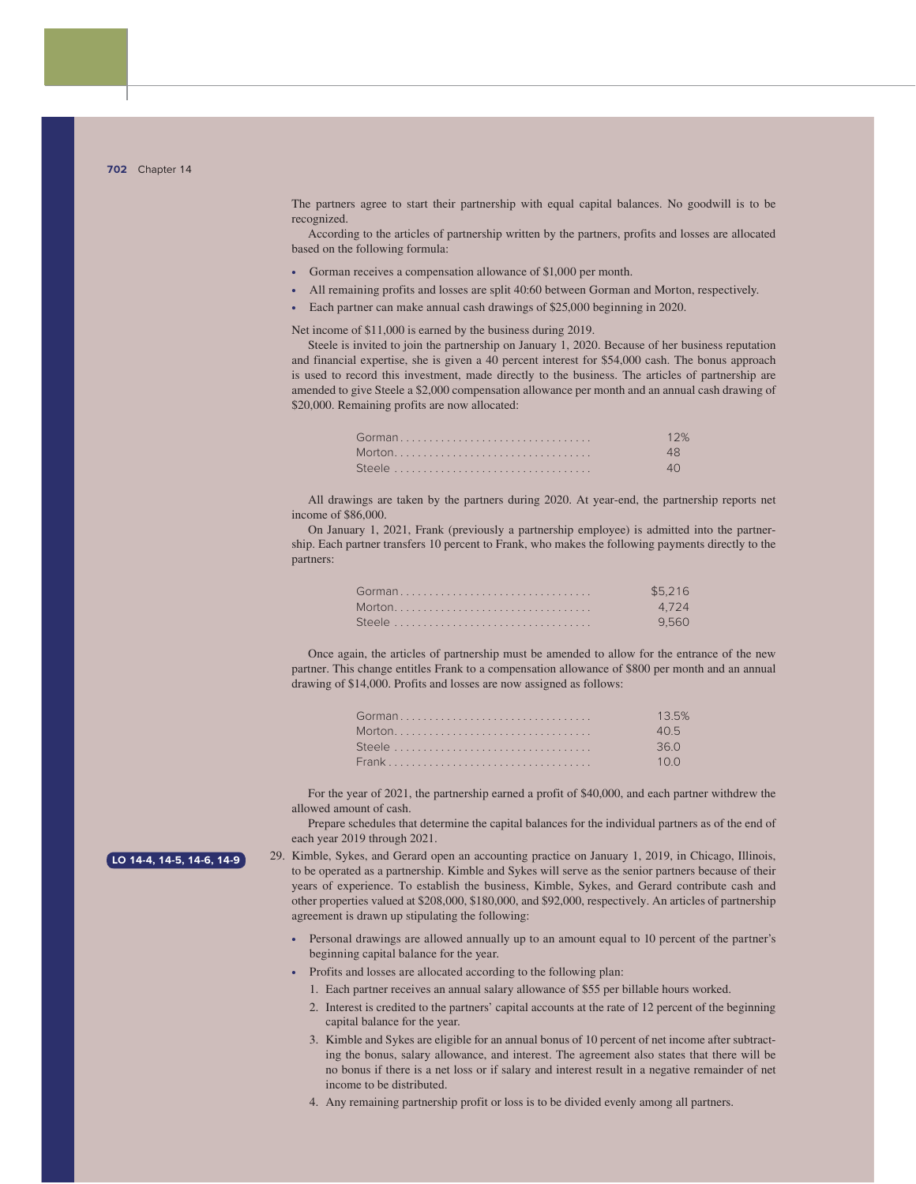The partners agree to start their partnership with equal capital balances. No goodwill is to be recognized.

According to the articles of partnership written by the partners, profits and losses are allocated based on the following formula:

- Gorman receives a compensation allowance of $1,000 per month.
- All remaining profits and losses are split 40:60 between Gorman and Morton, respectively.
- Each partner can make annual cash drawings of $25,000 beginning in 2020.

Net income of $11,000 is earned by the business during 2019.

Steele is invited to join the partnership on January 1, 2020. Because of her business reputation and financial expertise, she is given a 40 percent interest for $54,000 cash. The bonus approach is used to record this investment, made directly to the business. The articles of partnership are amended to give Steele a $2,000 compensation allowance per month and an annual cash drawing of $20,000. Remaining profits are now allocated:

| | |
|---|---|
| Gorman | 12% |
| Morton | 48 |
| Steele | 40 |

All drawings are taken by the partners during 2020. At year-end, the partnership reports net income of $86,000.

On January 1, 2021, Frank (previously a partnership employee) is admitted into the partnership. Each partner transfers 10 percent to Frank, who makes the following payments directly to the partners:

| | |
|---|---|
| Gorman | $5,216 |
| Morton | 4,724 |
| Steele | 9,560 |

Once again, the articles of partnership must be amended to allow for the entrance of the new partner. This change entitles Frank to a compensation allowance of $800 per month and an annual drawing of $14,000. Profits and losses are now assigned as follows:

| | |
|---|---|
| Gorman | 13.5% |
| Morton | 40.5 |
| Steele | 36.0 |
| Frank | 10.0 |

For the year of 2021, the partnership earned a profit of $40,000, and each partner withdrew the allowed amount of cash.

Prepare schedules that determine the capital balances for the individual partners as of the end of each year 2019 through 2021.

**LO 14-4, 14-5, 14-6, 14-9**

29. Kimble, Sykes, and Gerard open an accounting practice on January 1, 2019, in Chicago, Illinois, to be operated as a partnership. Kimble and Sykes will serve as the senior partners because of their years of experience. To establish the business, Kimble, Sykes, and Gerard contribute cash and other properties valued at $208,000, $180,000, and $92,000, respectively. An articles of partnership agreement is drawn up stipulating the following:

   - Personal drawings are allowed annually up to an amount equal to 10 percent of the partner's beginning capital balance for the year.
   - Profits and losses are allocated according to the following plan:
     1. Each partner receives an annual salary allowance of $55 per billable hours worked.
     2. Interest is credited to the partners' capital accounts at the rate of 12 percent of the beginning capital balance for the year.
     3. Kimble and Sykes are eligible for an annual bonus of 10 percent of net income after subtracting the bonus, salary allowance, and interest. The agreement also states that there will be no bonus if there is a net loss or if salary and interest result in a negative remainder of net income to be distributed.
     4. Any remaining partnership profit or loss is to be divided evenly among all partners.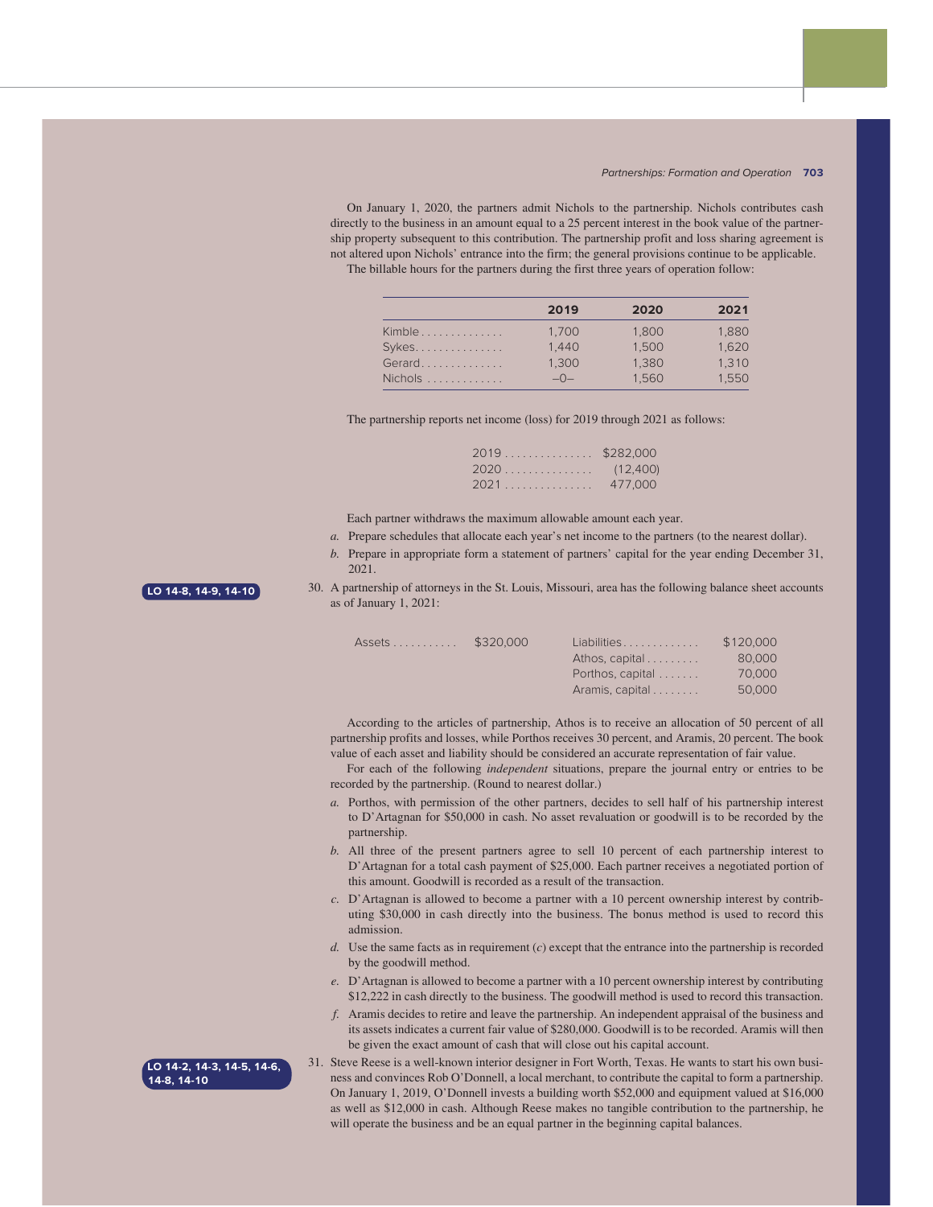On January 1, 2020, the partners admit Nichols to the partnership. Nichols contributes cash directly to the business in an amount equal to a 25 percent interest in the book value of the partnership property subsequent to this contribution. The partnership profit and loss sharing agreement is not altered upon Nichols' entrance into the firm; the general provisions continue to be applicable.

The billable hours for the partners during the first three years of operation follow:

| | 2019 | 2020 | 2021 |
|---|---|---|---|
| Kimble | 1,700 | 1,800 | 1,880 |
| Sykes | 1,440 | 1,500 | 1,620 |
| Gerard | 1,300 | 1,380 | 1,310 |
| Nichols | –0– | 1,560 | 1,550 |

The partnership reports net income (loss) for 2019 through 2021 as follows:

| | |
|---|---|
| 2019 | $282,000 |
| 2020 | (12,400) |
| 2021 | 477,000 |

Each partner withdraws the maximum allowable amount each year.

*a.* Prepare schedules that allocate each year's net income to the partners (to the nearest dollar).

*b.* Prepare in appropriate form a statement of partners' capital for the year ending December 31, 2021.

**LO 14-8, 14-9, 14-10**

30. A partnership of attorneys in the St. Louis, Missouri, area has the following balance sheet accounts as of January 1, 2021:

| | | | |
|---|---|---|---|
| Assets | $320,000 | Liabilities | $120,000 |
| | | Athos, capital | 80,000 |
| | | Porthos, capital | 70,000 |
| | | Aramis, capital | 50,000 |

According to the articles of partnership, Athos is to receive an allocation of 50 percent of all partnership profits and losses, while Porthos receives 30 percent, and Aramis, 20 percent. The book value of each asset and liability should be considered an accurate representation of fair value.

For each of the following *independent* situations, prepare the journal entry or entries to be recorded by the partnership. (Round to nearest dollar.)

*a.* Porthos, with permission of the other partners, decides to sell half of his partnership interest to D'Artagnan for $50,000 in cash. No asset revaluation or goodwill is to be recorded by the partnership.

*b.* All three of the present partners agree to sell 10 percent of each partnership interest to D'Artagnan for a total cash payment of $25,000. Each partner receives a negotiated portion of this amount. Goodwill is recorded as a result of this transaction.

*c.* D'Artagnan is allowed to become a partner with a 10 percent ownership interest by contributing $30,000 in cash directly into the business. The bonus method is used to record this admission.

*d.* Use the same facts as in requirement (*c*) except that the entrance into the partnership is recorded by the goodwill method.

*e.* D'Artagnan is allowed to become a partner with a 10 percent ownership interest by contributing $12,222 in cash directly to the business. The goodwill method is used to record this transaction.

*f.* Aramis decides to retire and leave the partnership. An independent appraisal of the business and its assets indicates a current fair value of $280,000. Goodwill is to be recorded. Aramis will then be given the exact amount of cash that will close out his capital account.

**LO 14-2, 14-3, 14-5, 14-6, 14-8, 14-10**

31. Steve Reese is a well-known interior designer in Fort Worth, Texas. He wants to start his own business and convinces Rob O'Donnell, a local merchant, to contribute the capital to form a partnership. On January 1, 2019, O'Donnell invests a building worth $52,000 and equipment valued at $16,000 as well as $12,000 in cash. Although Reese makes no tangible contribution to the partnership, he will operate the business and be an equal partner in the beginning capital balances.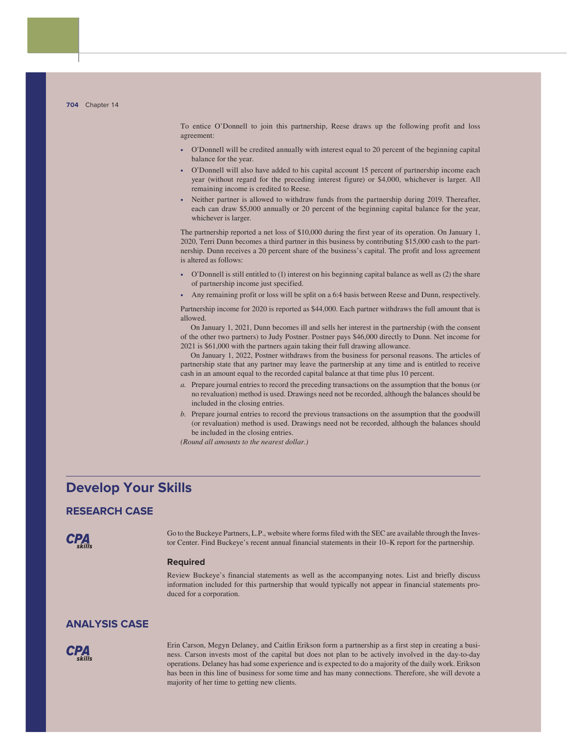To entice O'Donnell to join this partnership, Reese draws up the following profit and loss agreement:

- O'Donnell will be credited annually with interest equal to 20 percent of the beginning capital balance for the year.
- O'Donnell will also have added to his capital account 15 percent of partnership income each year (without regard for the preceding interest figure) or $4,000, whichever is larger. All remaining income is credited to Reese.
- Neither partner is allowed to withdraw funds from the partnership during 2019. Thereafter, each can draw $5,000 annually or 20 percent of the beginning capital balance for the year, whichever is larger.

The partnership reported a net loss of $10,000 during the first year of its operation. On January 1, 2020, Terri Dunn becomes a third partner in this business by contributing $15,000 cash to the partnership. Dunn receives a 20 percent share of the business's capital. The profit and loss agreement is altered as follows:

- O'Donnell is still entitled to (1) interest on his beginning capital balance as well as (2) the share of partnership income just specified.
- Any remaining profit or loss will be split on a 6:4 basis between Reese and Dunn, respectively.

Partnership income for 2020 is reported as $44,000. Each partner withdraws the full amount that is allowed.

On January 1, 2021, Dunn becomes ill and sells her interest in the partnership (with the consent of the other two partners) to Judy Postner. Postner pays $46,000 directly to Dunn. Net income for 2021 is $61,000 with the partners again taking their full drawing allowance.

On January 1, 2022, Postner withdraws from the business for personal reasons. The articles of partnership state that any partner may leave the partnership at any time and is entitled to receive cash in an amount equal to the recorded capital balance at that time plus 10 percent.

*a.* Prepare journal entries to record the preceding transactions on the assumption that the bonus (or no revaluation) method is used. Drawings need not be recorded, although the balances should be included in the closing entries.

*b.* Prepare journal entries to record the previous transactions on the assumption that the goodwill (or revaluation) method is used. Drawings need not be recorded, although the balances should be included in the closing entries.

*(Round all amounts to the nearest dollar.)*

# Develop Your Skills

## RESEARCH CASE

CPA skills

Go to the Buckeye Partners, L.P., website where forms filed with the SEC are available through the Investor Center. Find Buckeye's recent annual financial statements in their 10–K report for the partnership.

### Required

Review Buckeye's financial statements as well as the accompanying notes. List and briefly discuss information included for this partnership that would typically not appear in financial statements produced for a corporation.

## ANALYSIS CASE

CPA skills

Erin Carson, Megyn Delaney, and Caitlin Erikson form a partnership as a first step in creating a business. Carson invests most of the capital but does not plan to be actively involved in the day-to-day operations. Delaney has had some experience and is expected to do a majority of the daily work. Erikson has been in this line of business for some time and has many connections. Therefore, she will devote a majority of her time to getting new clients.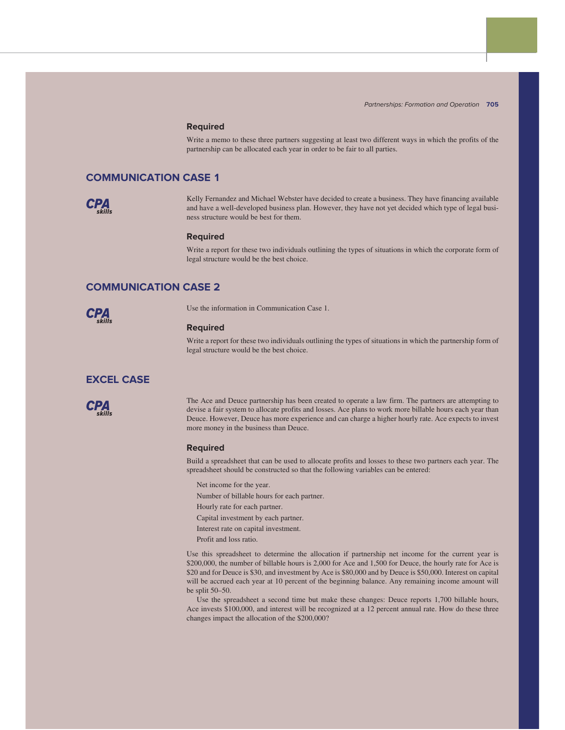### Required

Write a memo to these three partners suggesting at least two different ways in which the profits of the partnership can be allocated each year in order to be fair to all parties.

## COMMUNICATION CASE 1

*CPA skills*

Kelly Fernandez and Michael Webster have decided to create a business. They have financing available and have a well-developed business plan. However, they have not yet decided which type of legal business structure would be best for them.

### Required

Write a report for these two individuals outlining the types of situations in which the corporate form of legal structure would be the best choice.

## COMMUNICATION CASE 2

*CPA skills*

Use the information in Communication Case 1.

### Required

Write a report for these two individuals outlining the types of situations in which the partnership form of legal structure would be the best choice.

## EXCEL CASE

*CPA skills*

The Ace and Deuce partnership has been created to operate a law firm. The partners are attempting to devise a fair system to allocate profits and losses. Ace plans to work more billable hours each year than Deuce. However, Deuce has more experience and can charge a higher hourly rate. Ace expects to invest more money in the business than Deuce.

### Required

Build a spreadsheet that can be used to allocate profits and losses to these two partners each year. The spreadsheet should be constructed so that the following variables can be entered:

- Net income for the year.
- Number of billable hours for each partner.
- Hourly rate for each partner.
- Capital investment by each partner.
- Interest rate on capital investment.
- Profit and loss ratio.

Use this spreadsheet to determine the allocation if partnership net income for the current year is \$200,000, the number of billable hours is 2,000 for Ace and 1,500 for Deuce, the hourly rate for Ace is \$20 and for Deuce is \$30, and investment by Ace is \$80,000 and by Deuce is \$50,000. Interest on capital will be accrued each year at 10 percent of the beginning balance. Any remaining income amount will be split 50–50.

Use the spreadsheet a second time but make these changes: Deuce reports 1,700 billable hours, Ace invests \$100,000, and interest will be recognized at a 12 percent annual rate. How do these three changes impact the allocation of the \$200,000?